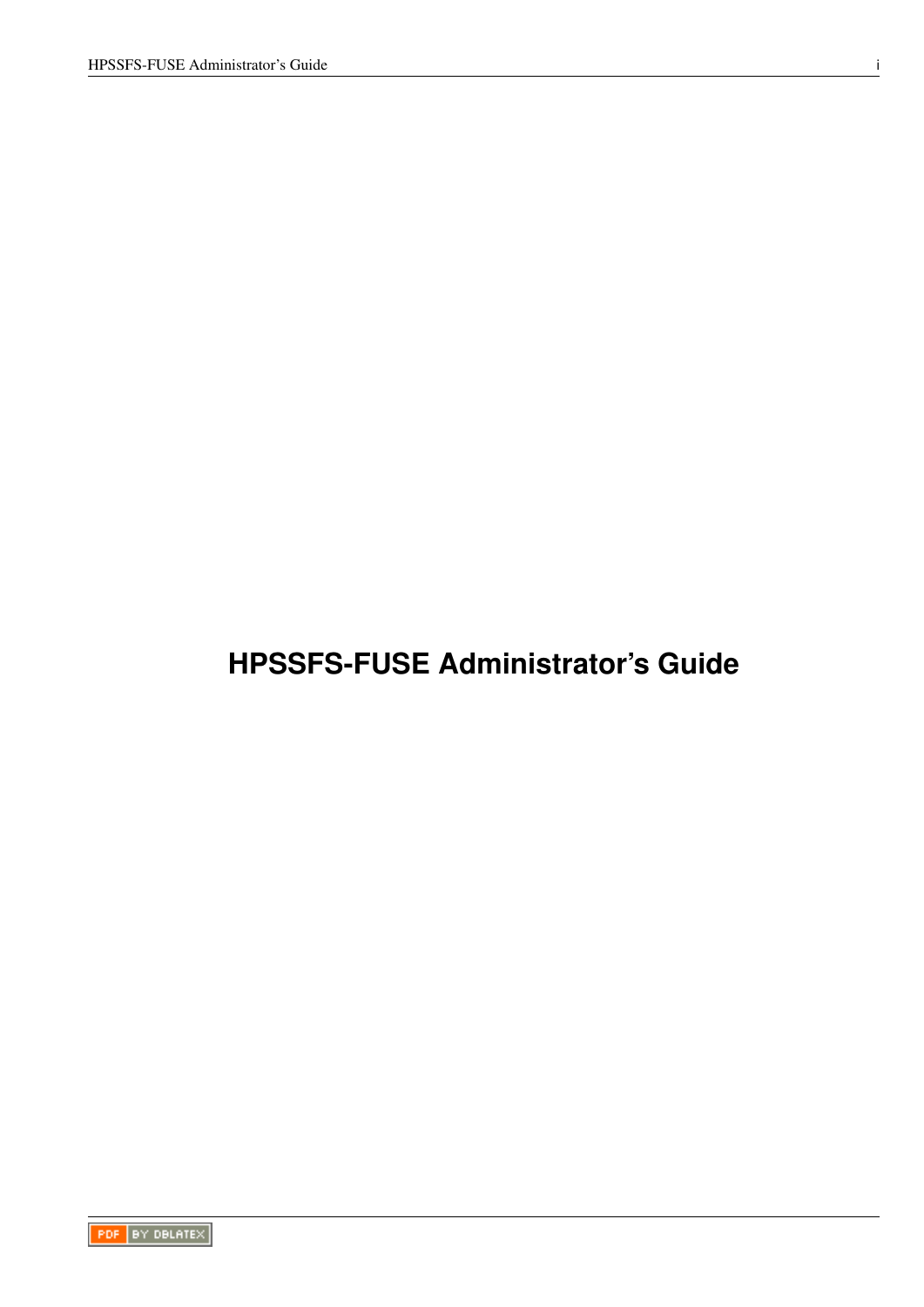# HPSSFS-FUSE Administrator's Guide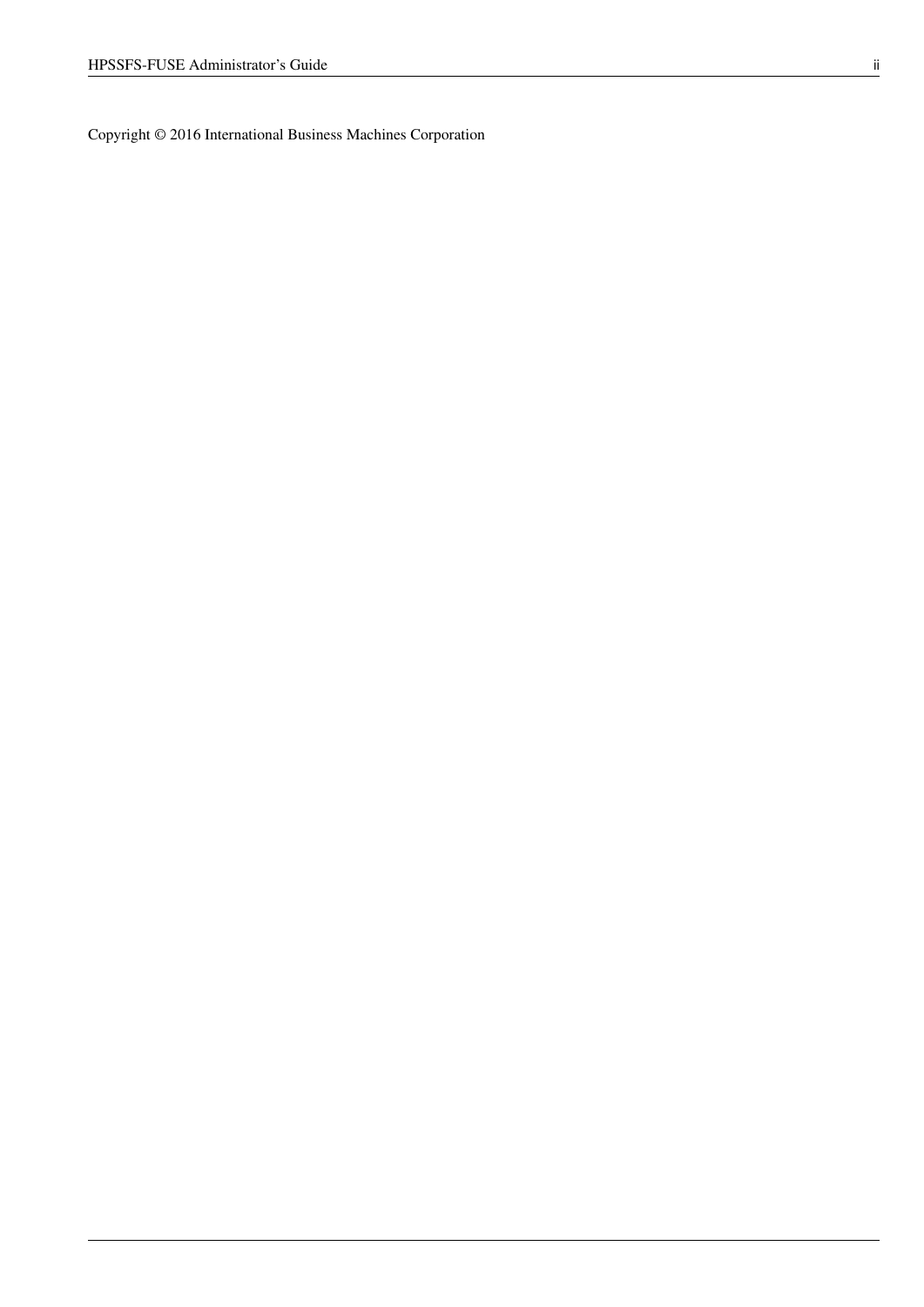Copyright © 2016 International Business Machines Corporation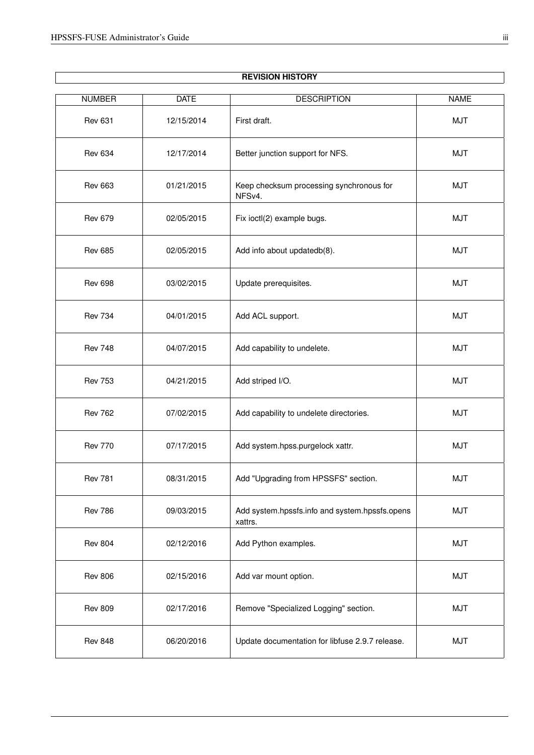| REVISION HISTORY | | | |
|---|---|---|---|
| NUMBER | DATE | DESCRIPTION | NAME |
| Rev 631 | 12/15/2014 | First draft. | MJT |
| Rev 634 | 12/17/2014 | Better junction support for NFS. | MJT |
| Rev 663 | 01/21/2015 | Keep checksum processing synchronous for NFSv4. | MJT |
| Rev 679 | 02/05/2015 | Fix ioctl(2) example bugs. | MJT |
| Rev 685 | 02/05/2015 | Add info about updatedb(8). | MJT |
| Rev 698 | 03/02/2015 | Update prerequisites. | MJT |
| Rev 734 | 04/01/2015 | Add ACL support. | MJT |
| Rev 748 | 04/07/2015 | Add capability to undelete. | MJT |
| Rev 753 | 04/21/2015 | Add striped I/O. | MJT |
| Rev 762 | 07/02/2015 | Add capability to undelete directories. | MJT |
| Rev 770 | 07/17/2015 | Add system.hpss.purgelock xattr. | MJT |
| Rev 781 | 08/31/2015 | Add "Upgrading from HPSSFS" section. | MJT |
| Rev 786 | 09/03/2015 | Add system.hpssfs.info and system.hpssfs.opens xattrs. | MJT |
| Rev 804 | 02/12/2016 | Add Python examples. | MJT |
| Rev 806 | 02/15/2016 | Add var mount option. | MJT |
| Rev 809 | 02/17/2016 | Remove "Specialized Logging" section. | MJT |
| Rev 848 | 06/20/2016 | Update documentation for libfuse 2.9.7 release. | MJT |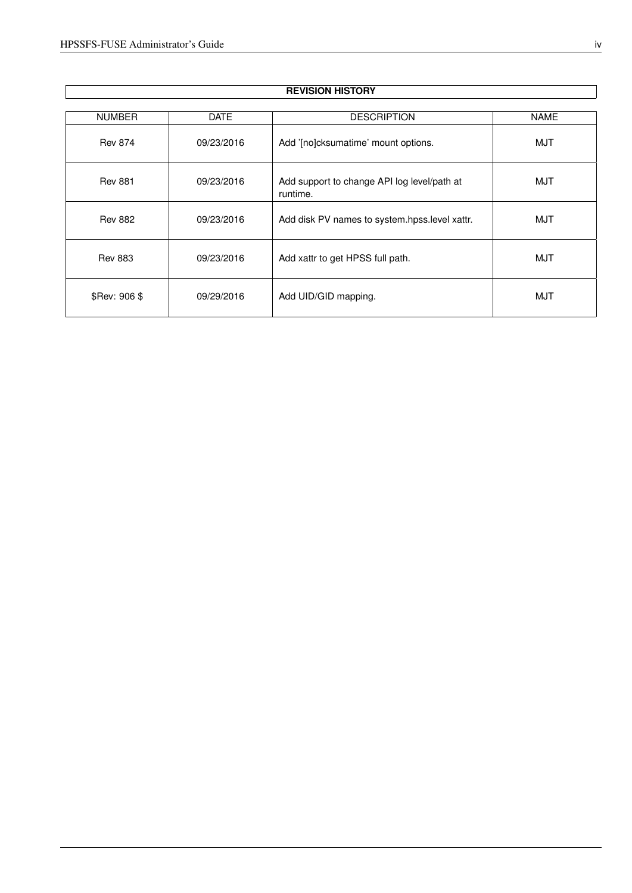| REVISION HISTORY | | | |
|---|---|---|---|
| NUMBER | DATE | DESCRIPTION | NAME |
| Rev 874 | 09/23/2016 | Add '[no]cksumatime' mount options. | MJT |
| Rev 881 | 09/23/2016 | Add support to change API log level/path at runtime. | MJT |
| Rev 882 | 09/23/2016 | Add disk PV names to system.hpss.level xattr. | MJT |
| Rev 883 | 09/23/2016 | Add xattr to get HPSS full path. | MJT |
| $Rev: 906 $ | 09/29/2016 | Add UID/GID mapping. | MJT |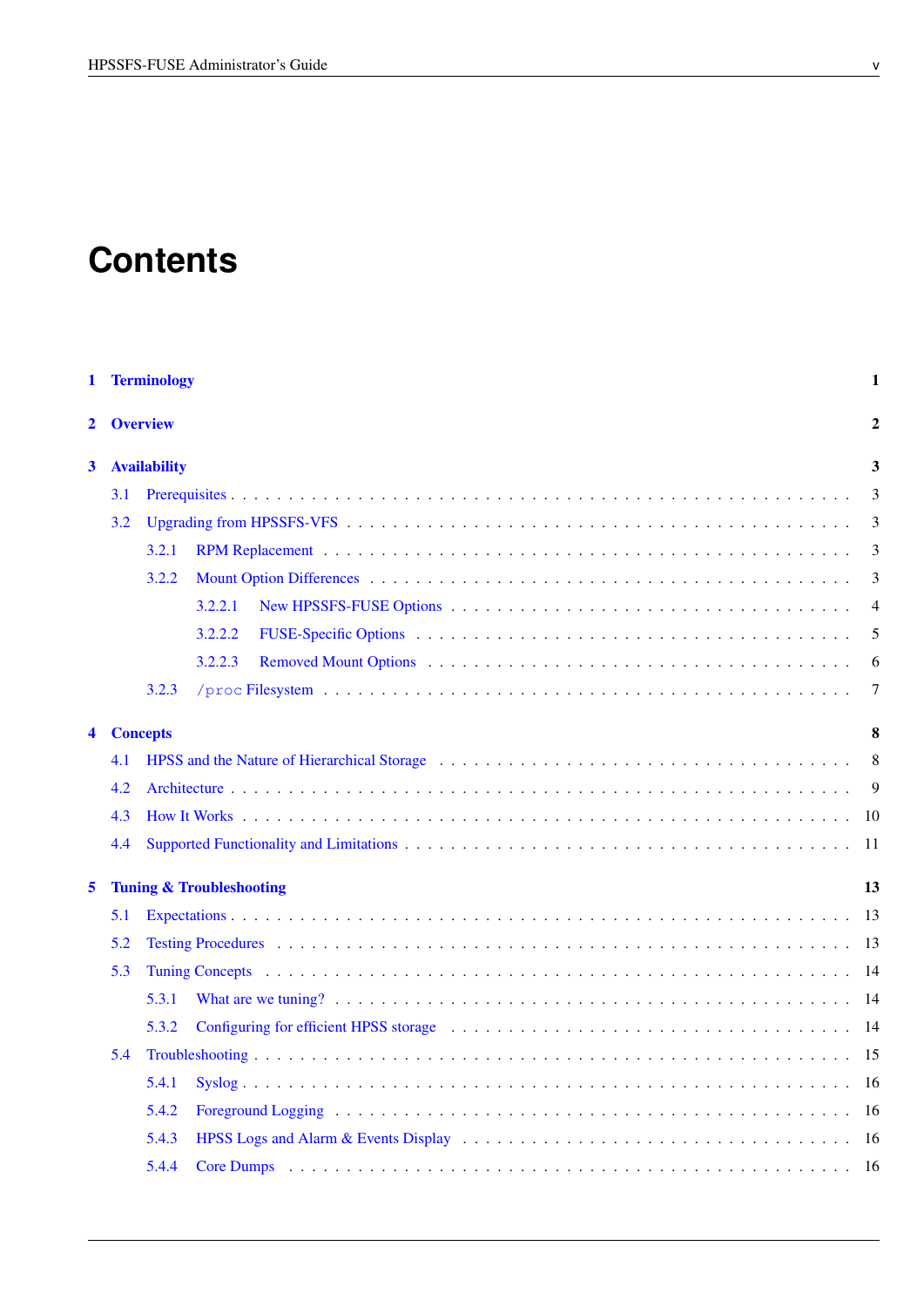# Contents

**1 Terminology** **1**

**2 Overview** **2**

**3 Availability** **3**

- 3.1 Prerequisites . . . 3
- 3.2 Upgrading from HPSSFS-VFS . . . 3
  - 3.2.1 RPM Replacement . . . 3
  - 3.2.2 Mount Option Differences . . . 3
    - 3.2.2.1 New HPSSFS-FUSE Options . . . 4
    - 3.2.2.2 FUSE-Specific Options . . . 5
    - 3.2.2.3 Removed Mount Options . . . 6
  - 3.2.3 `/proc` Filesystem . . . 7

**4 Concepts** **8**

- 4.1 HPSS and the Nature of Hierarchical Storage . . . 8
- 4.2 Architecture . . . 9
- 4.3 How It Works . . . 10
- 4.4 Supported Functionality and Limitations . . . 11

**5 Tuning & Troubleshooting** **13**

- 5.1 Expectations . . . 13
- 5.2 Testing Procedures . . . 13
- 5.3 Tuning Concepts . . . 14
  - 5.3.1 What are we tuning? . . . 14
  - 5.3.2 Configuring for efficient HPSS storage . . . 14
- 5.4 Troubleshooting . . . 15
  - 5.4.1 Syslog . . . 16
  - 5.4.2 Foreground Logging . . . 16
  - 5.4.3 HPSS Logs and Alarm & Events Display . . . 16
  - 5.4.4 Core Dumps . . . 16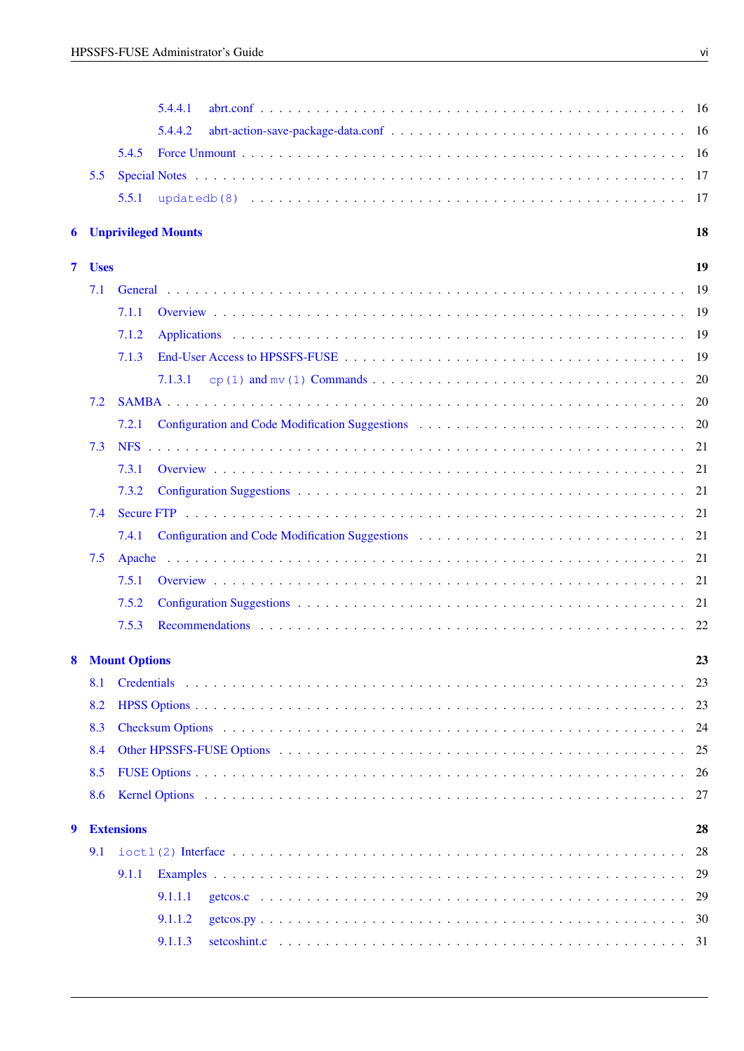- 5.4.4.1 abrt.conf . . . 16
- 5.4.4.2 abrt-action-save-package-data.conf . . . 16
- 5.4.5 Force Unmount . . . 16
- 5.5 Special Notes . . . 17
- 5.5.1 `updatedb(8)` . . . 17

**6 Unprivileged Mounts** **18**

**7 Uses** **19**

- 7.1 General . . . 19
- 7.1.1 Overview . . . 19
- 7.1.2 Applications . . . 19
- 7.1.3 End-User Access to HPSSFS-FUSE . . . 19
- 7.1.3.1 `cp(1)` and `mv(1)` Commands . . . 20
- 7.2 SAMBA . . . 20
- 7.2.1 Configuration and Code Modification Suggestions . . . 20
- 7.3 NFS . . . 21
- 7.3.1 Overview . . . 21
- 7.3.2 Configuration Suggestions . . . 21
- 7.4 Secure FTP . . . 21
- 7.4.1 Configuration and Code Modification Suggestions . . . 21
- 7.5 Apache . . . 21
- 7.5.1 Overview . . . 21
- 7.5.2 Configuration Suggestions . . . 21
- 7.5.3 Recommendations . . . 22

**8 Mount Options** **23**

- 8.1 Credentials . . . 23
- 8.2 HPSS Options . . . 23
- 8.3 Checksum Options . . . 24
- 8.4 Other HPSSFS-FUSE Options . . . 25
- 8.5 FUSE Options . . . 26
- 8.6 Kernel Options . . . 27

**9 Extensions** **28**

- 9.1 `ioctl(2)` Interface . . . 28
- 9.1.1 Examples . . . 29
- 9.1.1.1 getcos.c . . . 29
- 9.1.1.2 getcos.py . . . 30
- 9.1.1.3 setcoshint.c . . . 31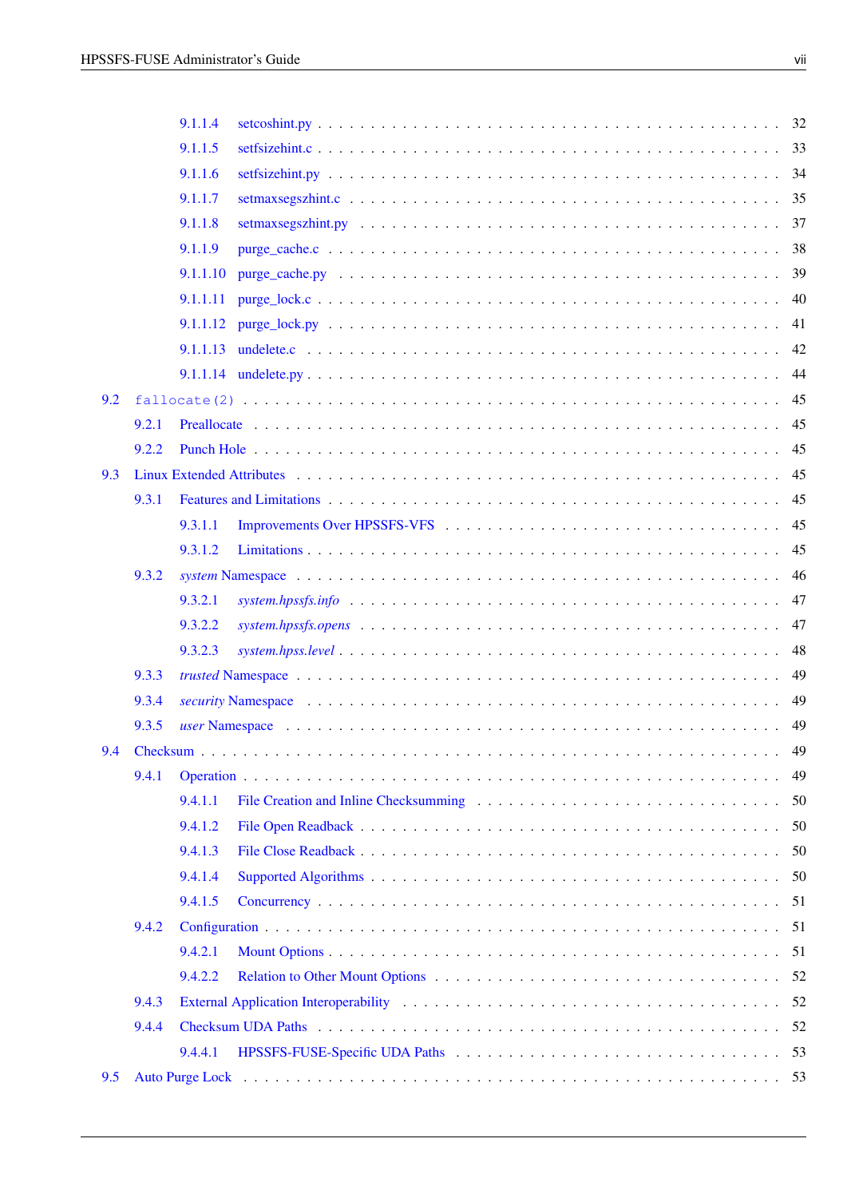- 9.1.1.4 setcoshint.py . . . 32
- 9.1.1.5 setfsizehint.c . . . 33
- 9.1.1.6 setfsizehint.py . . . 34
- 9.1.1.7 setmaxsegszhint.c . . . 35
- 9.1.1.8 setmaxsegszhint.py . . . 37
- 9.1.1.9 purge_cache.c . . . 38
- 9.1.1.10 purge_cache.py . . . 39
- 9.1.1.11 purge_lock.c . . . 40
- 9.1.1.12 purge_lock.py . . . 41
- 9.1.1.13 undelete.c . . . 42
- 9.1.1.14 undelete.py . . . 44
- 9.2 `fallocate(2)` . . . 45
  - 9.2.1 Preallocate . . . 45
  - 9.2.2 Punch Hole . . . 45
- 9.3 Linux Extended Attributes . . . 45
  - 9.3.1 Features and Limitations . . . 45
    - 9.3.1.1 Improvements Over HPSSFS-VFS . . . 45
    - 9.3.1.2 Limitations . . . 45
  - 9.3.2 *system* Namespace . . . 46
    - 9.3.2.1 *system.hpssfs.info* . . . 47
    - 9.3.2.2 *system.hpssfs.opens* . . . 47
    - 9.3.2.3 *system.hpss.level* . . . 48
  - 9.3.3 *trusted* Namespace . . . 49
  - 9.3.4 *security* Namespace . . . 49
  - 9.3.5 *user* Namespace . . . 49
- 9.4 Checksum . . . 49
  - 9.4.1 Operation . . . 49
    - 9.4.1.1 File Creation and Inline Checksumming . . . 50
    - 9.4.1.2 File Open Readback . . . 50
    - 9.4.1.3 File Close Readback . . . 50
    - 9.4.1.4 Supported Algorithms . . . 50
    - 9.4.1.5 Concurrency . . . 51
  - 9.4.2 Configuration . . . 51
    - 9.4.2.1 Mount Options . . . 51
    - 9.4.2.2 Relation to Other Mount Options . . . 52
  - 9.4.3 External Application Interoperability . . . 52
  - 9.4.4 Checksum UDA Paths . . . 52
    - 9.4.4.1 HPSSFS-FUSE-Specific UDA Paths . . . 53
- 9.5 Auto Purge Lock . . . 53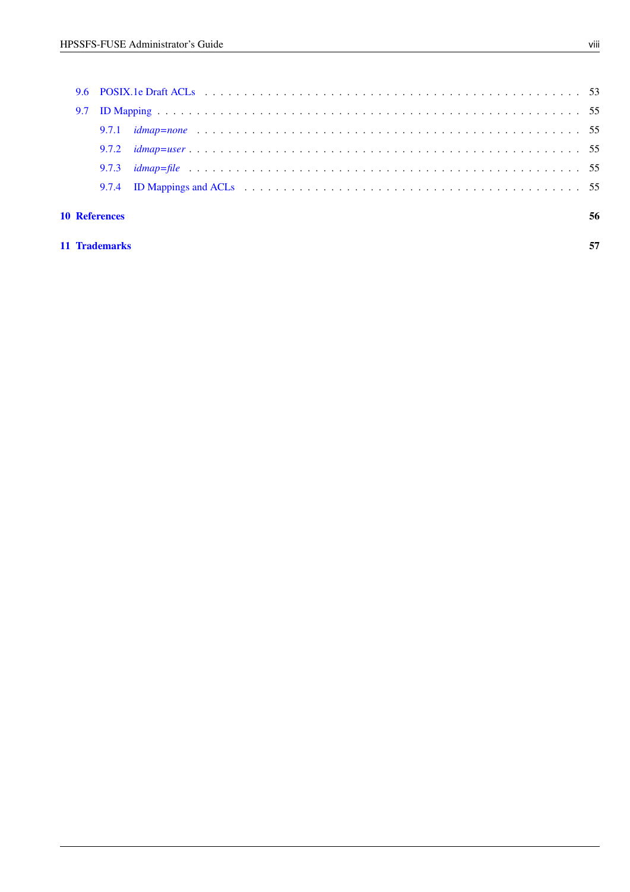- 9.6 POSIX.1e Draft ACLs . . . 53
- 9.7 ID Mapping . . . 55
  - 9.7.1 *idmap=none* . . . 55
  - 9.7.2 *idmap=user* . . . 55
  - 9.7.3 *idmap=file* . . . 55
  - 9.7.4 ID Mappings and ACLs . . . 55

**10 References** **56**

**11 Trademarks** **57**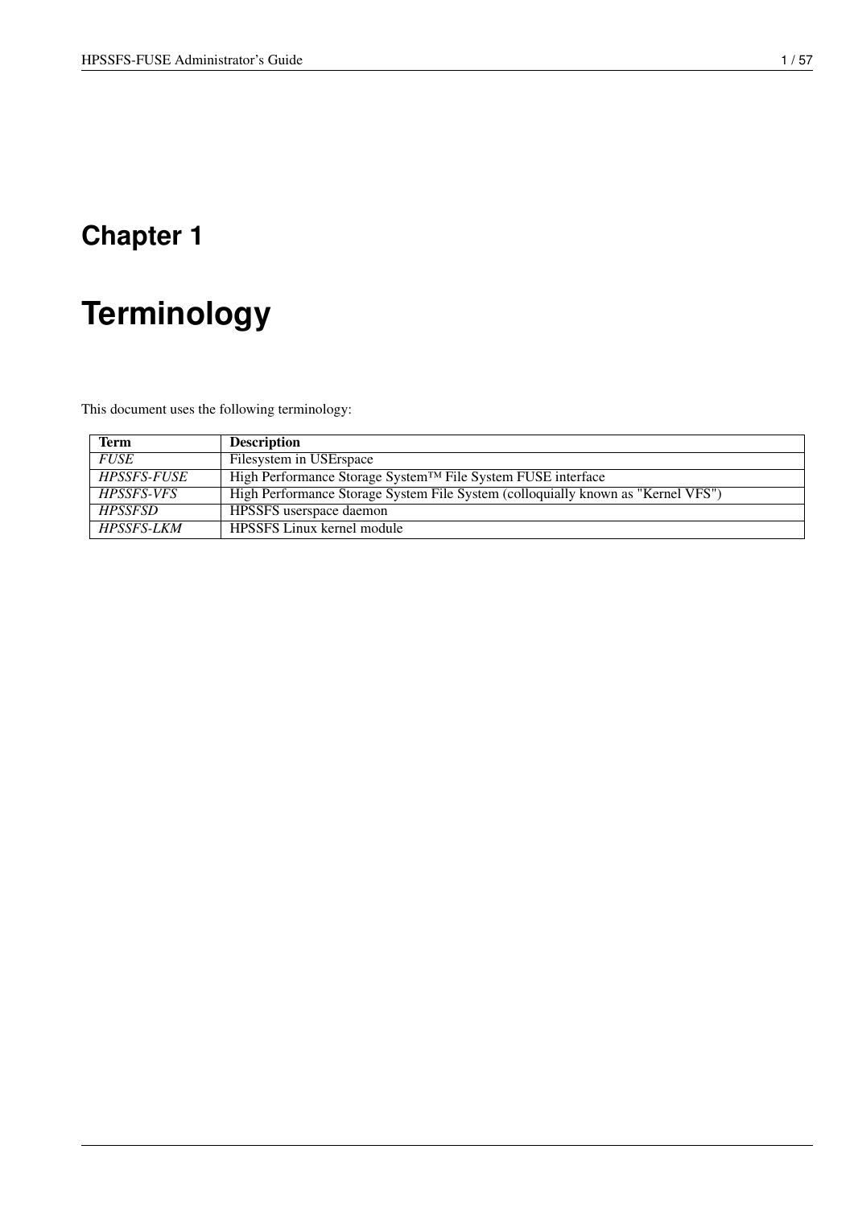# Chapter 1

# Terminology

This document uses the following terminology:

| Term | Description |
|---|---|
| *FUSE* | Filesystem in USErspace |
| *HPSSFS-FUSE* | High Performance Storage System™ File System FUSE interface |
| *HPSSFS-VFS* | High Performance Storage System File System (colloquially known as "Kernel VFS") |
| *HPSSFSD* | HPSSFS userspace daemon |
| *HPSSFS-LKM* | HPSSFS Linux kernel module |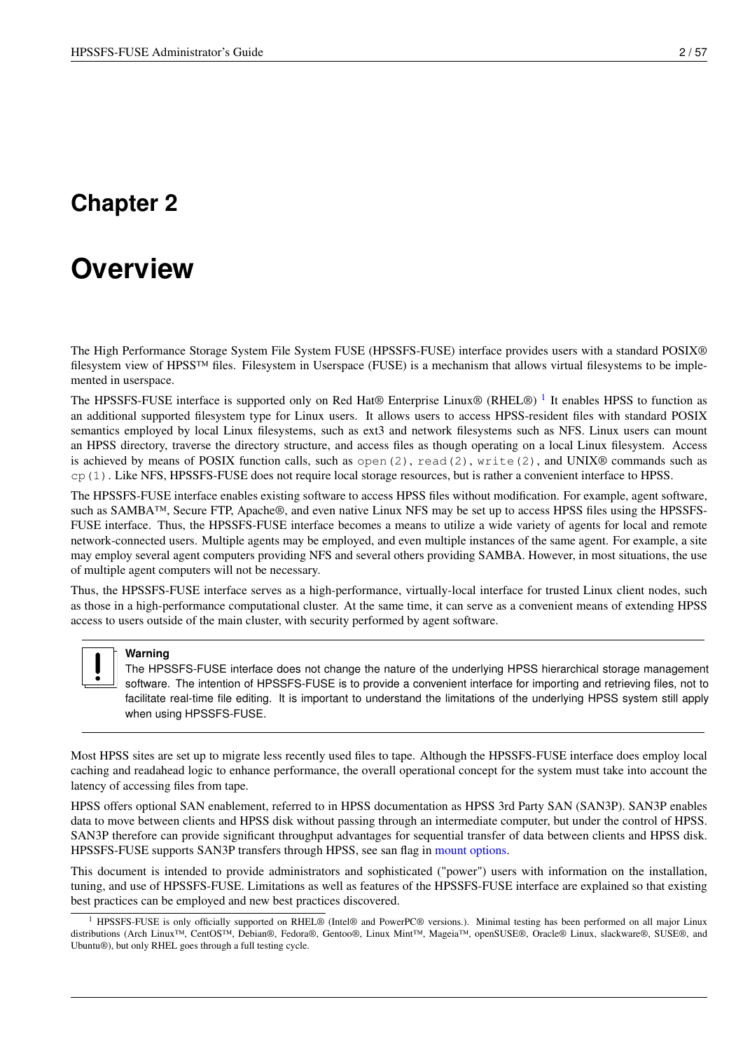# Chapter 2

# Overview

The High Performance Storage System File System FUSE (HPSSFS-FUSE) interface provides users with a standard POSIX® filesystem view of HPSS™ files. Filesystem in Userspace (FUSE) is a mechanism that allows virtual filesystems to be implemented in userspace.

The HPSSFS-FUSE interface is supported only on Red Hat® Enterprise Linux® (RHEL®) [1] It enables HPSS to function as an additional supported filesystem type for Linux users. It allows users to access HPSS-resident files with standard POSIX semantics employed by local Linux filesystems, such as ext3 and network filesystems such as NFS. Linux users can mount an HPSS directory, traverse the directory structure, and access files as though operating on a local Linux filesystem. Access is achieved by means of POSIX function calls, such as `open(2)`, `read(2)`, `write(2)`, and UNIX® commands such as `cp(1)`. Like NFS, HPSSFS-FUSE does not require local storage resources, but is rather a convenient interface to HPSS.

The HPSSFS-FUSE interface enables existing software to access HPSS files without modification. For example, agent software, such as SAMBA™, Secure FTP, Apache®, and even native Linux NFS may be set up to access HPSS files using the HPSSFS-FUSE interface. Thus, the HPSSFS-FUSE interface becomes a means to utilize a wide variety of agents for local and remote network-connected users. Multiple agents may be employed, and even multiple instances of the same agent. For example, a site may employ several agent computers providing NFS and several others providing SAMBA. However, in most situations, the use of multiple agent computers will not be necessary.

Thus, the HPSSFS-FUSE interface serves as a high-performance, virtually-local interface for trusted Linux client nodes, such as those in a high-performance computational cluster. At the same time, it can serve as a convenient means of extending HPSS access to users outside of the main cluster, with security performed by agent software.

> **Warning**
> The HPSSFS-FUSE interface does not change the nature of the underlying HPSS hierarchical storage management software. The intention of HPSSFS-FUSE is to provide a convenient interface for importing and retrieving files, not to facilitate real-time file editing. It is important to understand the limitations of the underlying HPSS system still apply when using HPSSFS-FUSE.

Most HPSS sites are set up to migrate less recently used files to tape. Although the HPSSFS-FUSE interface does employ local caching and readahead logic to enhance performance, the overall operational concept for the system must take into account the latency of accessing files from tape.

HPSS offers optional SAN enablement, referred to in HPSS documentation as HPSS 3rd Party SAN (SAN3P). SAN3P enables data to move between clients and HPSS disk without passing through an intermediate computer, but under the control of HPSS. SAN3P therefore can provide significant throughput advantages for sequential transfer of data between clients and HPSS disk. HPSSFS-FUSE supports SAN3P transfers through HPSS, see san flag in mount options.

This document is intended to provide administrators and sophisticated ("power") users with information on the installation, tuning, and use of HPSSFS-FUSE. Limitations as well as features of the HPSSFS-FUSE interface are explained so that existing best practices can be employed and new best practices discovered.

[1] HPSSFS-FUSE is only officially supported on RHEL® (Intel® and PowerPC® versions.). Minimal testing has been performed on all major Linux distributions (Arch Linux™, CentOS™, Debian®, Fedora®, Gentoo®, Linux Mint™, Mageia™, openSUSE®, Oracle® Linux, slackware®, SUSE®, and Ubuntu®), but only RHEL goes through a full testing cycle.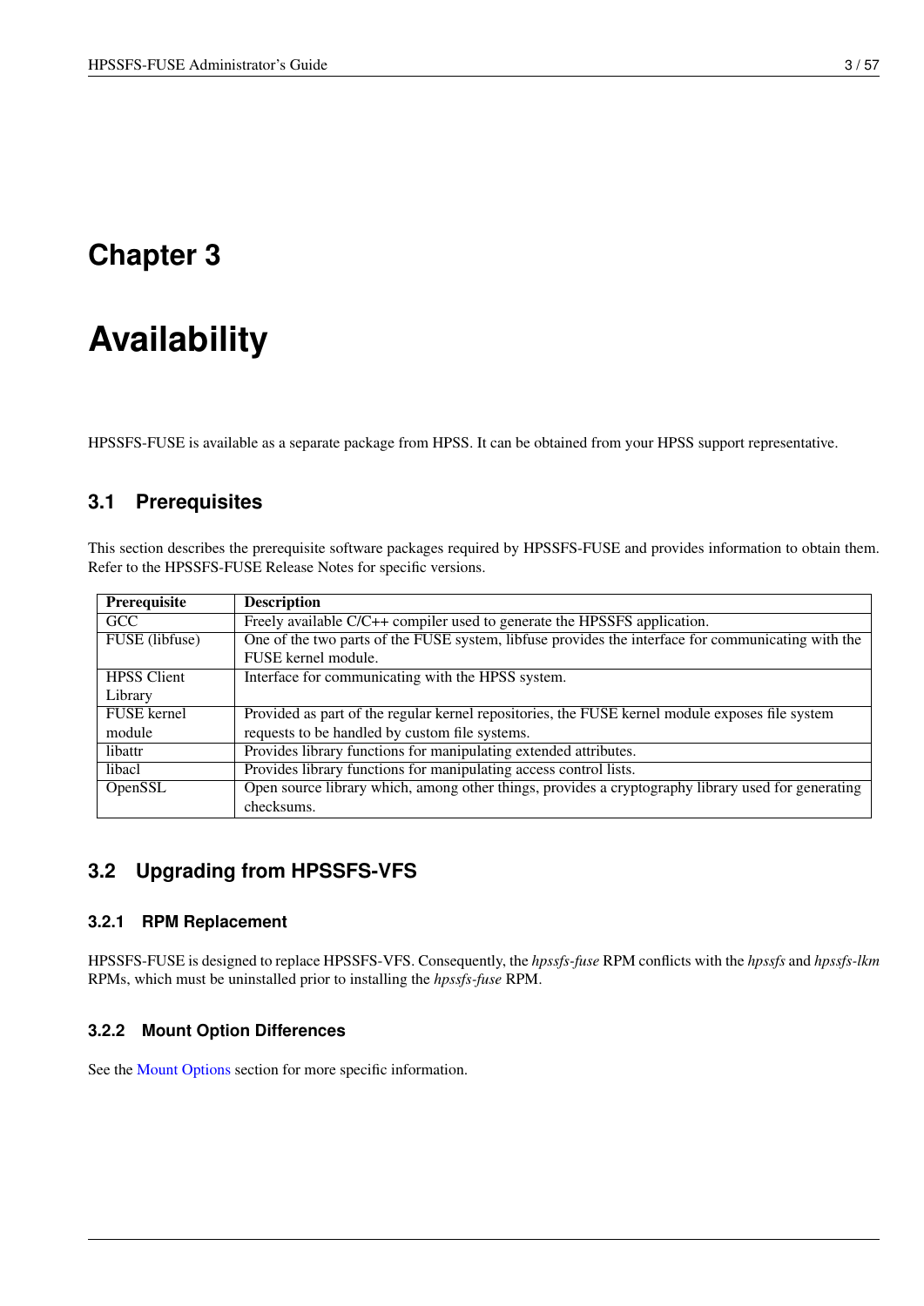# Chapter 3

# Availability

HPSSFS-FUSE is available as a separate package from HPSS. It can be obtained from your HPSS support representative.

## 3.1 Prerequisites

This section describes the prerequisite software packages required by HPSSFS-FUSE and provides information to obtain them. Refer to the HPSSFS-FUSE Release Notes for specific versions.

| Prerequisite | Description |
| --- | --- |
| GCC | Freely available C/C++ compiler used to generate the HPSSFS application. |
| FUSE (libfuse) | One of the two parts of the FUSE system, libfuse provides the interface for communicating with the FUSE kernel module. |
| HPSS Client Library | Interface for communicating with the HPSS system. |
| FUSE kernel module | Provided as part of the regular kernel repositories, the FUSE kernel module exposes file system requests to be handled by custom file systems. |
| libattr | Provides library functions for manipulating extended attributes. |
| libacl | Provides library functions for manipulating access control lists. |
| OpenSSL | Open source library which, among other things, provides a cryptography library used for generating checksums. |

## 3.2 Upgrading from HPSSFS-VFS

### 3.2.1 RPM Replacement

HPSSFS-FUSE is designed to replace HPSSFS-VFS. Consequently, the *hpssfs-fuse* RPM conflicts with the *hpssfs* and *hpssfs-lkm* RPMs, which must be uninstalled prior to installing the *hpssfs-fuse* RPM.

### 3.2.2 Mount Option Differences

See the Mount Options section for more specific information.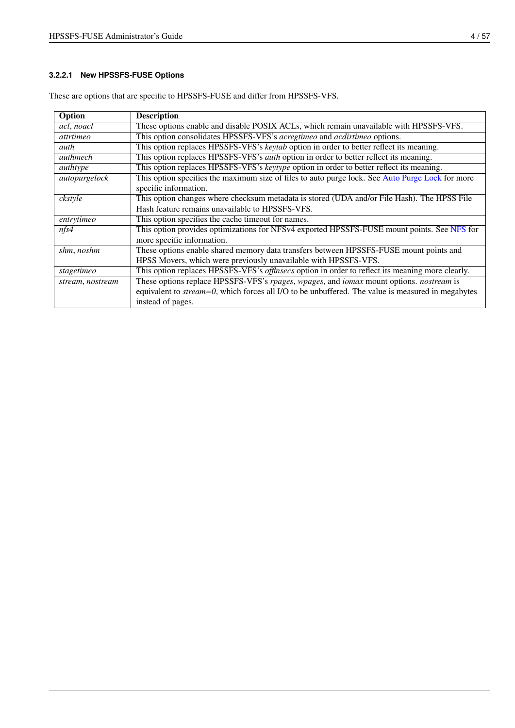#### 3.2.2.1 New HPSSFS-FUSE Options

These are options that are specific to HPSSFS-FUSE and differ from HPSSFS-VFS.

| Option | Description |
| --- | --- |
| *acl*, *noacl* | These options enable and disable POSIX ACLs, which remain unavailable with HPSSFS-VFS. |
| *attrtimeo* | This option consolidates HPSSFS-VFS's *acregtimeo* and *acdirtimeo* options. |
| *auth* | This option replaces HPSSFS-VFS's *keytab* option in order to better reflect its meaning. |
| *authmech* | This option replaces HPSSFS-VFS's *auth* option in order to better reflect its meaning. |
| *authtype* | This option replaces HPSSFS-VFS's *keytype* option in order to better reflect its meaning. |
| *autopurgelock* | This option specifies the maximum size of files to auto purge lock. See Auto Purge Lock for more specific information. |
| *ckstyle* | This option changes where checksum metadata is stored (UDA and/or File Hash). The HPSS File Hash feature remains unavailable to HPSSFS-VFS. |
| *entrytimeo* | This option specifies the cache timeout for names. |
| *nfs4* | This option provides optimizations for NFSv4 exported HPSSFS-FUSE mount points. See NFS for more specific information. |
| *shm*, *noshm* | These options enable shared memory data transfers between HPSSFS-FUSE mount points and HPSS Movers, which were previously unavailable with HPSSFS-VFS. |
| *stagetimeo* | This option replaces HPSSFS-VFS's *offlnsecs* option in order to reflect its meaning more clearly. |
| *stream*, *nostream* | These options replace HPSSFS-VFS's *rpages*, *wpages*, and *iomax* mount options. *nostream* is equivalent to *stream=0*, which forces all I/O to be unbuffered. The value is measured in megabytes instead of pages. |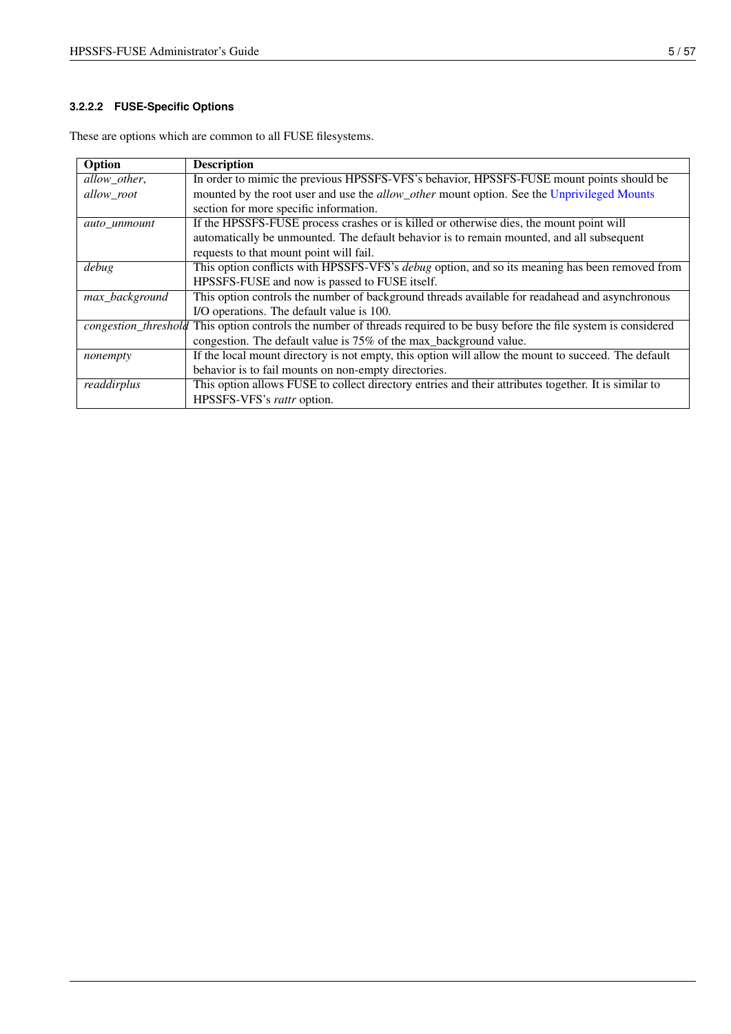#### 3.2.2.2 FUSE-Specific Options

These are options which are common to all FUSE filesystems.

| Option | Description |
| --- | --- |
| *allow_other*, *allow_root* | In order to mimic the previous HPSSFS-VFS's behavior, HPSSFS-FUSE mount points should be mounted by the root user and use the *allow_other* mount option. See the Unprivileged Mounts section for more specific information. |
| *auto_unmount* | If the HPSSFS-FUSE process crashes or is killed or otherwise dies, the mount point will automatically be unmounted. The default behavior is to remain mounted, and all subsequent requests to that mount point will fail. |
| *debug* | This option conflicts with HPSSFS-VFS's *debug* option, and so its meaning has been removed from HPSSFS-FUSE and now is passed to FUSE itself. |
| *max_background* | This option controls the number of background threads available for readahead and asynchronous I/O operations. The default value is 100. |
| *congestion_threshold* | This option controls the number of threads required to be busy before the file system is considered congestion. The default value is 75% of the max_background value. |
| *nonempty* | If the local mount directory is not empty, this option will allow the mount to succeed. The default behavior is to fail mounts on non-empty directories. |
| *readdirplus* | This option allows FUSE to collect directory entries and their attributes together. It is similar to HPSSFS-VFS's *rattr* option. |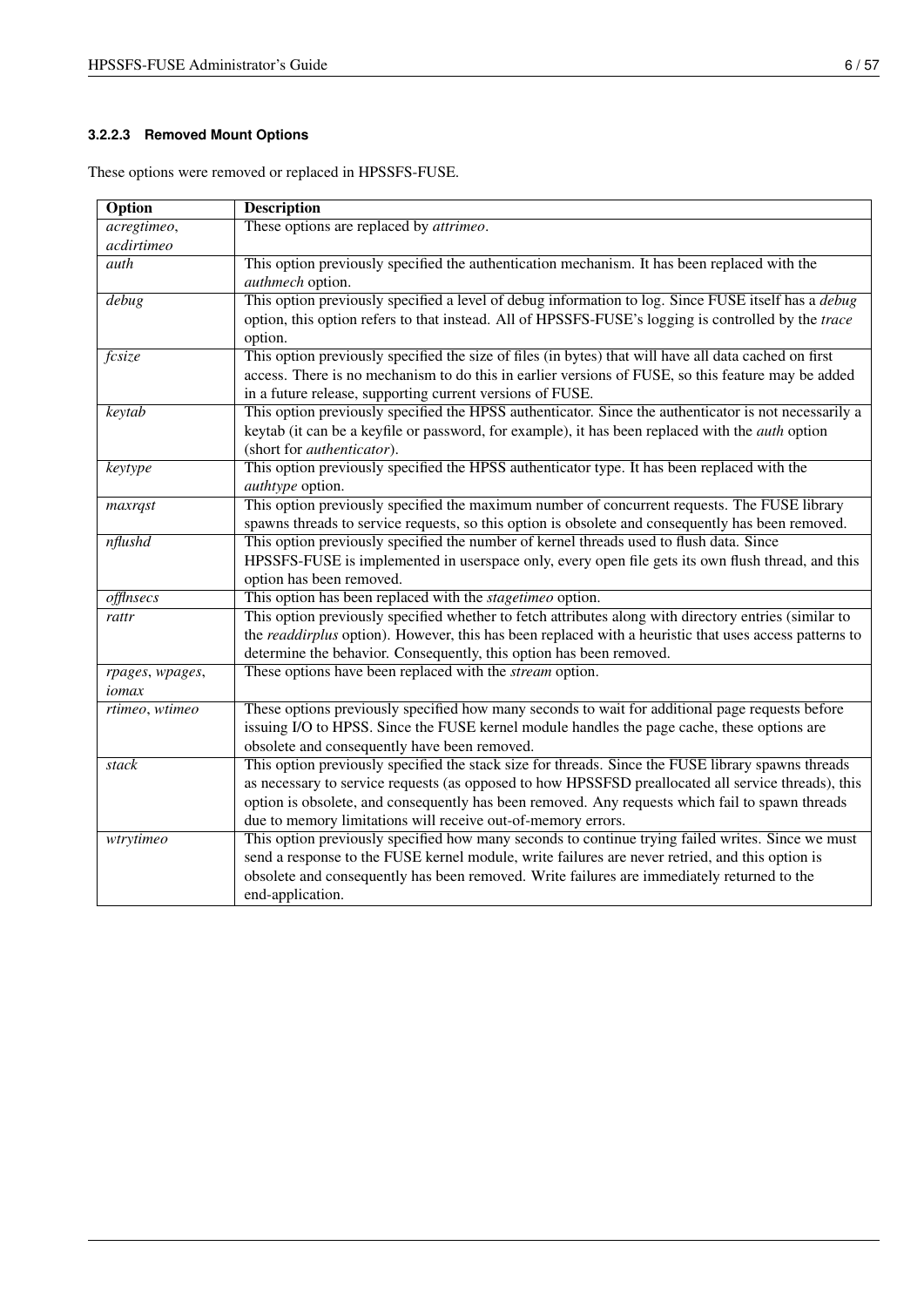#### 3.2.2.3 Removed Mount Options

These options were removed or replaced in HPSSFS-FUSE.

| Option | Description |
|---|---|
| *acregtimeo*, *acdirtimeo* | These options are replaced by *attrimeo*. |
| *auth* | This option previously specified the authentication mechanism. It has been replaced with the *authmech* option. |
| *debug* | This option previously specified a level of debug information to log. Since FUSE itself has a *debug* option, this option refers to that instead. All of HPSSFS-FUSE's logging is controlled by the *trace* option. |
| *fcsize* | This option previously specified the size of files (in bytes) that will have all data cached on first access. There is no mechanism to do this in earlier versions of FUSE, so this feature may be added in a future release, supporting current versions of FUSE. |
| *keytab* | This option previously specified the HPSS authenticator. Since the authenticator is not necessarily a keytab (it can be a keyfile or password, for example), it has been replaced with the *auth* option (short for *authenticator*). |
| *keytype* | This option previously specified the HPSS authenticator type. It has been replaced with the *authtype* option. |
| *maxrqst* | This option previously specified the maximum number of concurrent requests. The FUSE library spawns threads to service requests, so this option is obsolete and consequently has been removed. |
| *nflushd* | This option previously specified the number of kernel threads used to flush data. Since HPSSFS-FUSE is implemented in userspace only, every open file gets its own flush thread, and this option has been removed. |
| *offlnsecs* | This option has been replaced with the *stagetimeo* option. |
| *rattr* | This option previously specified whether to fetch attributes along with directory entries (similar to the *readdirplus* option). However, this has been replaced with a heuristic that uses access patterns to determine the behavior. Consequently, this option has been removed. |
| *rpages*, *wpages*, *iomax* | These options have been replaced with the *stream* option. |
| *rtimeo*, *wtimeo* | These options previously specified how many seconds to wait for additional page requests before issuing I/O to HPSS. Since the FUSE kernel module handles the page cache, these options are obsolete and consequently have been removed. |
| *stack* | This option previously specified the stack size for threads. Since the FUSE library spawns threads as necessary to service requests (as opposed to how HPSSFSD preallocated all service threads), this option is obsolete, and consequently has been removed. Any requests which fail to spawn threads due to memory limitations will receive out-of-memory errors. |
| *wtrytimeo* | This option previously specified how many seconds to continue trying failed writes. Since we must send a response to the FUSE kernel module, write failures are never retried, and this option is obsolete and consequently has been removed. Write failures are immediately returned to the end-application. |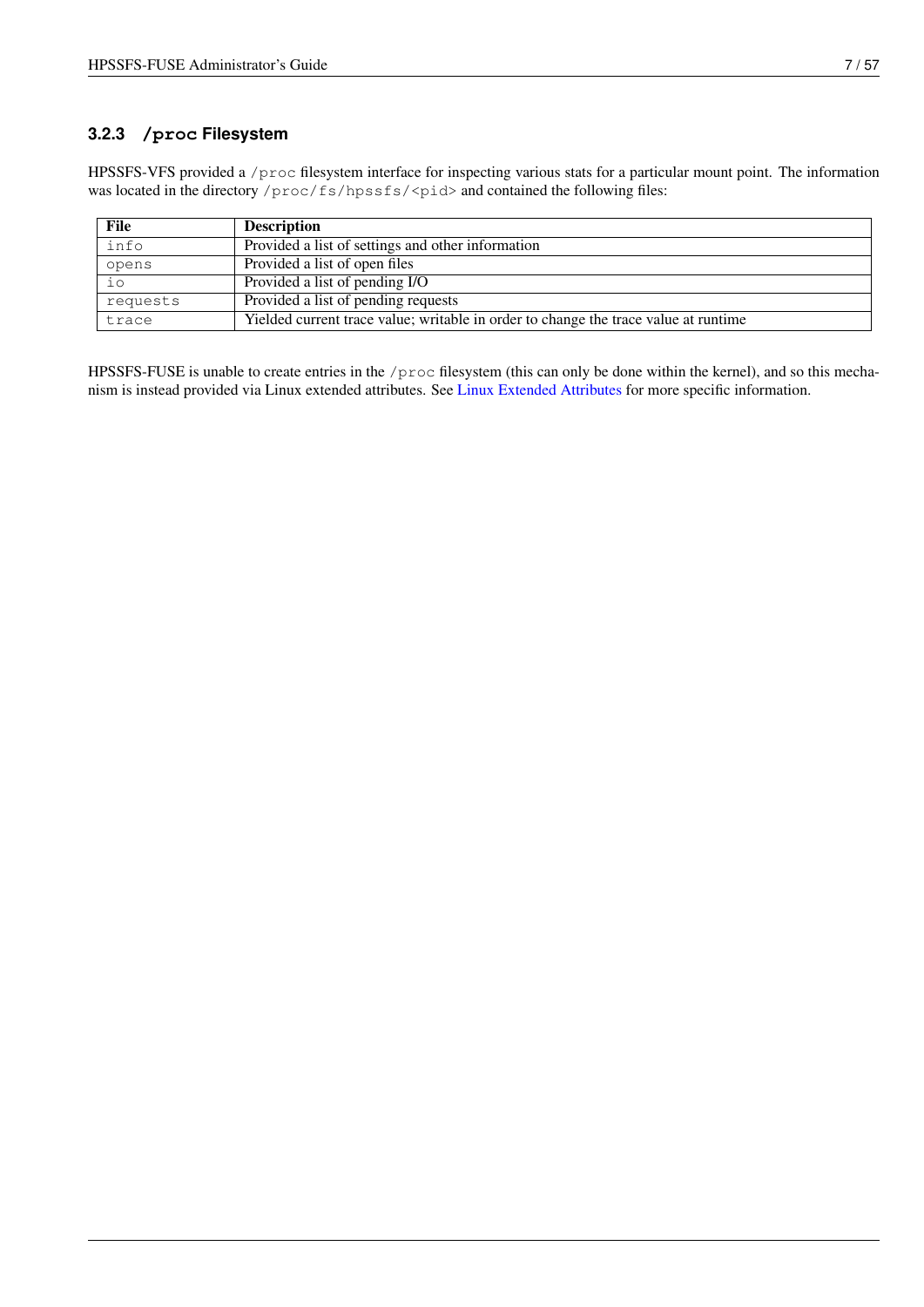### 3.2.3 `/proc` Filesystem

HPSSFS-VFS provided a `/proc` filesystem interface for inspecting various stats for a particular mount point. The information was located in the directory `/proc/fs/hpssfs/<pid>` and contained the following files:

| File | Description |
|---|---|
| `info` | Provided a list of settings and other information |
| `opens` | Provided a list of open files |
| `io` | Provided a list of pending I/O |
| `requests` | Provided a list of pending requests |
| `trace` | Yielded current trace value; writable in order to change the trace value at runtime |

HPSSFS-FUSE is unable to create entries in the `/proc` filesystem (this can only be done within the kernel), and so this mechanism is instead provided via Linux extended attributes. See Linux Extended Attributes for more specific information.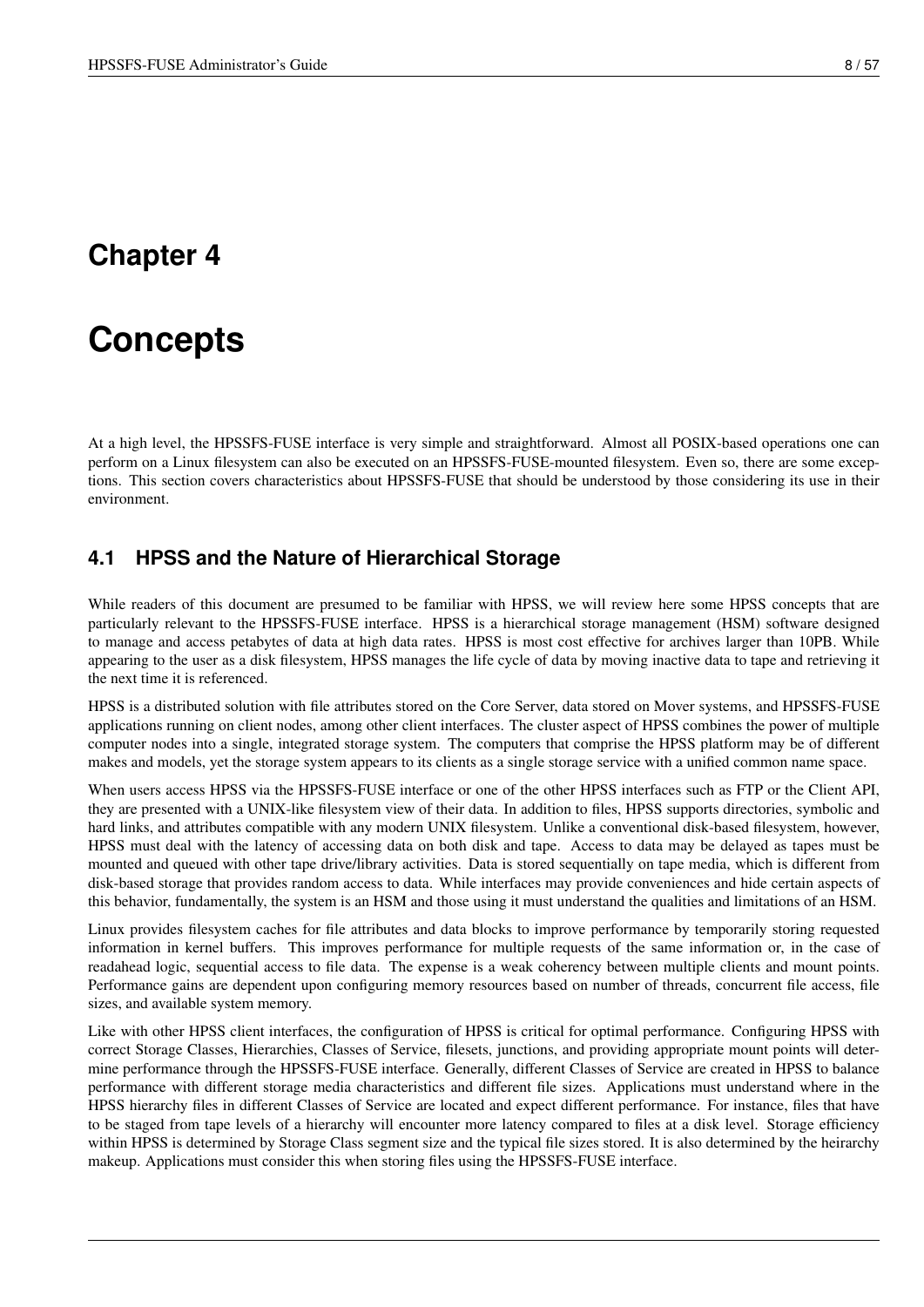# Chapter 4

# Concepts

At a high level, the HPSSFS-FUSE interface is very simple and straightforward. Almost all POSIX-based operations one can perform on a Linux filesystem can also be executed on an HPSSFS-FUSE-mounted filesystem. Even so, there are some exceptions. This section covers characteristics about HPSSFS-FUSE that should be understood by those considering its use in their environment.

## 4.1 HPSS and the Nature of Hierarchical Storage

While readers of this document are presumed to be familiar with HPSS, we will review here some HPSS concepts that are particularly relevant to the HPSSFS-FUSE interface. HPSS is a hierarchical storage management (HSM) software designed to manage and access petabytes of data at high data rates. HPSS is most cost effective for archives larger than 10PB. While appearing to the user as a disk filesystem, HPSS manages the life cycle of data by moving inactive data to tape and retrieving it the next time it is referenced.

HPSS is a distributed solution with file attributes stored on the Core Server, data stored on Mover systems, and HPSSFS-FUSE applications running on client nodes, among other client interfaces. The cluster aspect of HPSS combines the power of multiple computer nodes into a single, integrated storage system. The computers that comprise the HPSS platform may be of different makes and models, yet the storage system appears to its clients as a single storage service with a unified common name space.

When users access HPSS via the HPSSFS-FUSE interface or one of the other HPSS interfaces such as FTP or the Client API, they are presented with a UNIX-like filesystem view of their data. In addition to files, HPSS supports directories, symbolic and hard links, and attributes compatible with any modern UNIX filesystem. Unlike a conventional disk-based filesystem, however, HPSS must deal with the latency of accessing data on both disk and tape. Access to data may be delayed as tapes must be mounted and queued with other tape drive/library activities. Data is stored sequentially on tape media, which is different from disk-based storage that provides random access to data. While interfaces may provide conveniences and hide certain aspects of this behavior, fundamentally, the system is an HSM and those using it must understand the qualities and limitations of an HSM.

Linux provides filesystem caches for file attributes and data blocks to improve performance by temporarily storing requested information in kernel buffers. This improves performance for multiple requests of the same information or, in the case of readahead logic, sequential access to file data. The expense is a weak coherency between multiple clients and mount points. Performance gains are dependent upon configuring memory resources based on number of threads, concurrent file access, file sizes, and available system memory.

Like with other HPSS client interfaces, the configuration of HPSS is critical for optimal performance. Configuring HPSS with correct Storage Classes, Hierarchies, Classes of Service, filesets, junctions, and providing appropriate mount points will determine performance through the HPSSFS-FUSE interface. Generally, different Classes of Service are created in HPSS to balance performance with different storage media characteristics and different file sizes. Applications must understand where in the HPSS hierarchy files in different Classes of Service are located and expect different performance. For instance, files that have to be staged from tape levels of a hierarchy will encounter more latency compared to files at a disk level. Storage efficiency within HPSS is determined by Storage Class segment size and the typical file sizes stored. It is also determined by the heirarchy makeup. Applications must consider this when storing files using the HPSSFS-FUSE interface.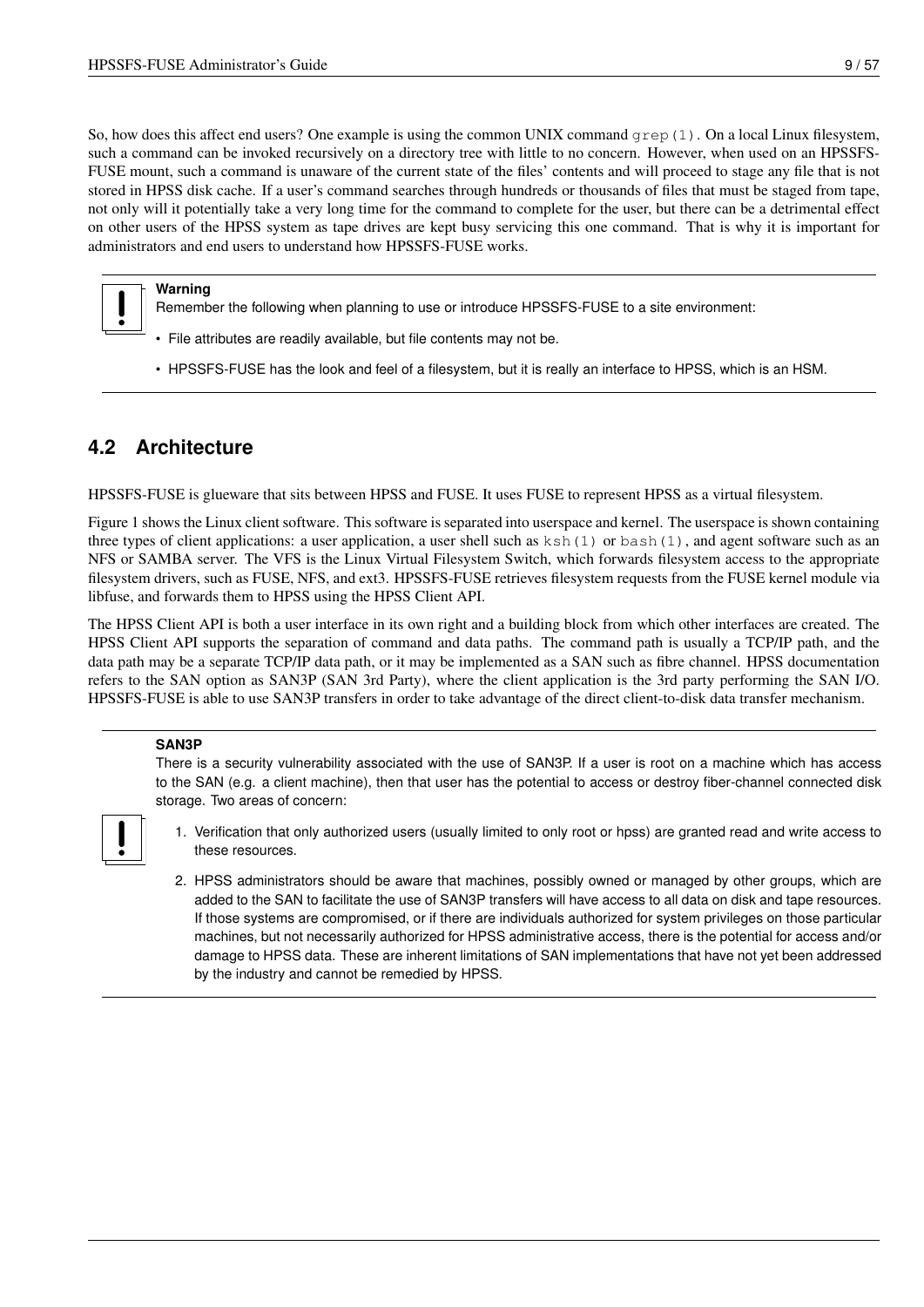So, how does this affect end users? One example is using the common UNIX command `grep(1)`. On a local Linux filesystem, such a command can be invoked recursively on a directory tree with little to no concern. However, when used on an HPSSFS-FUSE mount, such a command is unaware of the current state of the files' contents and will proceed to stage any file that is not stored in HPSS disk cache. If a user's command searches through hundreds or thousands of files that must be staged from tape, not only will it potentially take a very long time for the command to complete for the user, but there can be a detrimental effect on other users of the HPSS system as tape drives are kept busy servicing this one command. That is why it is important for administrators and end users to understand how HPSSFS-FUSE works.

> **Warning**
>
> Remember the following when planning to use or introduce HPSSFS-FUSE to a site environment:
>
> - File attributes are readily available, but file contents may not be.
> - HPSSFS-FUSE has the look and feel of a filesystem, but it is really an interface to HPSS, which is an HSM.

## 4.2 Architecture

HPSSFS-FUSE is glueware that sits between HPSS and FUSE. It uses FUSE to represent HPSS as a virtual filesystem.

Figure 1 shows the Linux client software. This software is separated into userspace and kernel. The userspace is shown containing three types of client applications: a user application, a user shell such as `ksh(1)` or `bash(1)`, and agent software such as an NFS or SAMBA server. The VFS is the Linux Virtual Filesystem Switch, which forwards filesystem access to the appropriate filesystem drivers, such as FUSE, NFS, and ext3. HPSSFS-FUSE retrieves filesystem requests from the FUSE kernel module via libfuse, and forwards them to HPSS using the HPSS Client API.

The HPSS Client API is both a user interface in its own right and a building block from which other interfaces are created. The HPSS Client API supports the separation of command and data paths. The command path is usually a TCP/IP path, and the data path may be a separate TCP/IP data path, or it may be implemented as a SAN such as fibre channel. HPSS documentation refers to the SAN option as SAN3P (SAN 3rd Party), where the client application is the 3rd party performing the SAN I/O. HPSSFS-FUSE is able to use SAN3P transfers in order to take advantage of the direct client-to-disk data transfer mechanism.

> **SAN3P**
>
> There is a security vulnerability associated with the use of SAN3P. If a user is root on a machine which has access to the SAN (e.g. a client machine), then that user has the potential to access or destroy fiber-channel connected disk storage. Two areas of concern:
>
> 1. Verification that only authorized users (usually limited to only root or hpss) are granted read and write access to these resources.
> 2. HPSS administrators should be aware that machines, possibly owned or managed by other groups, which are added to the SAN to facilitate the use of SAN3P transfers will have access to all data on disk and tape resources. If those systems are compromised, or if there are individuals authorized for system privileges on those particular machines, but not necessarily authorized for HPSS administrative access, there is the potential for access and/or damage to HPSS data. These are inherent limitations of SAN implementations that have not yet been addressed by the industry and cannot be remedied by HPSS.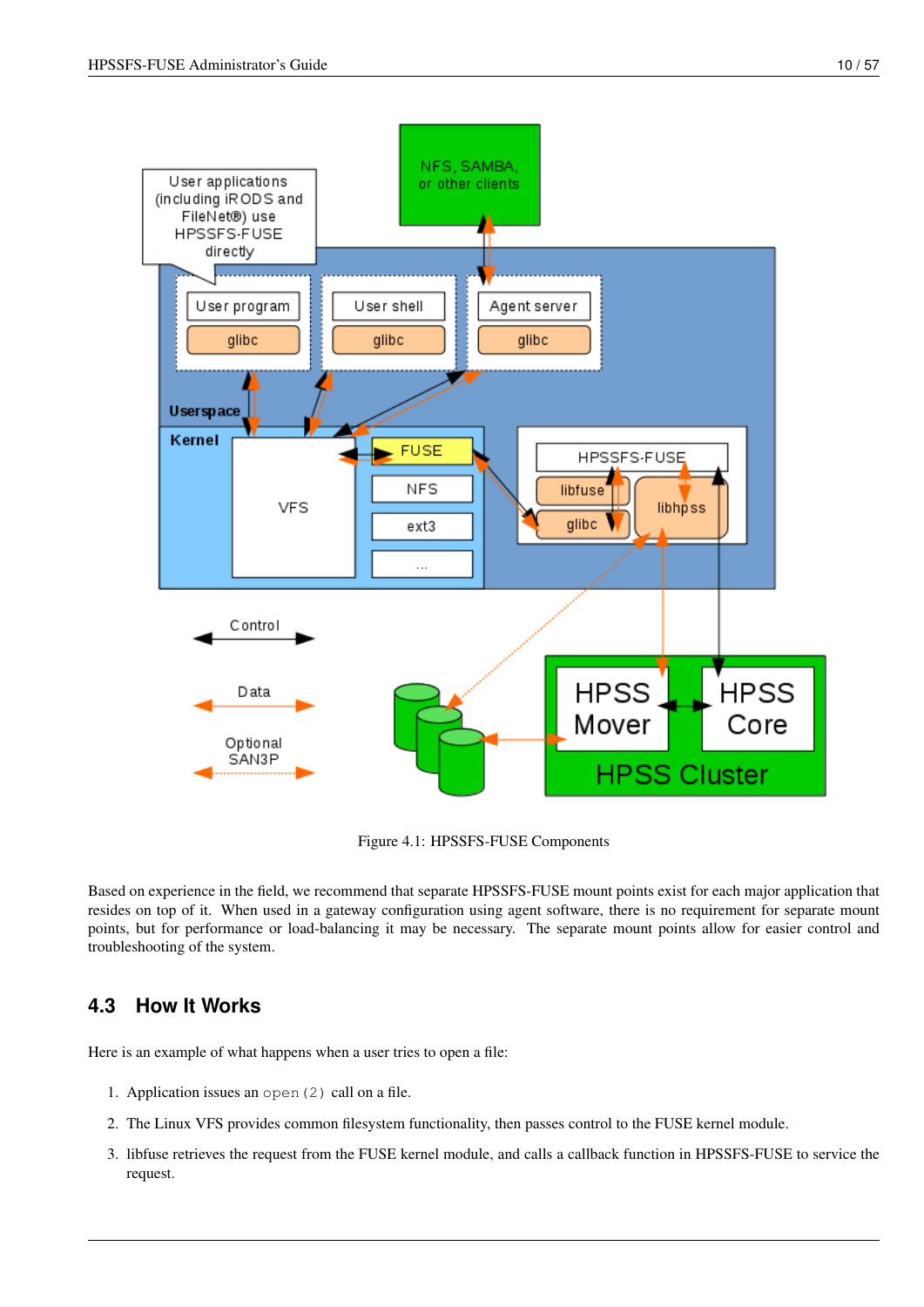Figure 4.1: HPSSFS-FUSE Components

Based on experience in the field, we recommend that separate HPSSFS-FUSE mount points exist for each major application that resides on top of it. When used in a gateway configuration using agent software, there is no requirement for separate mount points, but for performance or load-balancing it may be necessary. The separate mount points allow for easier control and troubleshooting of the system.

## 4.3 How It Works

Here is an example of what happens when a user tries to open a file:

1. Application issues an `open(2)` call on a file.
2. The Linux VFS provides common filesystem functionality, then passes control to the FUSE kernel module.
3. libfuse retrieves the request from the FUSE kernel module, and calls a callback function in HPSSFS-FUSE to service the request.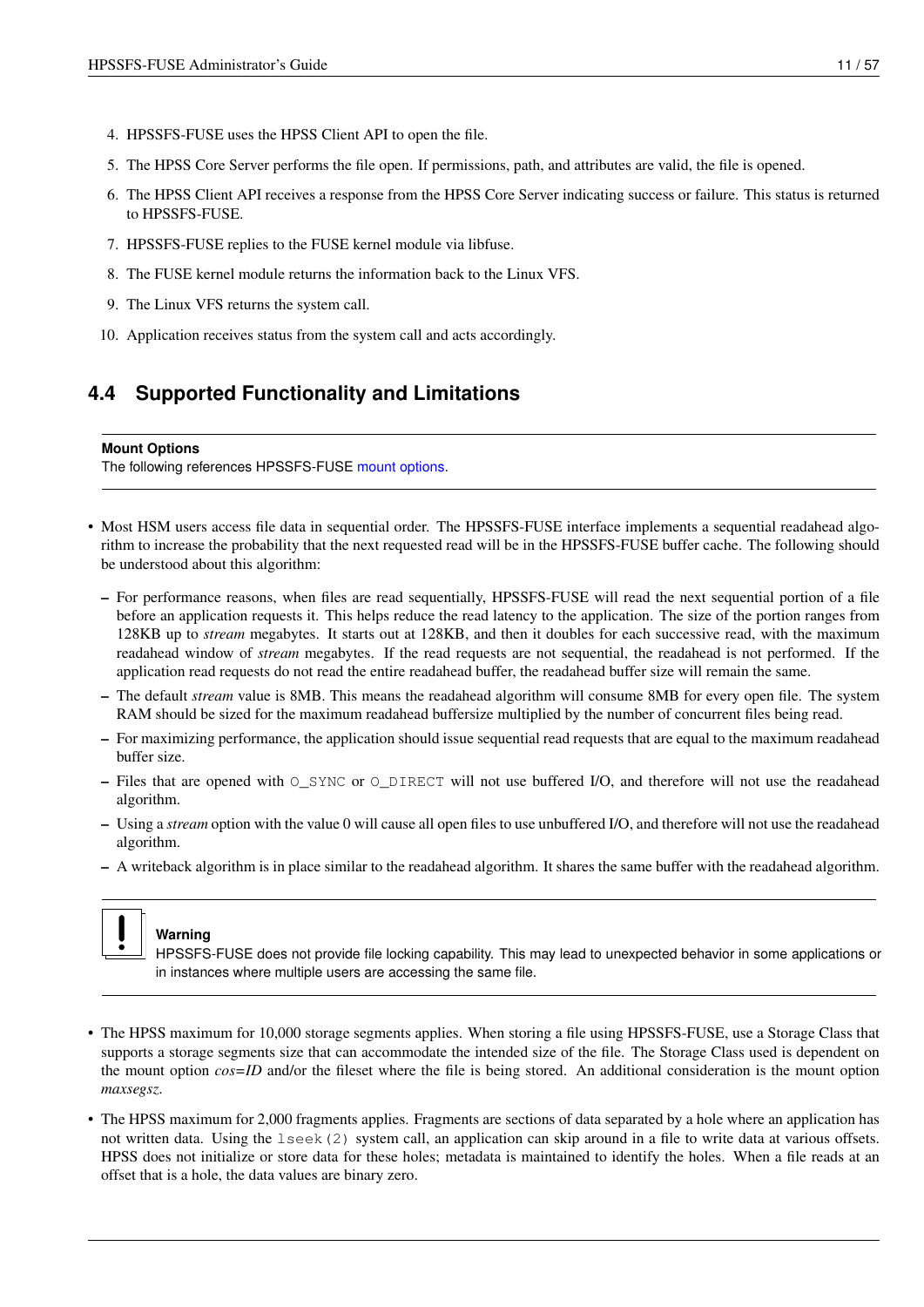4. HPSSFS-FUSE uses the HPSS Client API to open the file.
5. The HPSS Core Server performs the file open. If permissions, path, and attributes are valid, the file is opened.
6. The HPSS Client API receives a response from the HPSS Core Server indicating success or failure. This status is returned to HPSSFS-FUSE.
7. HPSSFS-FUSE replies to the FUSE kernel module via libfuse.
8. The FUSE kernel module returns the information back to the Linux VFS.
9. The Linux VFS returns the system call.
10. Application receives status from the system call and acts accordingly.

## 4.4 Supported Functionality and Limitations

**Mount Options**
The following references HPSSFS-FUSE mount options.

- Most HSM users access file data in sequential order. The HPSSFS-FUSE interface implements a sequential readahead algorithm to increase the probability that the next requested read will be in the HPSSFS-FUSE buffer cache. The following should be understood about this algorithm:
  - For performance reasons, when files are read sequentially, HPSSFS-FUSE will read the next sequential portion of a file before an application requests it. This helps reduce the read latency to the application. The size of the portion ranges from 128KB up to *stream* megabytes. It starts out at 128KB, and then it doubles for each successive read, with the maximum readahead window of *stream* megabytes. If the read requests are not sequential, the readahead is not performed. If the application read requests do not read the entire readahead buffer, the readahead buffer size will remain the same.
  - The default *stream* value is 8MB. This means the readahead algorithm will consume 8MB for every open file. The system RAM should be sized for the maximum readahead buffersize multiplied by the number of concurrent files being read.
  - For maximizing performance, the application should issue sequential read requests that are equal to the maximum readahead buffer size.
  - Files that are opened with `O_SYNC` or `O_DIRECT` will not use buffered I/O, and therefore will not use the readahead algorithm.
  - Using a *stream* option with the value 0 will cause all open files to use unbuffered I/O, and therefore will not use the readahead algorithm.
  - A writeback algorithm is in place similar to the readahead algorithm. It shares the same buffer with the readahead algorithm.

**Warning**
HPSSFS-FUSE does not provide file locking capability. This may lead to unexpected behavior in some applications or in instances where multiple users are accessing the same file.

- The HPSS maximum for 10,000 storage segments applies. When storing a file using HPSSFS-FUSE, use a Storage Class that supports a storage segments size that can accommodate the intended size of the file. The Storage Class used is dependent on the mount option *cos=ID* and/or the fileset where the file is being stored. An additional consideration is the mount option *maxsegsz*.
- The HPSS maximum for 2,000 fragments applies. Fragments are sections of data separated by a hole where an application has not written data. Using the `lseek(2)` system call, an application can skip around in a file to write data at various offsets. HPSS does not initialize or store data for these holes; metadata is maintained to identify the holes. When a file reads at an offset that is a hole, the data values are binary zero.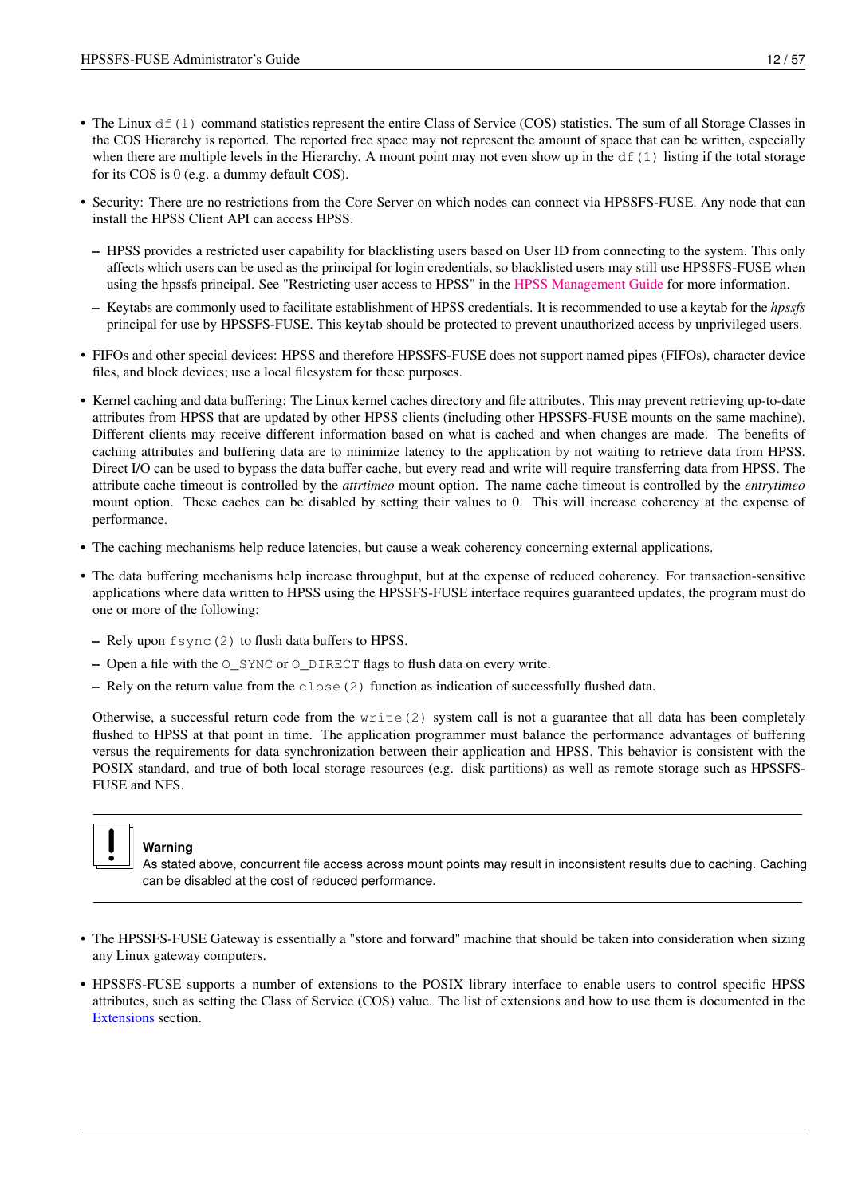- The Linux `df(1)` command statistics represent the entire Class of Service (COS) statistics. The sum of all Storage Classes in the COS Hierarchy is reported. The reported free space may not represent the amount of space that can be written, especially when there are multiple levels in the Hierarchy. A mount point may not even show up in the `df(1)` listing if the total storage for its COS is 0 (e.g. a dummy default COS).
- Security: There are no restrictions from the Core Server on which nodes can connect via HPSSFS-FUSE. Any node that can install the HPSS Client API can access HPSS.
  - HPSS provides a restricted user capability for blacklisting users based on User ID from connecting to the system. This only affects which users can be used as the principal for login credentials, so blacklisted users may still use HPSSFS-FUSE when using the hpssfs principal. See "Restricting user access to HPSS" in the HPSS Management Guide for more information.
  - Keytabs are commonly used to facilitate establishment of HPSS credentials. It is recommended to use a keytab for the *hpssfs* principal for use by HPSSFS-FUSE. This keytab should be protected to prevent unauthorized access by unprivileged users.
- FIFOs and other special devices: HPSS and therefore HPSSFS-FUSE does not support named pipes (FIFOs), character device files, and block devices; use a local filesystem for these purposes.
- Kernel caching and data buffering: The Linux kernel caches directory and file attributes. This may prevent retrieving up-to-date attributes from HPSS that are updated by other HPSS clients (including other HPSSFS-FUSE mounts on the same machine). Different clients may receive different information based on what is cached and when changes are made. The benefits of caching attributes and buffering data are to minimize latency to the application by not waiting to retrieve data from HPSS. Direct I/O can be used to bypass the data buffer cache, but every read and write will require transferring data from HPSS. The attribute cache timeout is controlled by the *attrtimeo* mount option. The name cache timeout is controlled by the *entrytimeo* mount option. These caches can be disabled by setting their values to 0. This will increase coherency at the expense of performance.
- The caching mechanisms help reduce latencies, but cause a weak coherency concerning external applications.
- The data buffering mechanisms help increase throughput, but at the expense of reduced coherency. For transaction-sensitive applications where data written to HPSS using the HPSSFS-FUSE interface requires guaranteed updates, the program must do one or more of the following:
  - Rely upon `fsync(2)` to flush data buffers to HPSS.
  - Open a file with the `O_SYNC` or `O_DIRECT` flags to flush data on every write.
  - Rely on the return value from the `close(2)` function as indication of successfully flushed data.

  Otherwise, a successful return code from the `write(2)` system call is not a guarantee that all data has been completely flushed to HPSS at that point in time. The application programmer must balance the performance advantages of buffering versus the requirements for data synchronization between their application and HPSS. This behavior is consistent with the POSIX standard, and true of both local storage resources (e.g. disk partitions) as well as remote storage such as HPSSFS-FUSE and NFS.

> **Warning**
> As stated above, concurrent file access across mount points may result in inconsistent results due to caching. Caching can be disabled at the cost of reduced performance.

- The HPSSFS-FUSE Gateway is essentially a "store and forward" machine that should be taken into consideration when sizing any Linux gateway computers.
- HPSSFS-FUSE supports a number of extensions to the POSIX library interface to enable users to control specific HPSS attributes, such as setting the Class of Service (COS) value. The list of extensions and how to use them is documented in the Extensions section.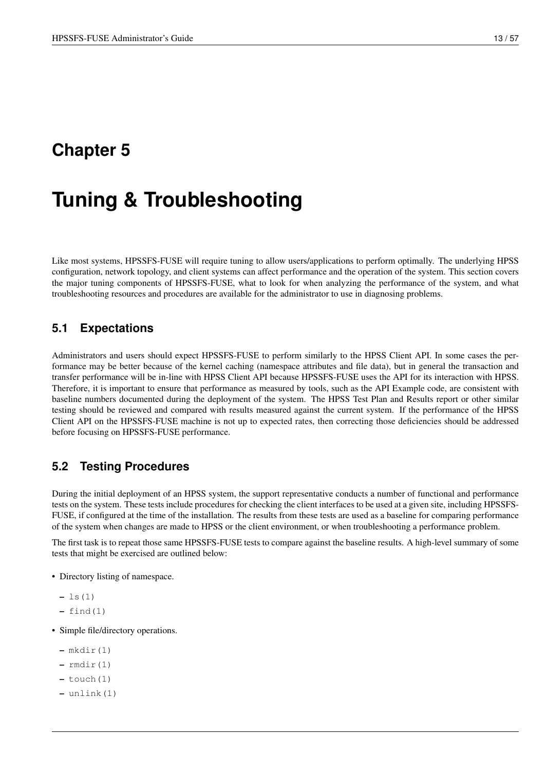# Chapter 5

# Tuning & Troubleshooting

Like most systems, HPSSFS-FUSE will require tuning to allow users/applications to perform optimally. The underlying HPSS configuration, network topology, and client systems can affect performance and the operation of the system. This section covers the major tuning components of HPSSFS-FUSE, what to look for when analyzing the performance of the system, and what troubleshooting resources and procedures are available for the administrator to use in diagnosing problems.

## 5.1 Expectations

Administrators and users should expect HPSSFS-FUSE to perform similarly to the HPSS Client API. In some cases the performance may be better because of the kernel caching (namespace attributes and file data), but in general the transaction and transfer performance will be in-line with HPSS Client API because HPSSFS-FUSE uses the API for its interaction with HPSS. Therefore, it is important to ensure that performance as measured by tools, such as the API Example code, are consistent with baseline numbers documented during the deployment of the system. The HPSS Test Plan and Results report or other similar testing should be reviewed and compared with results measured against the current system. If the performance of the HPSS Client API on the HPSSFS-FUSE machine is not up to expected rates, then correcting those deficiencies should be addressed before focusing on HPSSFS-FUSE performance.

## 5.2 Testing Procedures

During the initial deployment of an HPSS system, the support representative conducts a number of functional and performance tests on the system. These tests include procedures for checking the client interfaces to be used at a given site, including HPSSFS-FUSE, if configured at the time of the installation. The results from these tests are used as a baseline for comparing performance of the system when changes are made to HPSS or the client environment, or when troubleshooting a performance problem.

The first task is to repeat those same HPSSFS-FUSE tests to compare against the baseline results. A high-level summary of some tests that might be exercised are outlined below:

- Directory listing of namespace.
  - `ls(1)`
  - `find(1)`
- Simple file/directory operations.
  - `mkdir(1)`
  - `rmdir(1)`
  - `touch(1)`
  - `unlink(1)`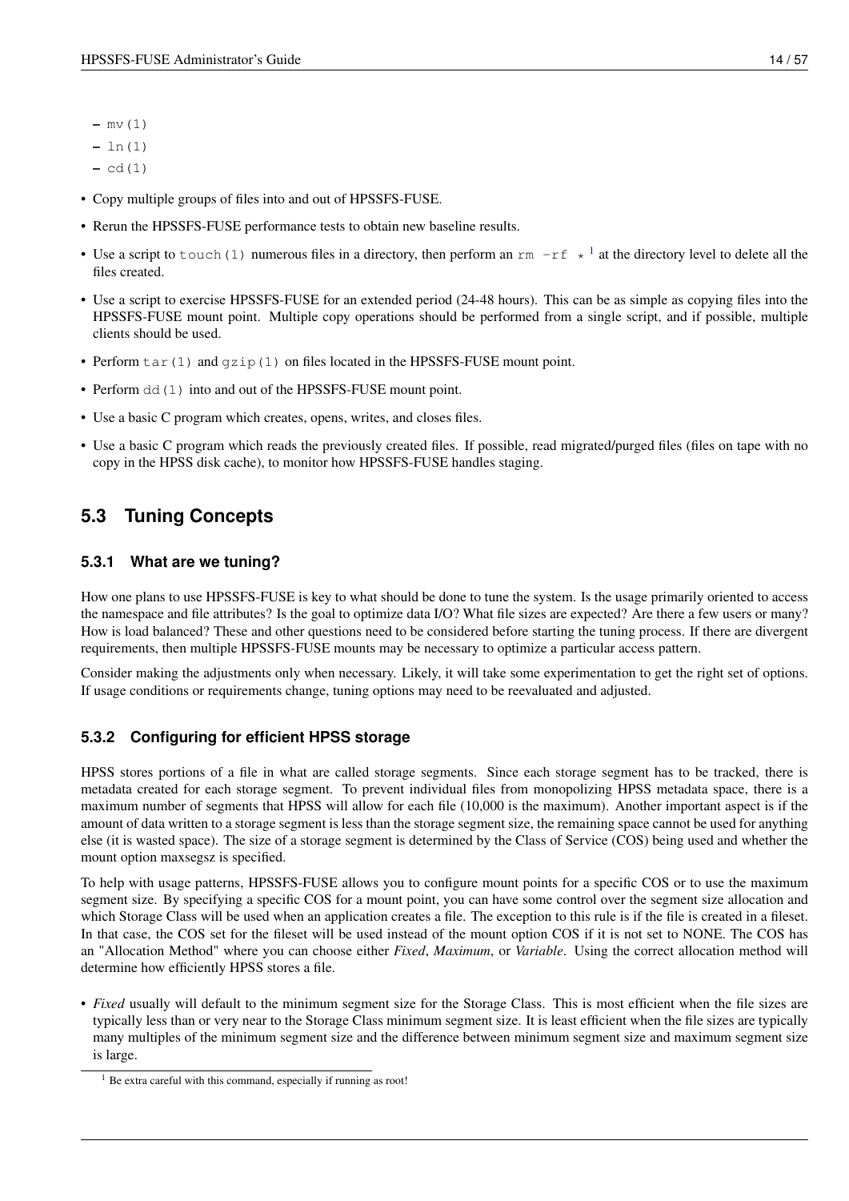- mv(1)
  - ln(1)
  - cd(1)

- Copy multiple groups of files into and out of HPSSFS-FUSE.
- Rerun the HPSSFS-FUSE performance tests to obtain new baseline results.
- Use a script to `touch(1)` numerous files in a directory, then perform an `rm -rf *` [1] at the directory level to delete all the files created.
- Use a script to exercise HPSSFS-FUSE for an extended period (24-48 hours). This can be as simple as copying files into the HPSSFS-FUSE mount point. Multiple copy operations should be performed from a single script, and if possible, multiple clients should be used.
- Perform `tar(1)` and `gzip(1)` on files located in the HPSSFS-FUSE mount point.
- Perform `dd(1)` into and out of the HPSSFS-FUSE mount point.
- Use a basic C program which creates, opens, writes, and closes files.
- Use a basic C program which reads the previously created files. If possible, read migrated/purged files (files on tape with no copy in the HPSS disk cache), to monitor how HPSSFS-FUSE handles staging.

## 5.3 Tuning Concepts

### 5.3.1 What are we tuning?

How one plans to use HPSSFS-FUSE is key to what should be done to tune the system. Is the usage primarily oriented to access the namespace and file attributes? Is the goal to optimize data I/O? What file sizes are expected? Are there a few users or many? How is load balanced? These and other questions need to be considered before starting the tuning process. If there are divergent requirements, then multiple HPSSFS-FUSE mounts may be necessary to optimize a particular access pattern.

Consider making the adjustments only when necessary. Likely, it will take some experimentation to get the right set of options. If usage conditions or requirements change, tuning options may need to be reevaluated and adjusted.

### 5.3.2 Configuring for efficient HPSS storage

HPSS stores portions of a file in what are called storage segments. Since each storage segment has to be tracked, there is metadata created for each storage segment. To prevent individual files from monopolizing HPSS metadata space, there is a maximum number of segments that HPSS will allow for each file (10,000 is the maximum). Another important aspect is if the amount of data written to a storage segment is less than the storage segment size, the remaining space cannot be used for anything else (it is wasted space). The size of a storage segment is determined by the Class of Service (COS) being used and whether the mount option maxsegsz is specified.

To help with usage patterns, HPSSFS-FUSE allows you to configure mount points for a specific COS or to use the maximum segment size. By specifying a specific COS for a mount point, you can have some control over the segment size allocation and which Storage Class will be used when an application creates a file. The exception to this rule is if the file is created in a fileset. In that case, the COS set for the fileset will be used instead of the mount option COS if it is not set to NONE. The COS has an "Allocation Method" where you can choose either *Fixed*, *Maximum*, or *Variable*. Using the correct allocation method will determine how efficiently HPSS stores a file.

- *Fixed* usually will default to the minimum segment size for the Storage Class. This is most efficient when the file sizes are typically less than or very near to the Storage Class minimum segment size. It is least efficient when the file sizes are typically many multiples of the minimum segment size and the difference between minimum segment size and maximum segment size is large.

[1] Be extra careful with this command, especially if running as root!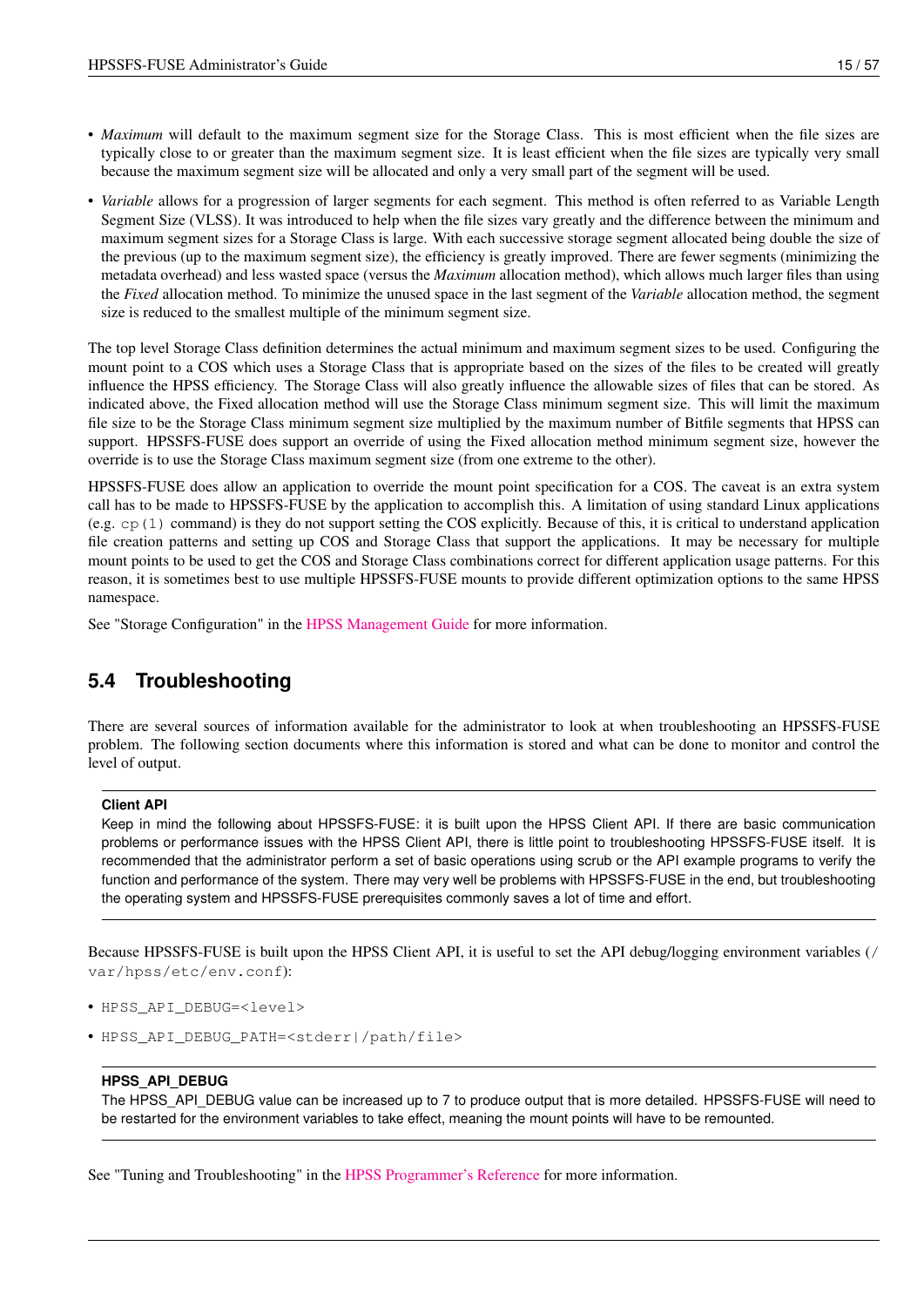- *Maximum* will default to the maximum segment size for the Storage Class. This is most efficient when the file sizes are typically close to or greater than the maximum segment size. It is least efficient when the file sizes are typically very small because the maximum segment size will be allocated and only a very small part of the segment will be used.
- *Variable* allows for a progression of larger segments for each segment. This method is often referred to as Variable Length Segment Size (VLSS). It was introduced to help when the file sizes vary greatly and the difference between the minimum and maximum segment sizes for a Storage Class is large. With each successive storage segment allocated being double the size of the previous (up to the maximum segment size), the efficiency is greatly improved. There are fewer segments (minimizing the metadata overhead) and less wasted space (versus the *Maximum* allocation method), which allows much larger files than using the *Fixed* allocation method. To minimize the unused space in the last segment of the *Variable* allocation method, the segment size is reduced to the smallest multiple of the minimum segment size.

The top level Storage Class definition determines the actual minimum and maximum segment sizes to be used. Configuring the mount point to a COS which uses a Storage Class that is appropriate based on the sizes of the files to be created will greatly influence the HPSS efficiency. The Storage Class will also greatly influence the allowable sizes of files that can be stored. As indicated above, the Fixed allocation method will use the Storage Class minimum segment size. This will limit the maximum file size to be the Storage Class minimum segment size multiplied by the maximum number of Bitfile segments that HPSS can support. HPSSFS-FUSE does support an override of using the Fixed allocation method minimum segment size, however the override is to use the Storage Class maximum segment size (from one extreme to the other).

HPSSFS-FUSE does allow an application to override the mount point specification for a COS. The caveat is an extra system call has to be made to HPSSFS-FUSE by the application to accomplish this. A limitation of using standard Linux applications (e.g. `cp(1)` command) is they do not support setting the COS explicitly. Because of this, it is critical to understand application file creation patterns and setting up COS and Storage Class that support the applications. It may be necessary for multiple mount points to be used to get the COS and Storage Class combinations correct for different application usage patterns. For this reason, it is sometimes best to use multiple HPSSFS-FUSE mounts to provide different optimization options to the same HPSS namespace.

See "Storage Configuration" in the HPSS Management Guide for more information.

## 5.4 Troubleshooting

There are several sources of information available for the administrator to look at when troubleshooting an HPSSFS-FUSE problem. The following section documents where this information is stored and what can be done to monitor and control the level of output.

> **Client API**
>
> Keep in mind the following about HPSSFS-FUSE: it is built upon the HPSS Client API. If there are basic communication problems or performance issues with the HPSS Client API, there is little point to troubleshooting HPSSFS-FUSE itself. It is recommended that the administrator perform a set of basic operations using scrub or the API example programs to verify the function and performance of the system. There may very well be problems with HPSSFS-FUSE in the end, but troubleshooting the operating system and HPSSFS-FUSE prerequisites commonly saves a lot of time and effort.

Because HPSSFS-FUSE is built upon the HPSS Client API, it is useful to set the API debug/logging environment variables (`/var/hpss/etc/env.conf`):

- `HPSS_API_DEBUG=<level>`
- `HPSS_API_DEBUG_PATH=<stderr|/path/file>`

> **HPSS_API_DEBUG**
>
> The HPSS_API_DEBUG value can be increased up to 7 to produce output that is more detailed. HPSSFS-FUSE will need to be restarted for the environment variables to take effect, meaning the mount points will have to be remounted.

See "Tuning and Troubleshooting" in the HPSS Programmer's Reference for more information.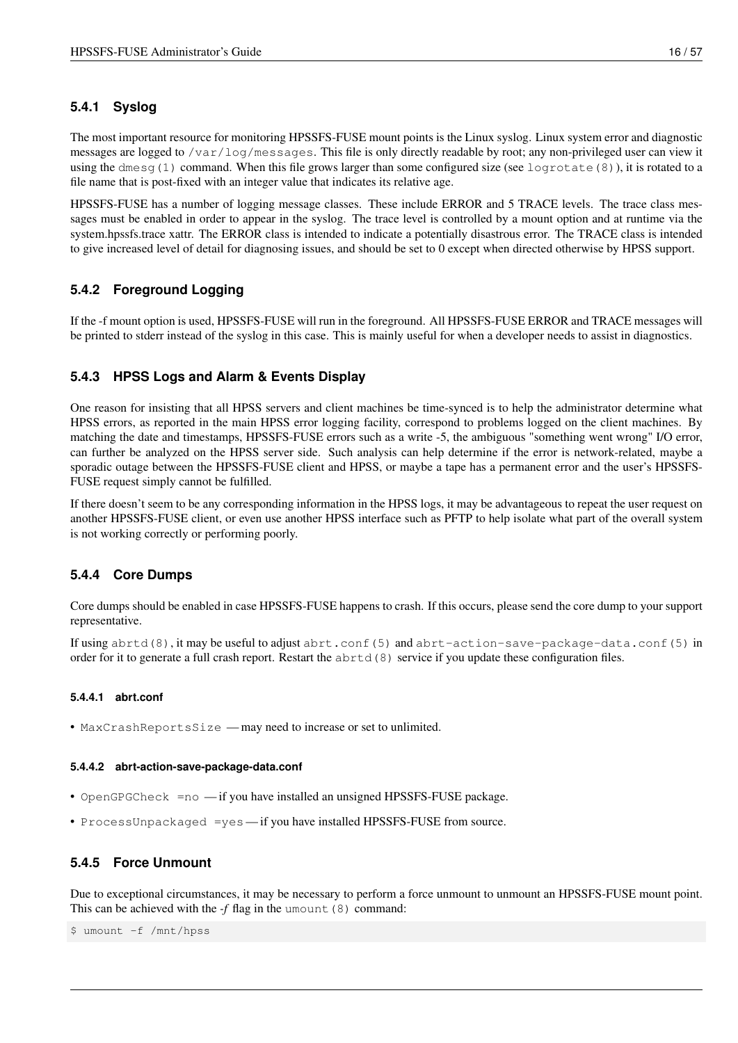### 5.4.1 Syslog

The most important resource for monitoring HPSSFS-FUSE mount points is the Linux syslog. Linux system error and diagnostic messages are logged to `/var/log/messages`. This file is only directly readable by root; any non-privileged user can view it using the `dmesg(1)` command. When this file grows larger than some configured size (see `logrotate(8)`), it is rotated to a file name that is post-fixed with an integer value that indicates its relative age.

HPSSFS-FUSE has a number of logging message classes. These include ERROR and 5 TRACE levels. The trace class messages must be enabled in order to appear in the syslog. The trace level is controlled by a mount option and at runtime via the system.hpssfs.trace xattr. The ERROR class is intended to indicate a potentially disastrous error. The TRACE class is intended to give increased level of detail for diagnosing issues, and should be set to 0 except when directed otherwise by HPSS support.

### 5.4.2 Foreground Logging

If the -f mount option is used, HPSSFS-FUSE will run in the foreground. All HPSSFS-FUSE ERROR and TRACE messages will be printed to stderr instead of the syslog in this case. This is mainly useful for when a developer needs to assist in diagnostics.

### 5.4.3 HPSS Logs and Alarm & Events Display

One reason for insisting that all HPSS servers and client machines be time-synced is to help the administrator determine what HPSS errors, as reported in the main HPSS error logging facility, correspond to problems logged on the client machines. By matching the date and timestamps, HPSSFS-FUSE errors such as a write -5, the ambiguous "something went wrong" I/O error, can further be analyzed on the HPSS server side. Such analysis can help determine if the error is network-related, maybe a sporadic outage between the HPSSFS-FUSE client and HPSS, or maybe a tape has a permanent error and the user's HPSSFS-FUSE request simply cannot be fulfilled.

If there doesn't seem to be any corresponding information in the HPSS logs, it may be advantageous to repeat the user request on another HPSSFS-FUSE client, or even use another HPSS interface such as PFTP to help isolate what part of the overall system is not working correctly or performing poorly.

### 5.4.4 Core Dumps

Core dumps should be enabled in case HPSSFS-FUSE happens to crash. If this occurs, please send the core dump to your support representative.

If using `abrtd(8)`, it may be useful to adjust `abrt.conf(5)` and `abrt-action-save-package-data.conf(5)` in order for it to generate a full crash report. Restart the `abrtd(8)` service if you update these configuration files.

#### 5.4.4.1 abrt.conf

- `MaxCrashReportsSize` — may need to increase or set to unlimited.

#### 5.4.4.2 abrt-action-save-package-data.conf

- `OpenGPGCheck =no` — if you have installed an unsigned HPSSFS-FUSE package.
- `ProcessUnpackaged =yes` — if you have installed HPSSFS-FUSE from source.

### 5.4.5 Force Unmount

Due to exceptional circumstances, it may be necessary to perform a force unmount to unmount an HPSSFS-FUSE mount point. This can be achieved with the *-f* flag in the `umount(8)` command:

```
$ umount -f /mnt/hpss
```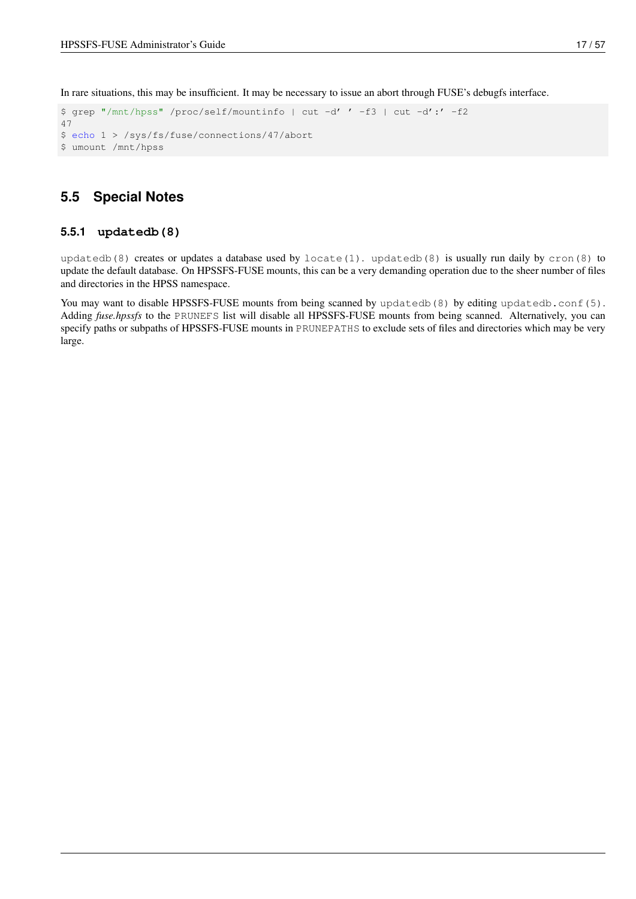In rare situations, this may be insufficient. It may be necessary to issue an abort through FUSE's debugfs interface.

```
$ grep "/mnt/hpss" /proc/self/mountinfo | cut -d' ' -f3 | cut -d':' -f2
47
$ echo 1 > /sys/fs/fuse/connections/47/abort
$ umount /mnt/hpss
```

## 5.5 Special Notes

### 5.5.1 `updatedb(8)`

`updatedb(8)` creates or updates a database used by `locate(1)`. `updatedb(8)` is usually run daily by `cron(8)` to update the default database. On HPSSFS-FUSE mounts, this can be a very demanding operation due to the sheer number of files and directories in the HPSS namespace.

You may want to disable HPSSFS-FUSE mounts from being scanned by `updatedb(8)` by editing `updatedb.conf(5)`. Adding *fuse.hpssfs* to the `PRUNEFS` list will disable all HPSSFS-FUSE mounts from being scanned. Alternatively, you can specify paths or subpaths of HPSSFS-FUSE mounts in `PRUNEPATHS` to exclude sets of files and directories which may be very large.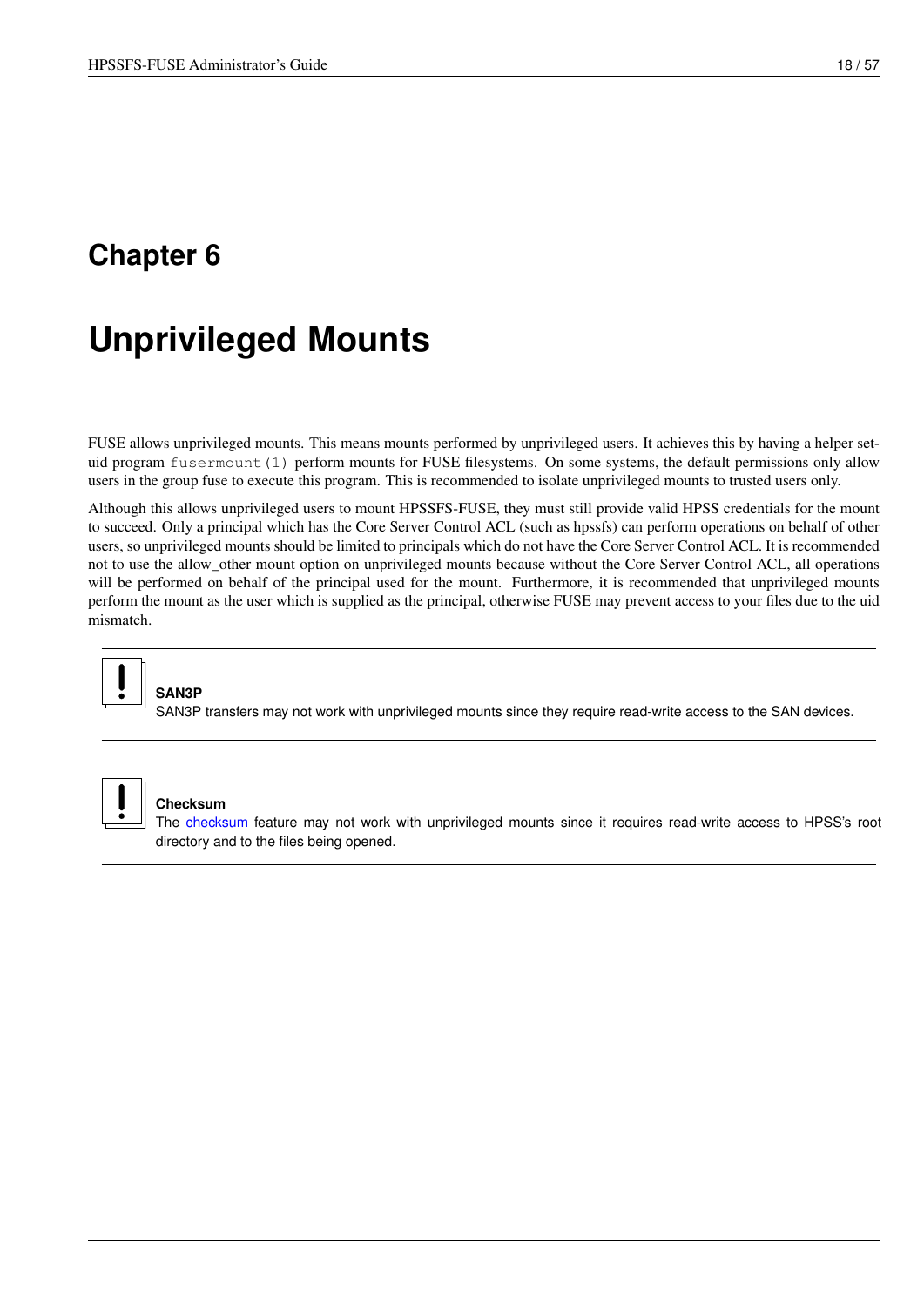# Chapter 6

# Unprivileged Mounts

FUSE allows unprivileged mounts. This means mounts performed by unprivileged users. It achieves this by having a helper setuid program `fusermount(1)` perform mounts for FUSE filesystems. On some systems, the default permissions only allow users in the group fuse to execute this program. This is recommended to isolate unprivileged mounts to trusted users only.

Although this allows unprivileged users to mount HPSSFS-FUSE, they must still provide valid HPSS credentials for the mount to succeed. Only a principal which has the Core Server Control ACL (such as hpssfs) can perform operations on behalf of other users, so unprivileged mounts should be limited to principals which do not have the Core Server Control ACL. It is recommended not to use the allow_other mount option on unprivileged mounts because without the Core Server Control ACL, all operations will be performed on behalf of the principal used for the mount. Furthermore, it is recommended that unprivileged mounts perform the mount as the user which is supplied as the principal, otherwise FUSE may prevent access to your files due to the uid mismatch.

---

**SAN3P**
SAN3P transfers may not work with unprivileged mounts since they require read-write access to the SAN devices.

---

**Checksum**
The checksum feature may not work with unprivileged mounts since it requires read-write access to HPSS's root directory and to the files being opened.

---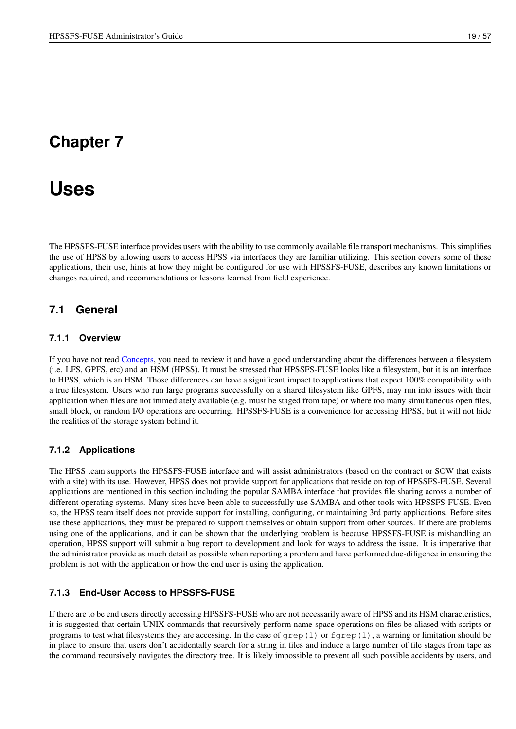# Chapter 7

# Uses

The HPSSFS-FUSE interface provides users with the ability to use commonly available file transport mechanisms. This simplifies the use of HPSS by allowing users to access HPSS via interfaces they are familiar utilizing. This section covers some of these applications, their use, hints at how they might be configured for use with HPSSFS-FUSE, describes any known limitations or changes required, and recommendations or lessons learned from field experience.

## 7.1 General

### 7.1.1 Overview

If you have not read Concepts, you need to review it and have a good understanding about the differences between a filesystem (i.e. LFS, GPFS, etc) and an HSM (HPSS). It must be stressed that HPSSFS-FUSE looks like a filesystem, but it is an interface to HPSS, which is an HSM. Those differences can have a significant impact to applications that expect 100% compatibility with a true filesystem. Users who run large programs successfully on a shared filesystem like GPFS, may run into issues with their application when files are not immediately available (e.g. must be staged from tape) or where too many simultaneous open files, small block, or random I/O operations are occurring. HPSSFS-FUSE is a convenience for accessing HPSS, but it will not hide the realities of the storage system behind it.

### 7.1.2 Applications

The HPSS team supports the HPSSFS-FUSE interface and will assist administrators (based on the contract or SOW that exists with a site) with its use. However, HPSS does not provide support for applications that reside on top of HPSSFS-FUSE. Several applications are mentioned in this section including the popular SAMBA interface that provides file sharing across a number of different operating systems. Many sites have been able to successfully use SAMBA and other tools with HPSSFS-FUSE. Even so, the HPSS team itself does not provide support for installing, configuring, or maintaining 3rd party applications. Before sites use these applications, they must be prepared to support themselves or obtain support from other sources. If there are problems using one of the applications, and it can be shown that the underlying problem is because HPSSFS-FUSE is mishandling an operation, HPSS support will submit a bug report to development and look for ways to address the issue. It is imperative that the administrator provide as much detail as possible when reporting a problem and have performed due-diligence in ensuring the problem is not with the application or how the end user is using the application.

### 7.1.3 End-User Access to HPSSFS-FUSE

If there are to be end users directly accessing HPSSFS-FUSE who are not necessarily aware of HPSS and its HSM characteristics, it is suggested that certain UNIX commands that recursively perform name-space operations on files be aliased with scripts or programs to test what filesystems they are accessing. In the case of `grep(1)` or `fgrep(1)`, a warning or limitation should be in place to ensure that users don't accidentally search for a string in files and induce a large number of file stages from tape as the command recursively navigates the directory tree. It is likely impossible to prevent all such possible accidents by users, and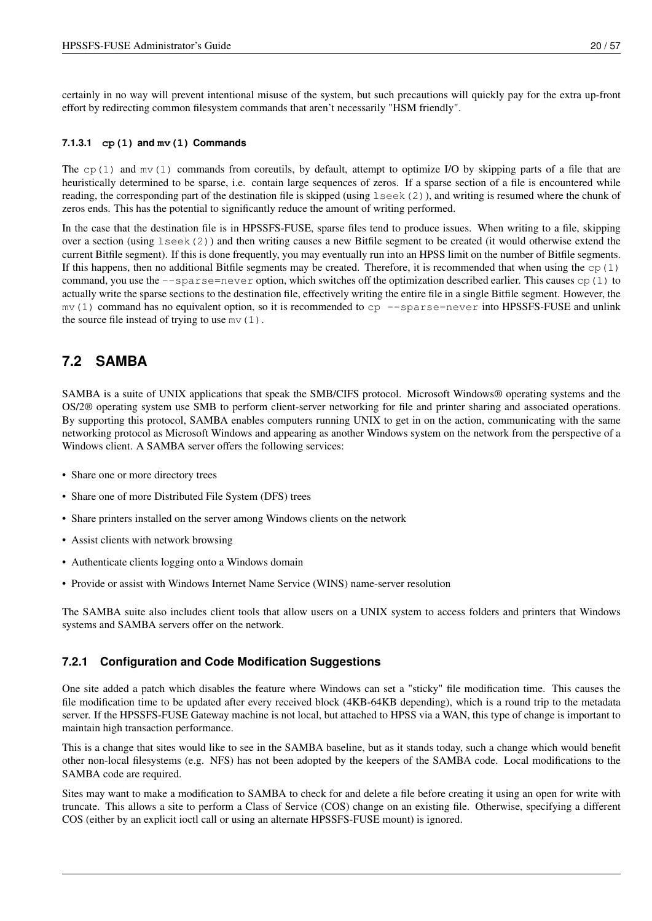certainly in no way will prevent intentional misuse of the system, but such precautions will quickly pay for the extra up-front effort by redirecting common filesystem commands that aren't necessarily "HSM friendly".

#### 7.1.3.1 `cp(1)` and `mv(1)` Commands

The `cp(1)` and `mv(1)` commands from coreutils, by default, attempt to optimize I/O by skipping parts of a file that are heuristically determined to be sparse, i.e. contain large sequences of zeros. If a sparse section of a file is encountered while reading, the corresponding part of the destination file is skipped (using `lseek(2)`), and writing is resumed where the chunk of zeros ends. This has the potential to significantly reduce the amount of writing performed.

In the case that the destination file is in HPSSFS-FUSE, sparse files tend to produce issues. When writing to a file, skipping over a section (using `lseek(2)`) and then writing causes a new Bitfile segment to be created (it would otherwise extend the current Bitfile segment). If this is done frequently, you may eventually run into an HPSS limit on the number of Bitfile segments. If this happens, then no additional Bitfile segments may be created. Therefore, it is recommended that when using the `cp(1)` command, you use the `--sparse=never` option, which switches off the optimization described earlier. This causes `cp(1)` to actually write the sparse sections to the destination file, effectively writing the entire file in a single Bitfile segment. However, the `mv(1)` command has no equivalent option, so it is recommended to `cp --sparse=never` into HPSSFS-FUSE and unlink the source file instead of trying to use `mv(1)`.

## 7.2 SAMBA

SAMBA is a suite of UNIX applications that speak the SMB/CIFS protocol. Microsoft Windows® operating systems and the OS/2® operating system use SMB to perform client-server networking for file and printer sharing and associated operations. By supporting this protocol, SAMBA enables computers running UNIX to get in on the action, communicating with the same networking protocol as Microsoft Windows and appearing as another Windows system on the network from the perspective of a Windows client. A SAMBA server offers the following services:

- Share one or more directory trees
- Share one of more Distributed File System (DFS) trees
- Share printers installed on the server among Windows clients on the network
- Assist clients with network browsing
- Authenticate clients logging onto a Windows domain
- Provide or assist with Windows Internet Name Service (WINS) name-server resolution

The SAMBA suite also includes client tools that allow users on a UNIX system to access folders and printers that Windows systems and SAMBA servers offer on the network.

### 7.2.1 Configuration and Code Modification Suggestions

One site added a patch which disables the feature where Windows can set a "sticky" file modification time. This causes the file modification time to be updated after every received block (4KB-64KB depending), which is a round trip to the metadata server. If the HPSSFS-FUSE Gateway machine is not local, but attached to HPSS via a WAN, this type of change is important to maintain high transaction performance.

This is a change that sites would like to see in the SAMBA baseline, but as it stands today, such a change which would benefit other non-local filesystems (e.g. NFS) has not been adopted by the keepers of the SAMBA code. Local modifications to the SAMBA code are required.

Sites may want to make a modification to SAMBA to check for and delete a file before creating it using an open for write with truncate. This allows a site to perform a Class of Service (COS) change on an existing file. Otherwise, specifying a different COS (either by an explicit ioctl call or using an alternate HPSSFS-FUSE mount) is ignored.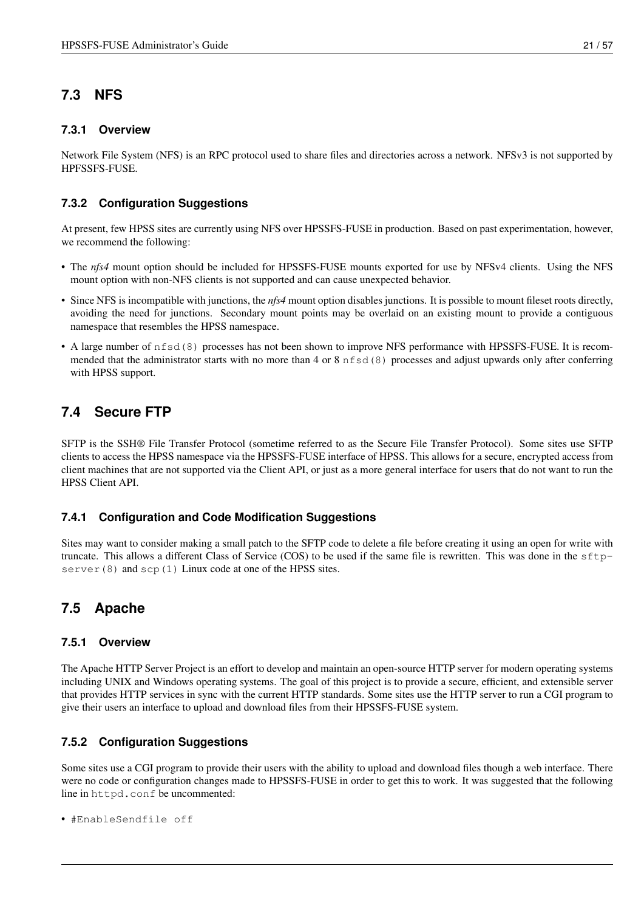## 7.3 NFS

### 7.3.1 Overview

Network File System (NFS) is an RPC protocol used to share files and directories across a network. NFSv3 is not supported by HPFSSFS-FUSE.

### 7.3.2 Configuration Suggestions

At present, few HPSS sites are currently using NFS over HPSSFS-FUSE in production. Based on past experimentation, however, we recommend the following:

- The *nfs4* mount option should be included for HPSSFS-FUSE mounts exported for use by NFSv4 clients. Using the NFS mount option with non-NFS clients is not supported and can cause unexpected behavior.
- Since NFS is incompatible with junctions, the *nfs4* mount option disables junctions. It is possible to mount fileset roots directly, avoiding the need for junctions. Secondary mount points may be overlaid on an existing mount to provide a contiguous namespace that resembles the HPSS namespace.
- A large number of `nfsd(8)` processes has not been shown to improve NFS performance with HPSSFS-FUSE. It is recommended that the administrator starts with no more than 4 or 8 `nfsd(8)` processes and adjust upwards only after conferring with HPSS support.

## 7.4 Secure FTP

SFTP is the SSH® File Transfer Protocol (sometime referred to as the Secure File Transfer Protocol). Some sites use SFTP clients to access the HPSS namespace via the HPSSFS-FUSE interface of HPSS. This allows for a secure, encrypted access from client machines that are not supported via the Client API, or just as a more general interface for users that do not want to run the HPSS Client API.

### 7.4.1 Configuration and Code Modification Suggestions

Sites may want to consider making a small patch to the SFTP code to delete a file before creating it using an open for write with truncate. This allows a different Class of Service (COS) to be used if the same file is rewritten. This was done in the `sftp-server(8)` and `scp(1)` Linux code at one of the HPSS sites.

## 7.5 Apache

### 7.5.1 Overview

The Apache HTTP Server Project is an effort to develop and maintain an open-source HTTP server for modern operating systems including UNIX and Windows operating systems. The goal of this project is to provide a secure, efficient, and extensible server that provides HTTP services in sync with the current HTTP standards. Some sites use the HTTP server to run a CGI program to give their users an interface to upload and download files from their HPSSFS-FUSE system.

### 7.5.2 Configuration Suggestions

Some sites use a CGI program to provide their users with the ability to upload and download files though a web interface. There were no code or configuration changes made to HPSSFS-FUSE in order to get this to work. It was suggested that the following line in `httpd.conf` be uncommented:

- `#EnableSendfile off`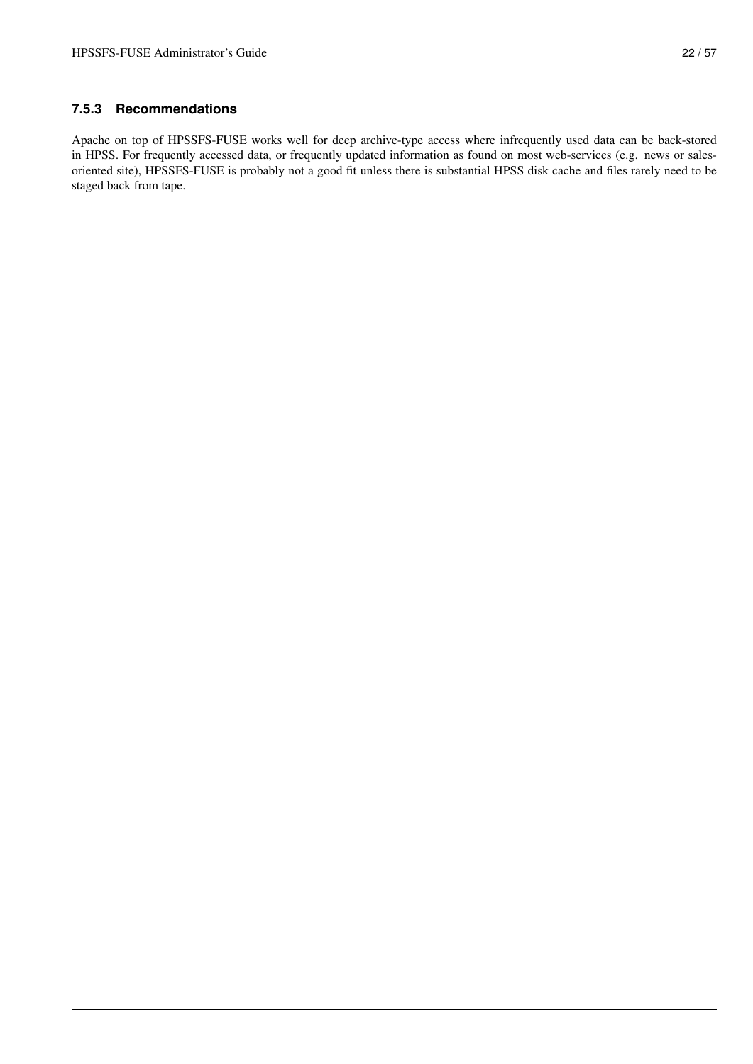### 7.5.3 Recommendations

Apache on top of HPSSFS-FUSE works well for deep archive-type access where infrequently used data can be back-stored in HPSS. For frequently accessed data, or frequently updated information as found on most web-services (e.g. news or sales-oriented site), HPSSFS-FUSE is probably not a good fit unless there is substantial HPSS disk cache and files rarely need to be staged back from tape.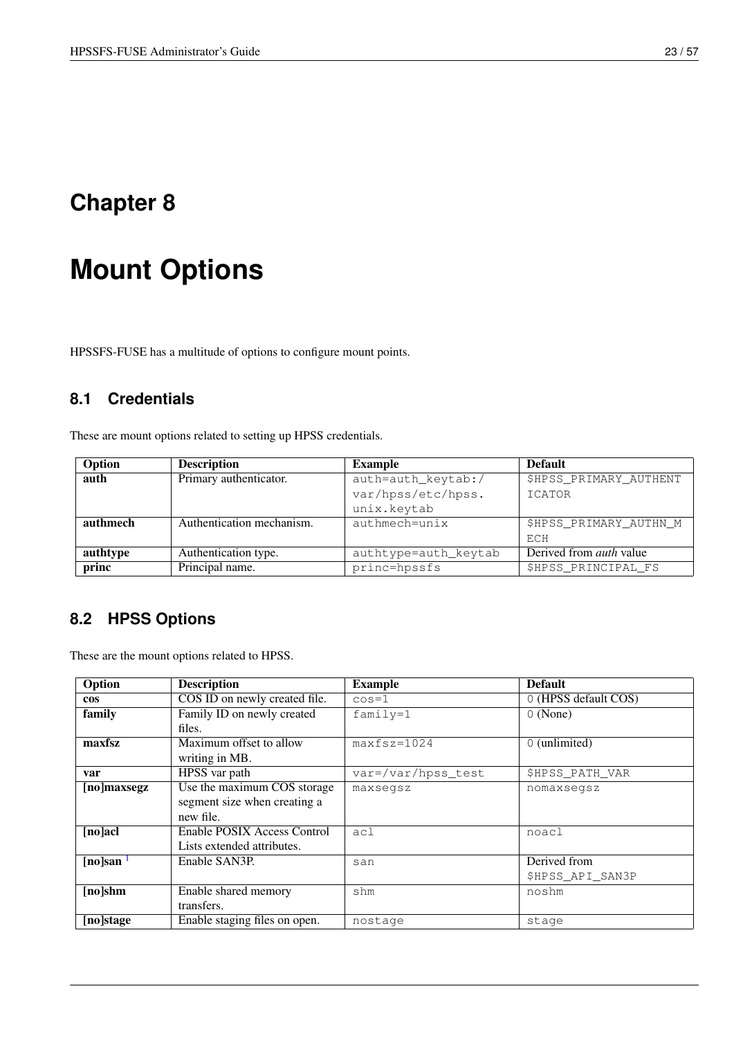# Chapter 8

# Mount Options

HPSSFS-FUSE has a multitude of options to configure mount points.

## 8.1 Credentials

These are mount options related to setting up HPSS credentials.

| Option | Description | Example | Default |
|---|---|---|---|
| **auth** | Primary authenticator. | `auth=auth_keytab:/var/hpss/etc/hpss.unix.keytab` | `$HPSS_PRIMARY_AUTHENTICATOR` |
| **authmech** | Authentication mechanism. | `authmech=unix` | `$HPSS_PRIMARY_AUTHN_MECH` |
| **authtype** | Authentication type. | `authtype=auth_keytab` | Derived from *auth* value |
| **princ** | Principal name. | `princ=hpssfs` | `$HPSS_PRINCIPAL_FS` |

## 8.2 HPSS Options

These are the mount options related to HPSS.

| Option | Description | Example | Default |
|---|---|---|---|
| **cos** | COS ID on newly created file. | `cos=1` | `0` (HPSS default COS) |
| **family** | Family ID on newly created files. | `family=1` | `0` (None) |
| **maxfsz** | Maximum offset to allow writing in MB. | `maxfsz=1024` | `0` (unlimited) |
| **var** | HPSS var path | `var=/var/hpss_test` | `$HPSS_PATH_VAR` |
| **[no]maxsegz** | Use the maximum COS storage segment size when creating a new file. | `maxsegsz` | `nomaxsegsz` |
| **[no]acl** | Enable POSIX Access Control Lists extended attributes. | `acl` | `noacl` |
| **[no]san** [1] | Enable SAN3P. | `san` | Derived from `$HPSS_API_SAN3P` |
| **[no]shm** | Enable shared memory transfers. | `shm` | `noshm` |
| **[no]stage** | Enable staging files on open. | `nostage` | `stage` |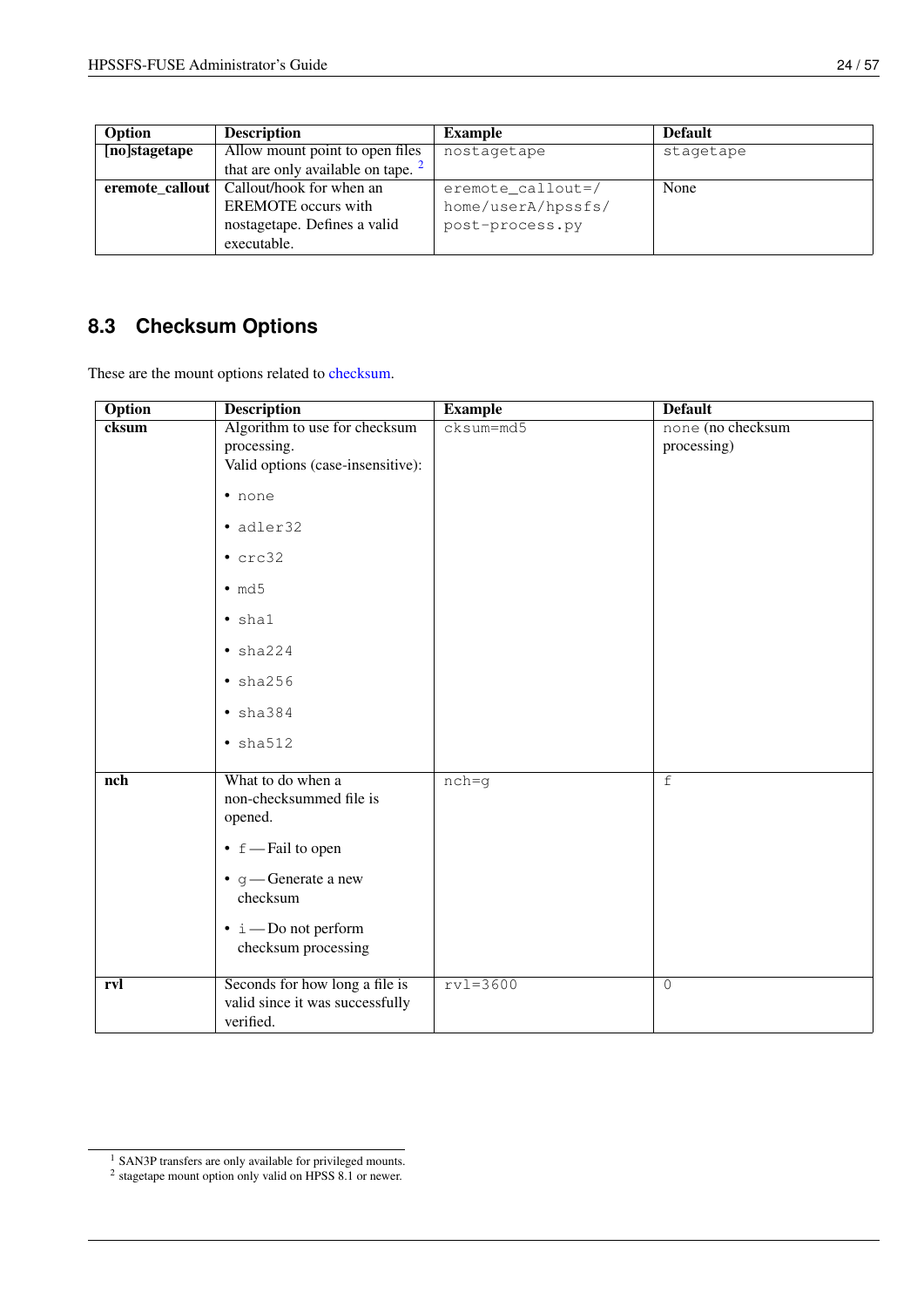| Option | Description | Example | Default |
|---|---|---|---|
| **[no]stagetape** | Allow mount point to open files that are only available on tape. [2] | `nostagetape` | `stagetape` |
| **eremote_callout** | Callout/hook for when an EREMOTE occurs with nostagetape. Defines a valid executable. | `eremote_callout=/home/userA/hpssfs/post-process.py` | None |

## 8.3 Checksum Options

These are the mount options related to checksum.

| Option | Description | Example | Default |
|---|---|---|---|
| **cksum** | Algorithm to use for checksum processing.<br>Valid options (case-insensitive):<br>• `none`<br>• `adler32`<br>• `crc32`<br>• `md5`<br>• `sha1`<br>• `sha224`<br>• `sha256`<br>• `sha384`<br>• `sha512` | `cksum=md5` | `none` (no checksum processing) |
| **nch** | What to do when a non-checksummed file is opened.<br>• `f` — Fail to open<br>• `g` — Generate a new checksum<br>• `i` — Do not perform checksum processing | `nch=g` | `f` |
| **rvl** | Seconds for how long a file is valid since it was successfully verified. | `rvl=3600` | `0` |

[1] SAN3P transfers are only available for privileged mounts.
[2] stagetape mount option only valid on HPSS 8.1 or newer.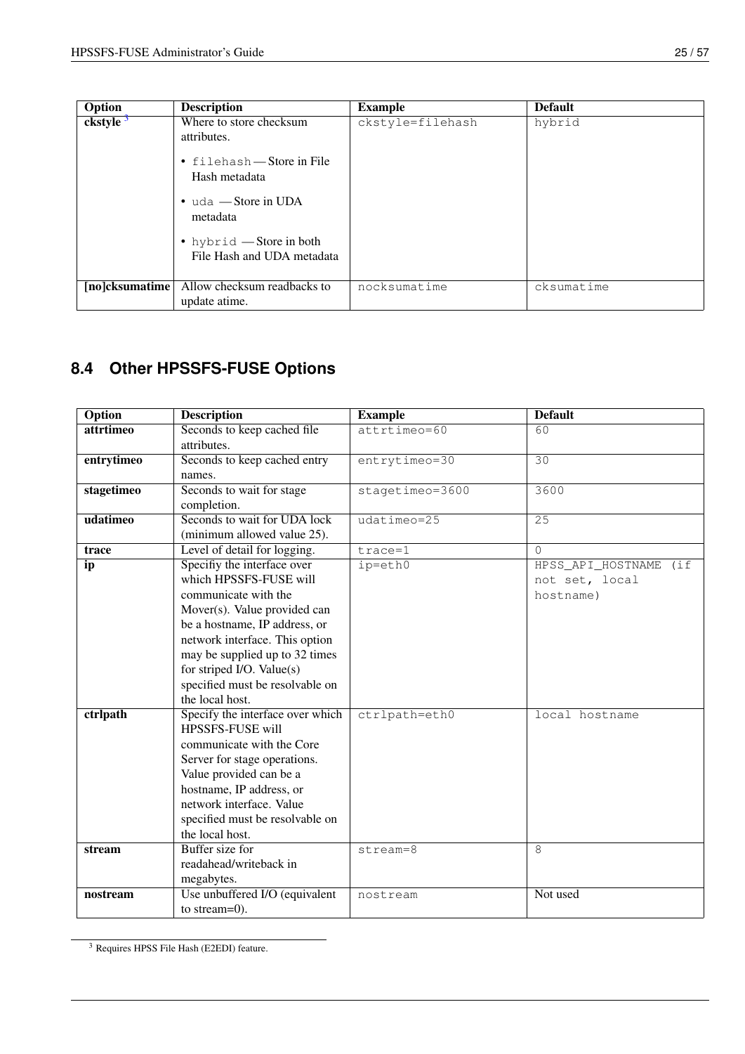| Option | Description | Example | Default |
| --- | --- | --- | --- |
| **ckstyle** [3] | Where to store checksum attributes. <br>• `filehash` — Store in File Hash metadata <br>• `uda` — Store in UDA metadata <br>• `hybrid` — Store in both File Hash and UDA metadata | `ckstyle=filehash` | `hybrid` |
| **[no]cksumatime** | Allow checksum readbacks to update atime. | `nocksumatime` | `cksumatime` |

## 8.4 Other HPSSFS-FUSE Options

| Option | Description | Example | Default |
| --- | --- | --- | --- |
| **attrtimeo** | Seconds to keep cached file attributes. | `attrtimeo=60` | `60` |
| **entrytimeo** | Seconds to keep cached entry names. | `entrytimeo=30` | `30` |
| **stagetimeo** | Seconds to wait for stage completion. | `stagetimeo=3600` | `3600` |
| **udatimeo** | Seconds to wait for UDA lock (minimum allowed value 25). | `udatimeo=25` | `25` |
| **trace** | Level of detail for logging. | `trace=1` | `0` |
| **ip** | Specifiy the interface over which HPSSFS-FUSE will communicate with the Mover(s). Value provided can be a hostname, IP address, or network interface. This option may be supplied up to 32 times for striped I/O. Value(s) specified must be resolvable on the local host. | `ip=eth0` | `HPSS_API_HOSTNAME (if not set, local hostname)` |
| **ctrlpath** | Specify the interface over which HPSSFS-FUSE will communicate with the Core Server for stage operations. Value provided can be a hostname, IP address, or network interface. Value specified must be resolvable on the local host. | `ctrlpath=eth0` | `local hostname` |
| **stream** | Buffer size for readahead/writeback in megabytes. | `stream=8` | `8` |
| **nostream** | Use unbuffered I/O (equivalent to stream=0). | `nostream` | Not used |

[3] Requires HPSS File Hash (E2EDI) feature.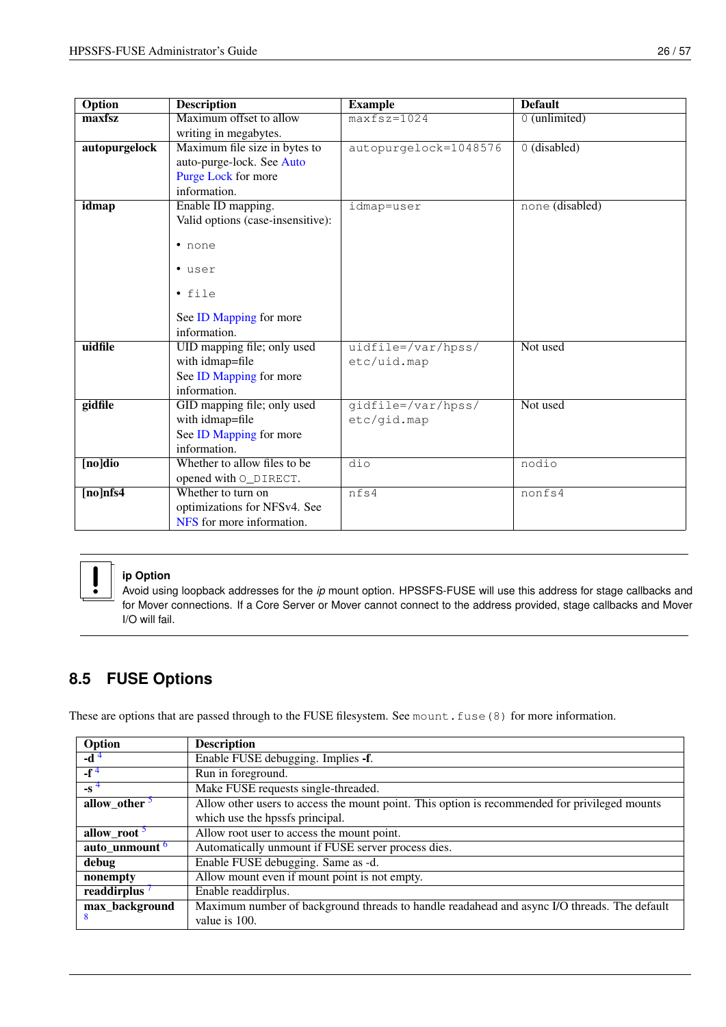| Option | Description | Example | Default |
|---|---|---|---|
| **maxfsz** | Maximum offset to allow writing in megabytes. | `maxfsz=1024` | `0` (unlimited) |
| **autopurgelock** | Maximum file size in bytes to auto-purge-lock. See Auto Purge Lock for more information. | `autopurgelock=1048576` | `0` (disabled) |
| **idmap** | Enable ID mapping. Valid options (case-insensitive): • `none` • `user` • `file` See ID Mapping for more information. | `idmap=user` | `none` (disabled) |
| **uidfile** | UID mapping file; only used with idmap=file See ID Mapping for more information. | `uidfile=/var/hpss/etc/uid.map` | Not used |
| **gidfile** | GID mapping file; only used with idmap=file See ID Mapping for more information. | `gidfile=/var/hpss/etc/gid.map` | Not used |
| **[no]dio** | Whether to allow files to be opened with `O_DIRECT`. | `dio` | `nodio` |
| **[no]nfs4** | Whether to turn on optimizations for NFSv4. See NFS for more information. | `nfs4` | `nonfs4` |

**ip Option**

Avoid using loopback addresses for the *ip* mount option. HPSSFS-FUSE will use this address for stage callbacks and for Mover connections. If a Core Server or Mover cannot connect to the address provided, stage callbacks and Mover I/O will fail.

## 8.5 FUSE Options

These are options that are passed through to the FUSE filesystem. See `mount.fuse(8)` for more information.

| Option | Description |
|---|---|
| **-d** [4] | Enable FUSE debugging. Implies **-f**. |
| **-f** [4] | Run in foreground. |
| **-s** [4] | Make FUSE requests single-threaded. |
| **allow_other** [5] | Allow other users to access the mount point. This option is recommended for privileged mounts which use the hpssfs principal. |
| **allow_root** [5] | Allow root user to access the mount point. |
| **auto_unmount** [6] | Automatically unmount if FUSE server process dies. |
| **debug** | Enable FUSE debugging. Same as -d. |
| **nonempty** | Allow mount even if mount point is not empty. |
| **readdirplus** [7] | Enable readdirplus. |
| **max_background** [8] | Maximum number of background threads to handle readahead and async I/O threads. The default value is 100. |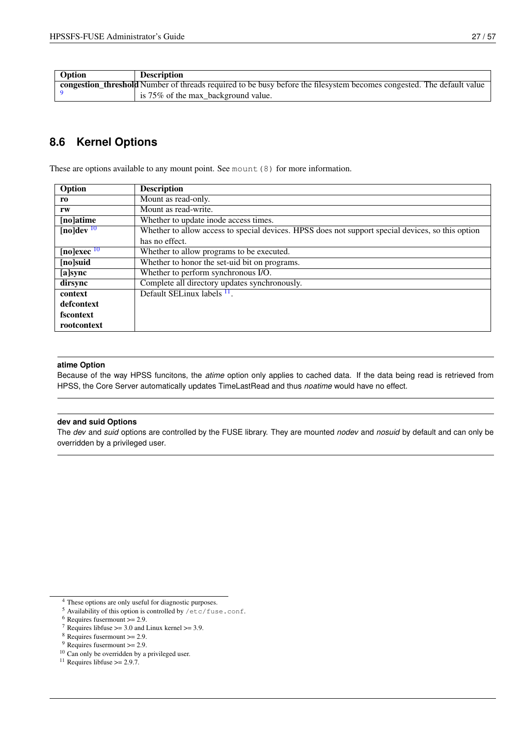| Option | Description |
| --- | --- |
| **congestion_threshold** [9] | Number of threads required to be busy before the filesystem becomes congested. The default value is 75% of the max_background value. |

## 8.6 Kernel Options

These are options available to any mount point. See `mount(8)` for more information.

| Option | Description |
| --- | --- |
| **ro** | Mount as read-only. |
| **rw** | Mount as read-write. |
| **[no]atime** | Whether to update inode access times. |
| **[no]dev** [10] | Whether to allow access to special devices. HPSS does not support special devices, so this option has no effect. |
| **[no]exec** [10] | Whether to allow programs to be executed. |
| **[no]suid** | Whether to honor the set-uid bit on programs. |
| **[a]sync** | Whether to perform synchronous I/O. |
| **dirsync** | Complete all directory updates synchronously. |
| **context** **defcontext** **fscontext** **rootcontext** | Default SELinux labels [11]. |

**atime Option**

Because of the way HPSS funcitons, the *atime* option only applies to cached data. If the data being read is retrieved from HPSS, the Core Server automatically updates TimeLastRead and thus *noatime* would have no effect.

**dev and suid Options**

The *dev* and *suid* options are controlled by the FUSE library. They are mounted *nodev* and *nosuid* by default and can only be overridden by a privileged user.

---

[4] These options are only useful for diagnostic purposes.
[5] Availability of this option is controlled by `/etc/fuse.conf`.
[6] Requires fusermount >= 2.9.
[7] Requires libfuse >= 3.0 and Linux kernel >= 3.9.
[8] Requires fusermount >= 2.9.
[9] Requires fusermount >= 2.9.
[10] Can only be overridden by a privileged user.
[11] Requires libfuse >= 2.9.7.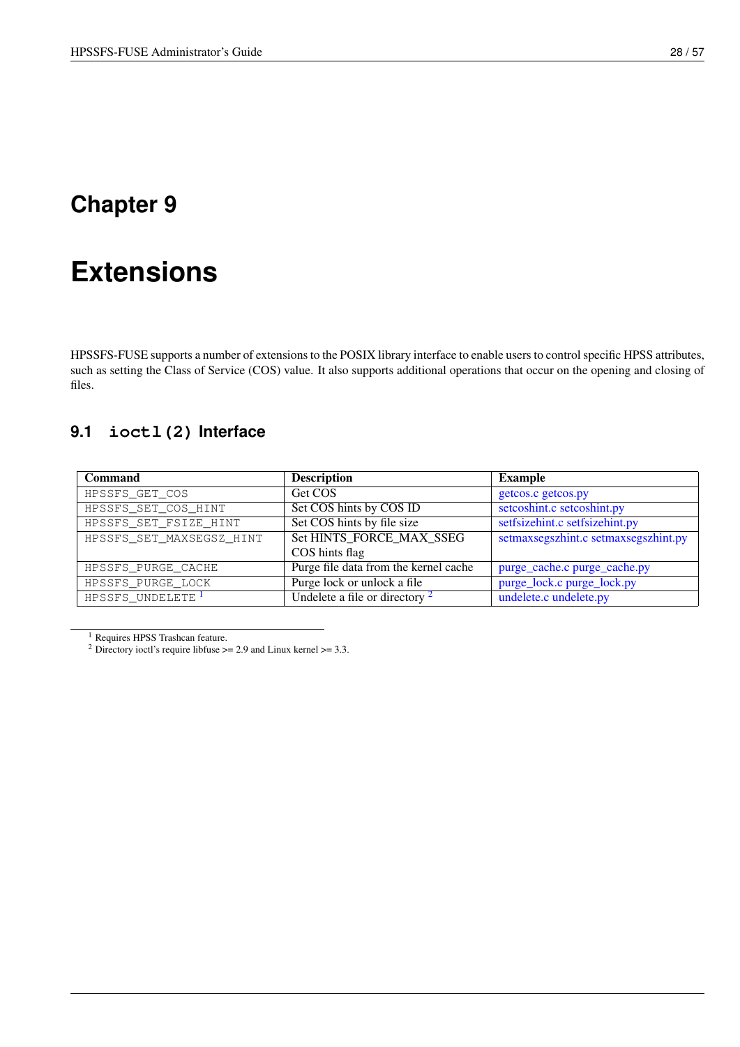# Chapter 9

# Extensions

HPSSFS-FUSE supports a number of extensions to the POSIX library interface to enable users to control specific HPSS attributes, such as setting the Class of Service (COS) value. It also supports additional operations that occur on the opening and closing of files.

## 9.1 `ioctl(2)` Interface

| Command | Description | Example |
|---|---|---|
| `HPSSFS_GET_COS` | Get COS | getcos.c getcos.py |
| `HPSSFS_SET_COS_HINT` | Set COS hints by COS ID | setcoshint.c setcoshint.py |
| `HPSSFS_SET_FSIZE_HINT` | Set COS hints by file size | setfsizehint.c setfsizehint.py |
| `HPSSFS_SET_MAXSEGSZ_HINT` | Set HINTS_FORCE_MAX_SSEG COS hints flag | setmaxsegszhint.c setmaxsegszhint.py |
| `HPSSFS_PURGE_CACHE` | Purge file data from the kernel cache | purge_cache.c purge_cache.py |
| `HPSSFS_PURGE_LOCK` | Purge lock or unlock a file | purge_lock.c purge_lock.py |
| `HPSSFS_UNDELETE` [1] | Undelete a file or directory [2] | undelete.c undelete.py |

[1] Requires HPSS Trashcan feature.
[2] Directory ioctl's require libfuse >= 2.9 and Linux kernel >= 3.3.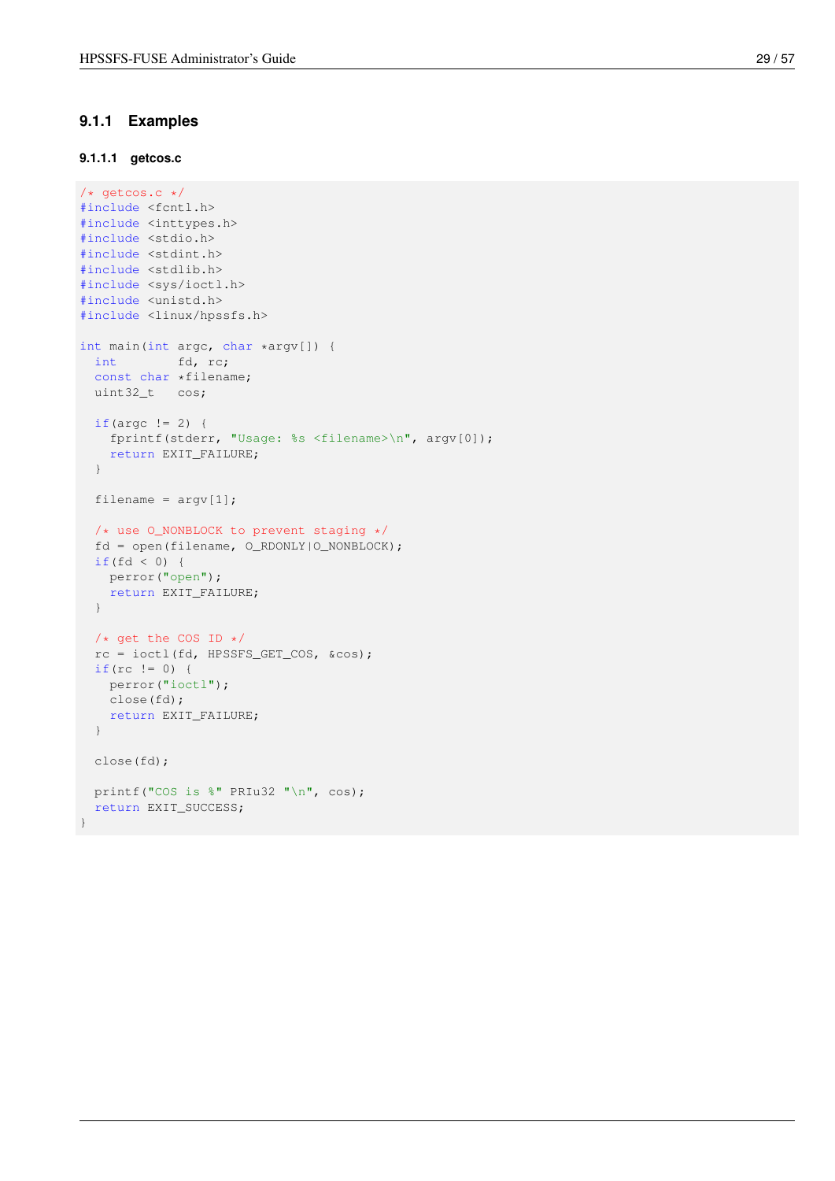### 9.1.1 Examples

#### 9.1.1.1 getcos.c

```
/* getcos.c */
#include <fcntl.h>
#include <inttypes.h>
#include <stdio.h>
#include <stdint.h>
#include <stdlib.h>
#include <sys/ioctl.h>
#include <unistd.h>
#include <linux/hpssfs.h>

int main(int argc, char *argv[]) {
  int        fd, rc;
  const char *filename;
  uint32_t   cos;

  if(argc != 2) {
    fprintf(stderr, "Usage: %s <filename>\n", argv[0]);
    return EXIT_FAILURE;
  }

  filename = argv[1];

  /* use O_NONBLOCK to prevent staging */
  fd = open(filename, O_RDONLY|O_NONBLOCK);
  if(fd < 0) {
    perror("open");
    return EXIT_FAILURE;
  }

  /* get the COS ID */
  rc = ioctl(fd, HPSSFS_GET_COS, &cos);
  if(rc != 0) {
    perror("ioctl");
    close(fd);
    return EXIT_FAILURE;
  }

  close(fd);

  printf("COS is %" PRIu32 "\n", cos);
  return EXIT_SUCCESS;
}
```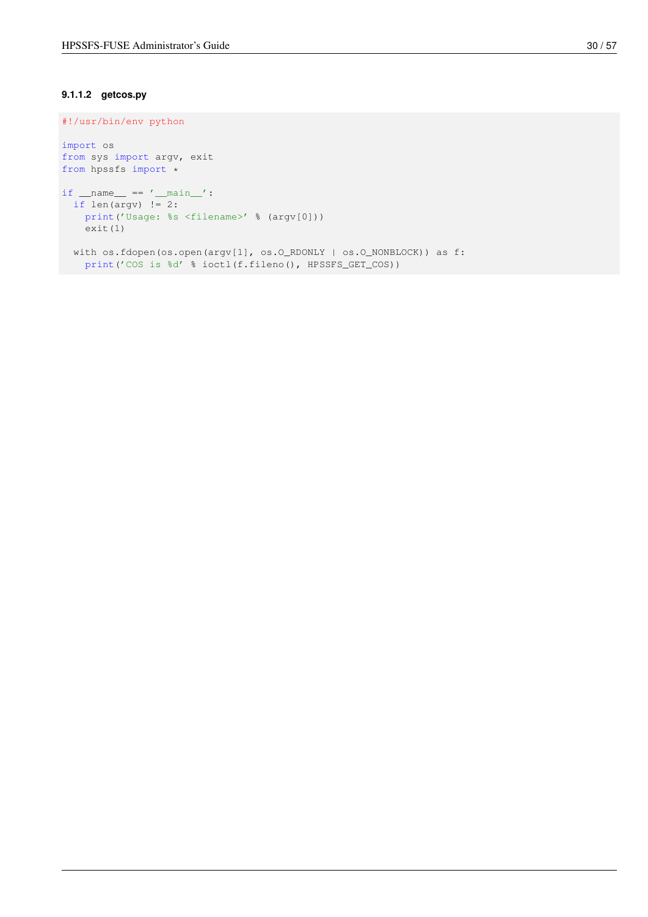#### 9.1.1.2 getcos.py

```
#!/usr/bin/env python

import os
from sys import argv, exit
from hpssfs import *

if __name__ == '__main__':
  if len(argv) != 2:
    print('Usage: %s <filename>' % (argv[0]))
    exit(1)

  with os.fdopen(os.open(argv[1], os.O_RDONLY | os.O_NONBLOCK)) as f:
    print('COS is %d' % ioctl(f.fileno(), HPSSFS_GET_COS))
```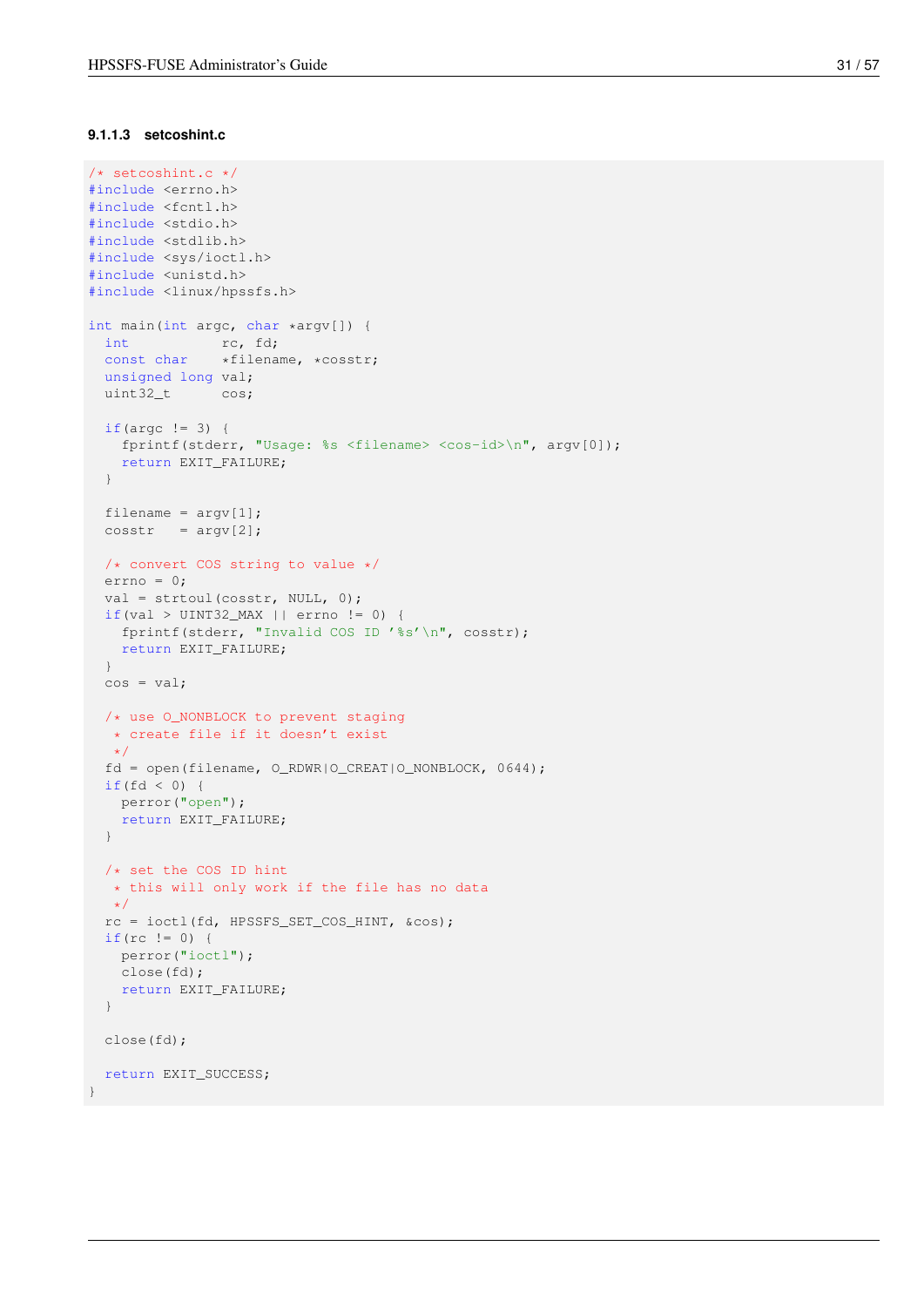#### 9.1.1.3 setcoshint.c

```c
/* setcoshint.c */
#include <errno.h>
#include <fcntl.h>
#include <stdio.h>
#include <stdlib.h>
#include <sys/ioctl.h>
#include <unistd.h>
#include <linux/hpssfs.h>

int main(int argc, char *argv[]) {
  int           rc, fd;
  const char    *filename, *cosstr;
  unsigned long val;
  uint32_t      cos;

  if(argc != 3) {
    fprintf(stderr, "Usage: %s <filename> <cos-id>\n", argv[0]);
    return EXIT_FAILURE;
  }

  filename = argv[1];
  cosstr   = argv[2];

  /* convert COS string to value */
  errno = 0;
  val = strtoul(cosstr, NULL, 0);
  if(val > UINT32_MAX || errno != 0) {
    fprintf(stderr, "Invalid COS ID '%s'\n", cosstr);
    return EXIT_FAILURE;
  }
  cos = val;

  /* use O_NONBLOCK to prevent staging
   * create file if it doesn't exist
   */
  fd = open(filename, O_RDWR|O_CREAT|O_NONBLOCK, 0644);
  if(fd < 0) {
    perror("open");
    return EXIT_FAILURE;
  }

  /* set the COS ID hint
   * this will only work if the file has no data
   */
  rc = ioctl(fd, HPSSFS_SET_COS_HINT, &cos);
  if(rc != 0) {
    perror("ioctl");
    close(fd);
    return EXIT_FAILURE;
  }

  close(fd);

  return EXIT_SUCCESS;
}
```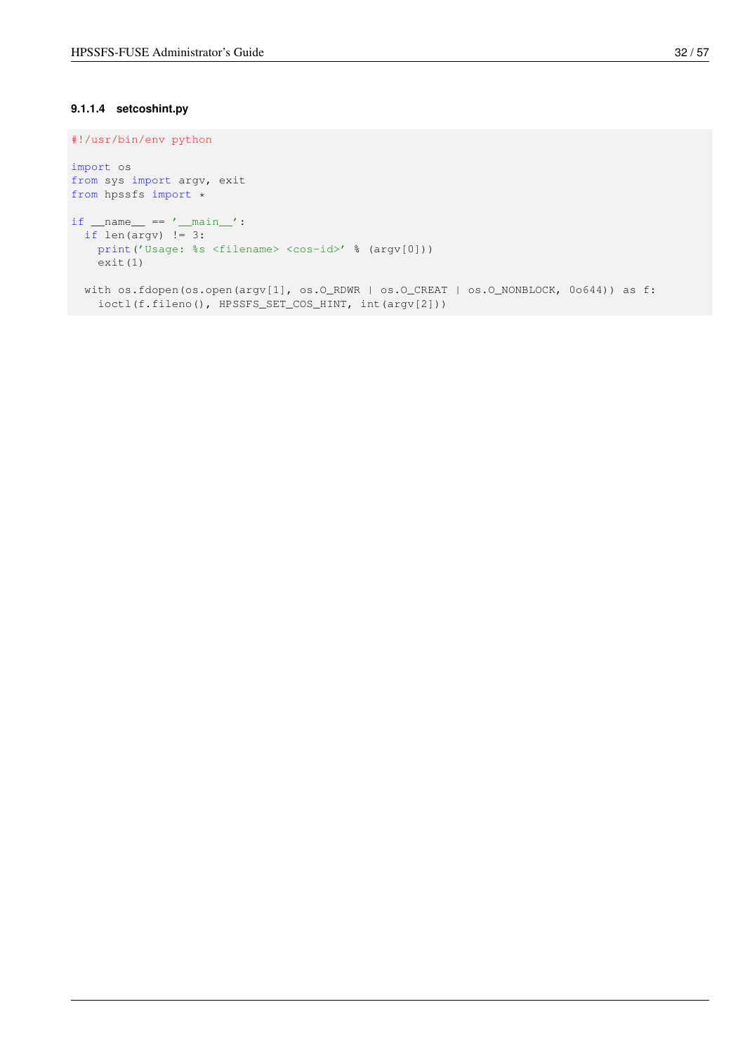#### 9.1.1.4 setcoshint.py

```
#!/usr/bin/env python

import os
from sys import argv, exit
from hpssfs import *

if __name__ == '__main__':
  if len(argv) != 3:
    print('Usage: %s <filename> <cos-id>' % (argv[0]))
    exit(1)

  with os.fdopen(os.open(argv[1], os.O_RDWR | os.O_CREAT | os.O_NONBLOCK, 0o644)) as f:
    ioctl(f.fileno(), HPSSFS_SET_COS_HINT, int(argv[2]))
```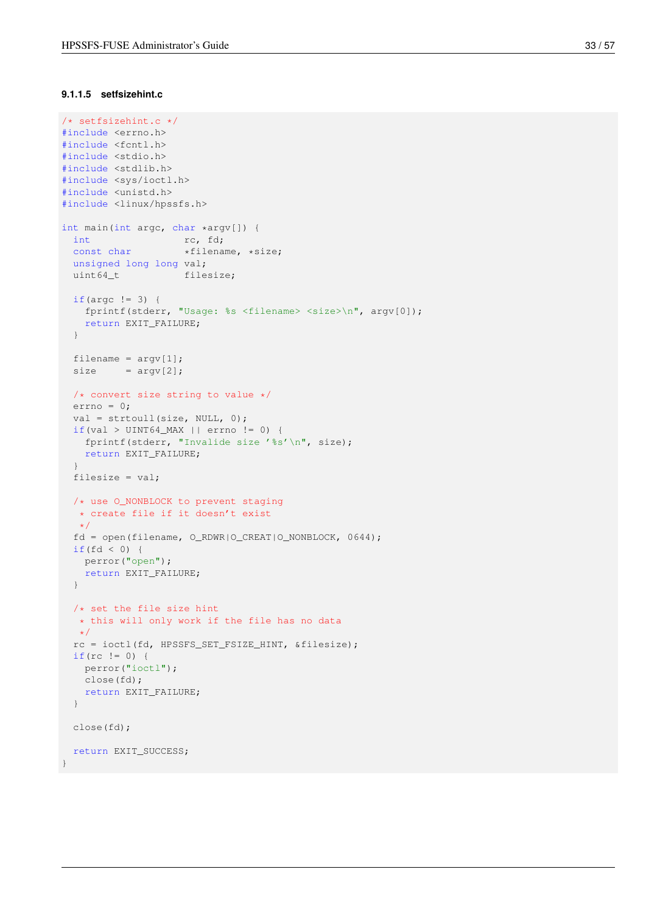#### 9.1.1.5 setfsizehint.c

```
/* setfsizehint.c */
#include <errno.h>
#include <fcntl.h>
#include <stdio.h>
#include <stdlib.h>
#include <sys/ioctl.h>
#include <unistd.h>
#include <linux/hpssfs.h>

int main(int argc, char *argv[]) {
  int                rc, fd;
  const char         *filename, *size;
  unsigned long long val;
  uint64_t           filesize;

  if(argc != 3) {
    fprintf(stderr, "Usage: %s <filename> <size>\n", argv[0]);
    return EXIT_FAILURE;
  }

  filename = argv[1];
  size     = argv[2];

  /* convert size string to value */
  errno = 0;
  val = strtoull(size, NULL, 0);
  if(val > UINT64_MAX || errno != 0) {
    fprintf(stderr, "Invalide size '%s'\n", size);
    return EXIT_FAILURE;
  }
  filesize = val;

  /* use O_NONBLOCK to prevent staging
   * create file if it doesn't exist
   */
  fd = open(filename, O_RDWR|O_CREAT|O_NONBLOCK, 0644);
  if(fd < 0) {
    perror("open");
    return EXIT_FAILURE;
  }

  /* set the file size hint
   * this will only work if the file has no data
   */
  rc = ioctl(fd, HPSSFS_SET_FSIZE_HINT, &filesize);
  if(rc != 0) {
    perror("ioctl");
    close(fd);
    return EXIT_FAILURE;
  }

  close(fd);

  return EXIT_SUCCESS;
}
```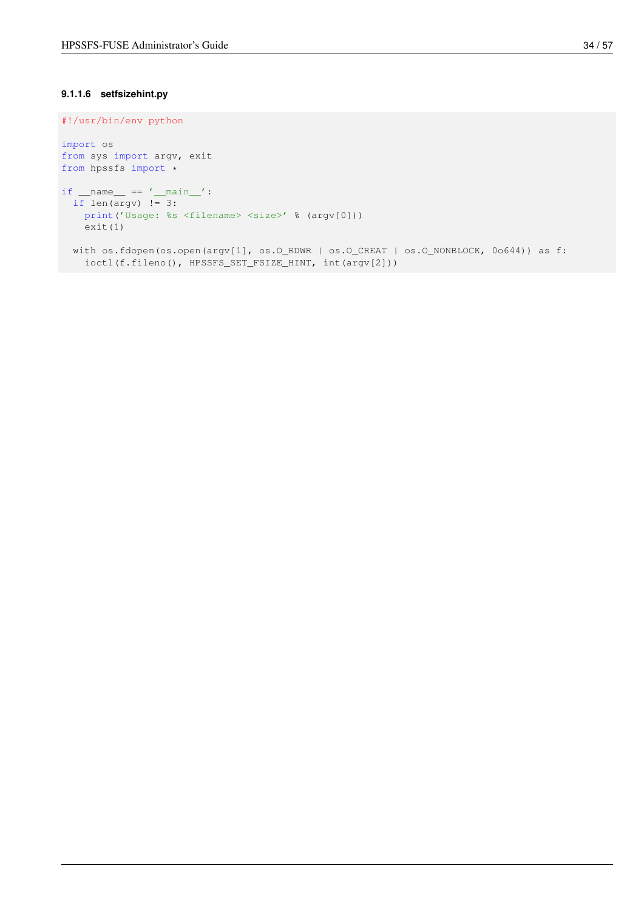#### 9.1.1.6 setfsizehint.py

```
#!/usr/bin/env python

import os
from sys import argv, exit
from hpssfs import *

if __name__ == '__main__':
  if len(argv) != 3:
    print('Usage: %s <filename> <size>' % (argv[0]))
    exit(1)

  with os.fdopen(os.open(argv[1], os.O_RDWR | os.O_CREAT | os.O_NONBLOCK, 0o644)) as f:
    ioctl(f.fileno(), HPSSFS_SET_FSIZE_HINT, int(argv[2]))
```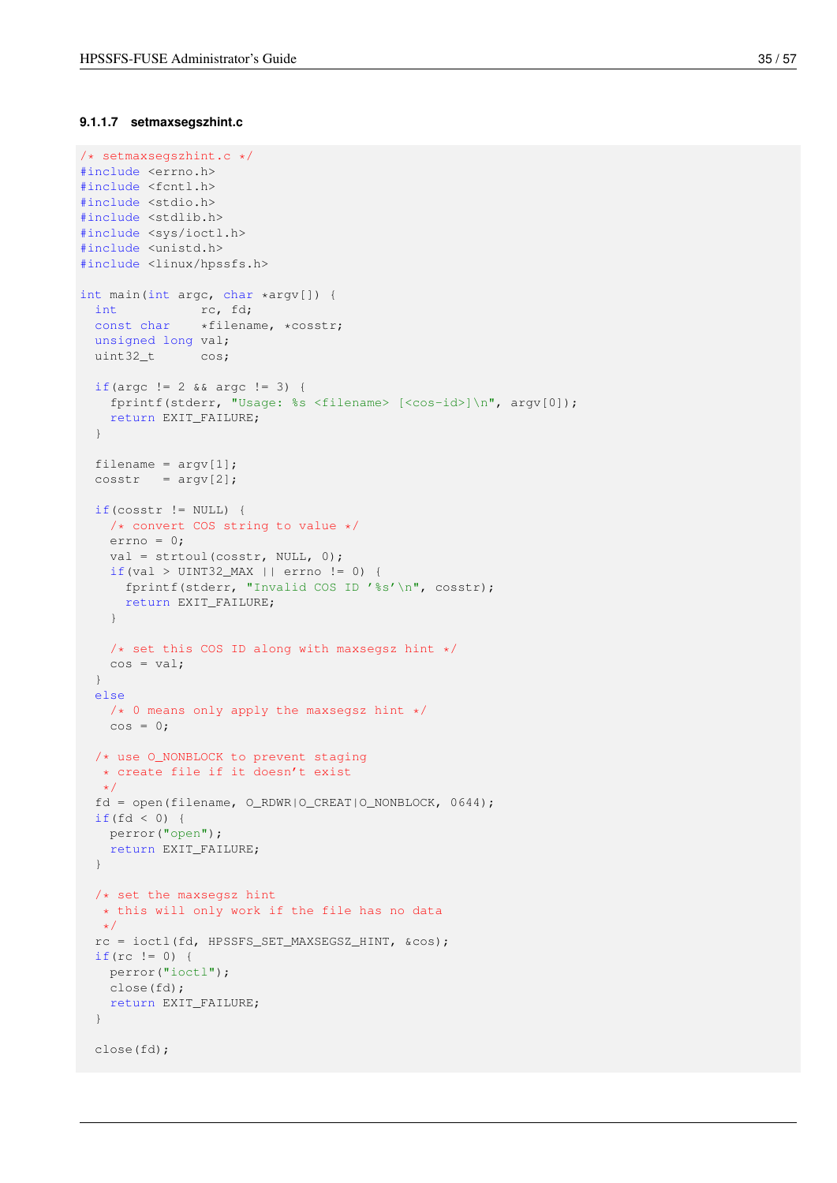#### 9.1.1.7 setmaxsegszhint.c

```
/* setmaxsegszhint.c */
#include <errno.h>
#include <fcntl.h>
#include <stdio.h>
#include <stdlib.h>
#include <sys/ioctl.h>
#include <unistd.h>
#include <linux/hpssfs.h>

int main(int argc, char *argv[]) {
  int           rc, fd;
  const char    *filename, *cosstr;
  unsigned long val;
  uint32_t      cos;

  if(argc != 2 && argc != 3) {
    fprintf(stderr, "Usage: %s <filename> [<cos-id>]\n", argv[0]);
    return EXIT_FAILURE;
  }

  filename = argv[1];
  cosstr   = argv[2];

  if(cosstr != NULL) {
    /* convert COS string to value */
    errno = 0;
    val = strtoul(cosstr, NULL, 0);
    if(val > UINT32_MAX || errno != 0) {
      fprintf(stderr, "Invalid COS ID '%s'\n", cosstr);
      return EXIT_FAILURE;
    }

    /* set this COS ID along with maxsegsz hint */
    cos = val;
  }
  else
    /* 0 means only apply the maxsegsz hint */
    cos = 0;

  /* use O_NONBLOCK to prevent staging
   * create file if it doesn't exist
   */
  fd = open(filename, O_RDWR|O_CREAT|O_NONBLOCK, 0644);
  if(fd < 0) {
    perror("open");
    return EXIT_FAILURE;
  }

  /* set the maxsegsz hint
   * this will only work if the file has no data
   */
  rc = ioctl(fd, HPSSFS_SET_MAXSEGSZ_HINT, &cos);
  if(rc != 0) {
    perror("ioctl");
    close(fd);
    return EXIT_FAILURE;
  }

  close(fd);
```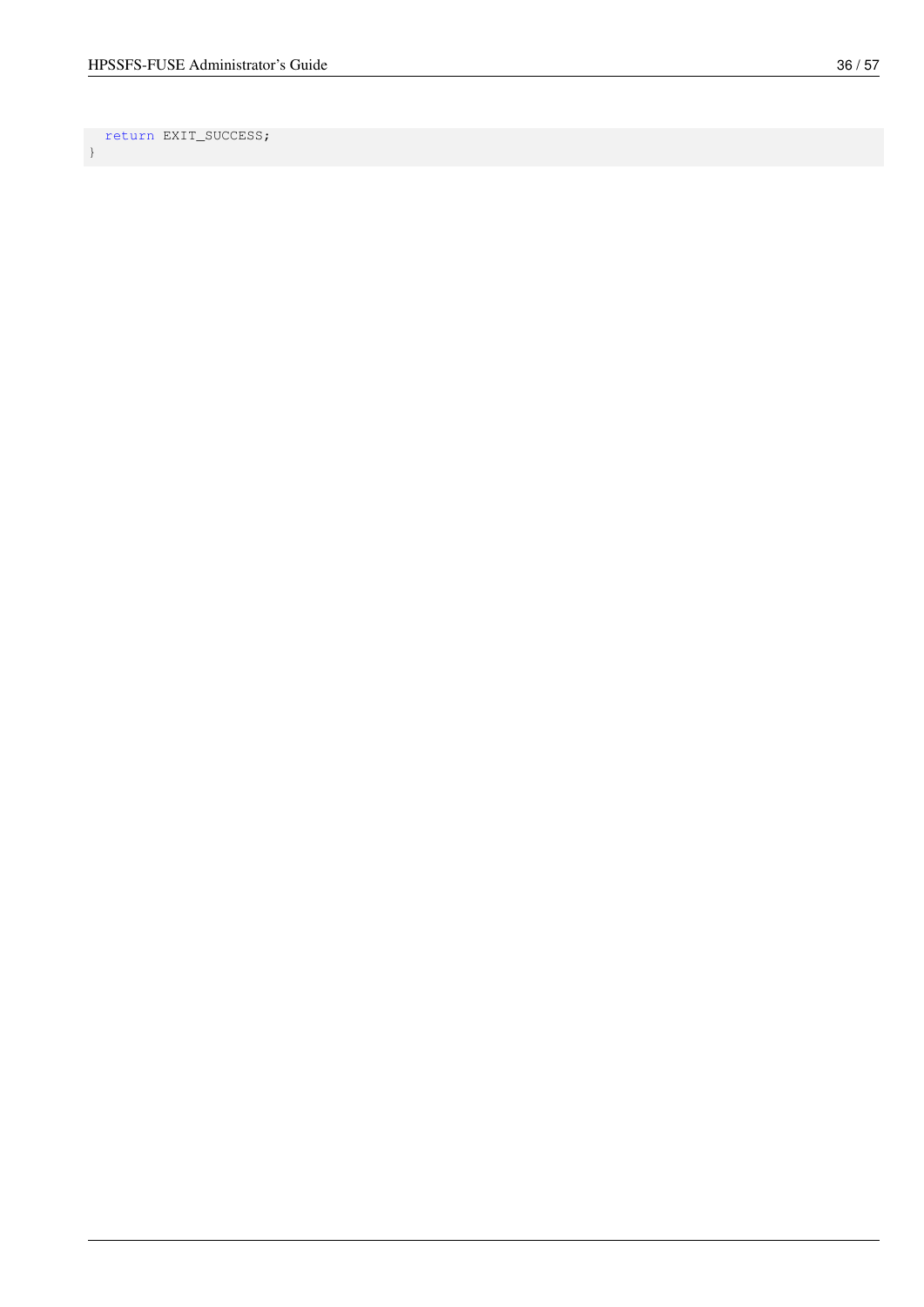```
  return EXIT_SUCCESS;
}
```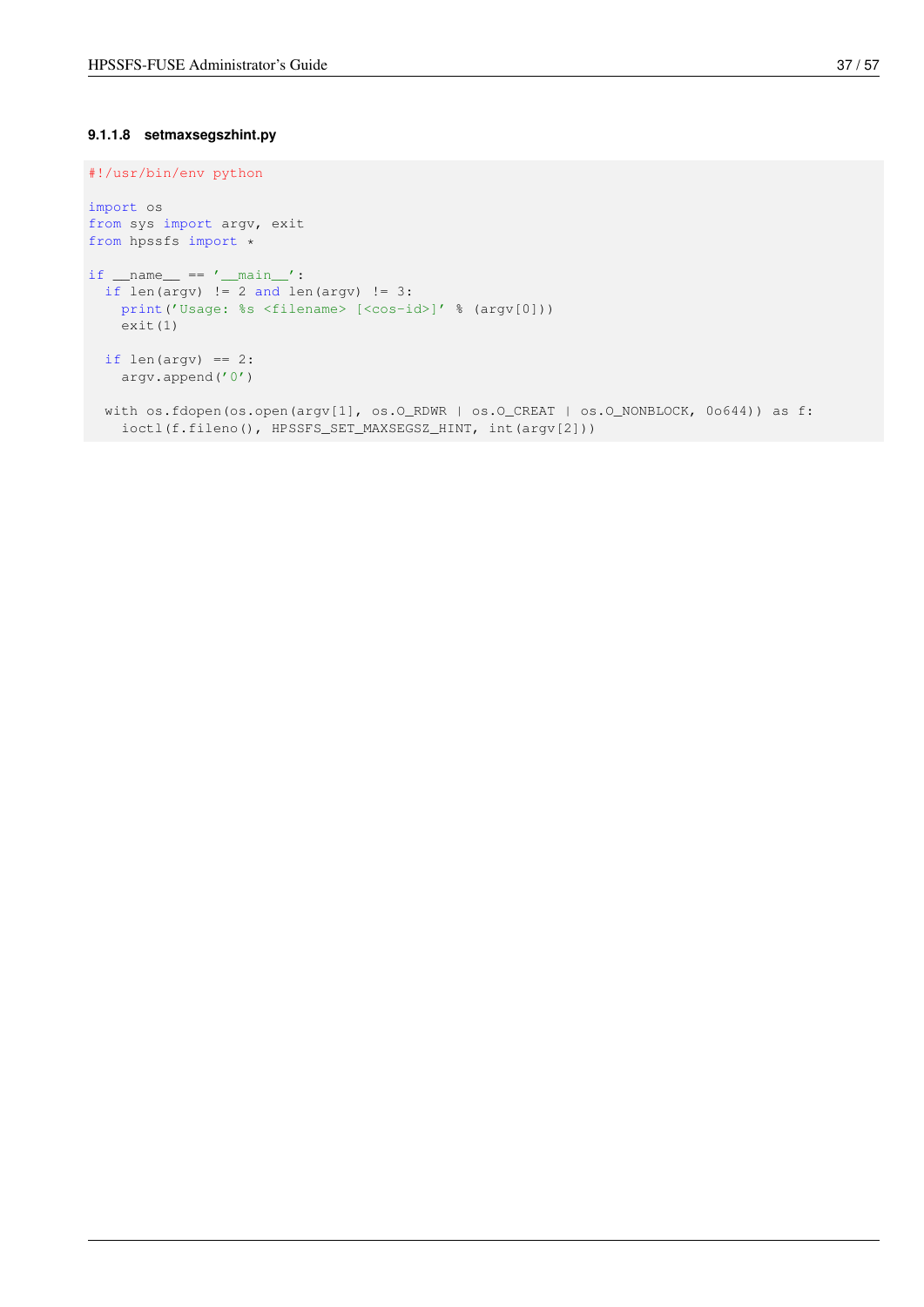#### 9.1.1.8 setmaxsegszhint.py

```
#!/usr/bin/env python

import os
from sys import argv, exit
from hpssfs import *

if __name__ == '__main__':
  if len(argv) != 2 and len(argv) != 3:
    print('Usage: %s <filename> [<cos-id>]' % (argv[0]))
    exit(1)

  if len(argv) == 2:
    argv.append('0')

  with os.fdopen(os.open(argv[1], os.O_RDWR | os.O_CREAT | os.O_NONBLOCK, 0o644)) as f:
    ioctl(f.fileno(), HPSSFS_SET_MAXSEGSZ_HINT, int(argv[2]))
```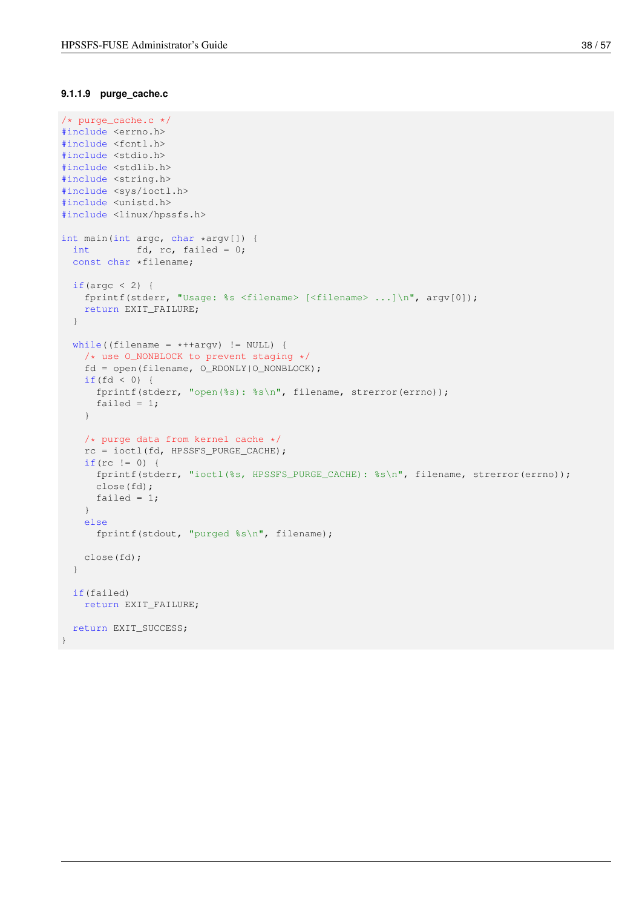#### 9.1.1.9 purge_cache.c

```c
/* purge_cache.c */
#include <errno.h>
#include <fcntl.h>
#include <stdio.h>
#include <stdlib.h>
#include <string.h>
#include <sys/ioctl.h>
#include <unistd.h>
#include <linux/hpssfs.h>

int main(int argc, char *argv[]) {
  int        fd, rc, failed = 0;
  const char *filename;

  if(argc < 2) {
    fprintf(stderr, "Usage: %s <filename> [<filename> ...]\n", argv[0]);
    return EXIT_FAILURE;
  }

  while((filename = *++argv) != NULL) {
    /* use O_NONBLOCK to prevent staging */
    fd = open(filename, O_RDONLY|O_NONBLOCK);
    if(fd < 0) {
      fprintf(stderr, "open(%s): %s\n", filename, strerror(errno));
      failed = 1;
    }

    /* purge data from kernel cache */
    rc = ioctl(fd, HPSSFS_PURGE_CACHE);
    if(rc != 0) {
      fprintf(stderr, "ioctl(%s, HPSSFS_PURGE_CACHE): %s\n", filename, strerror(errno));
      close(fd);
      failed = 1;
    }
    else
      fprintf(stdout, "purged %s\n", filename);

    close(fd);
  }

  if(failed)
    return EXIT_FAILURE;

  return EXIT_SUCCESS;
}
```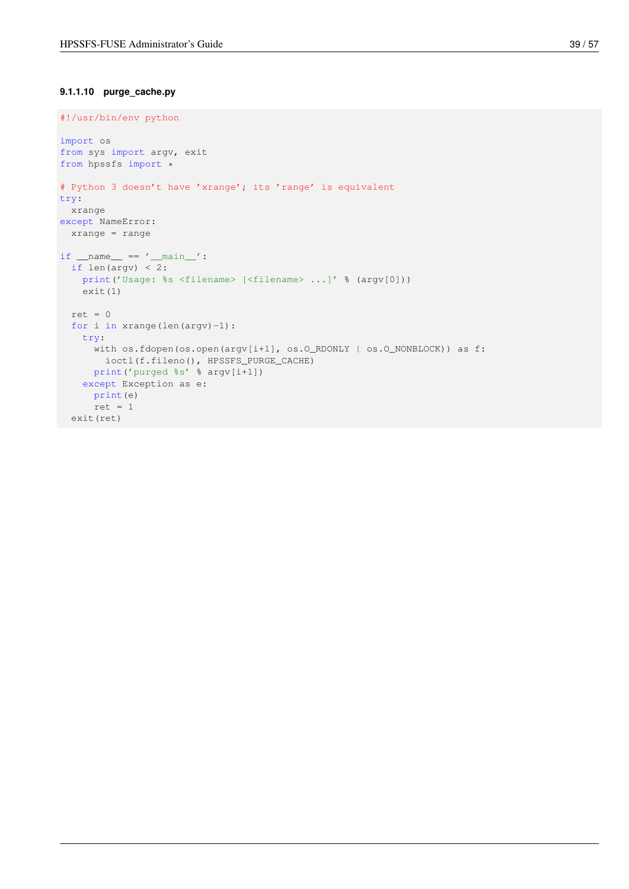#### 9.1.1.10 purge_cache.py

```
#!/usr/bin/env python

import os
from sys import argv, exit
from hpssfs import *

# Python 3 doesn't have 'xrange'; its 'range' is equivalent
try:
  xrange
except NameError:
  xrange = range

if __name__ == '__main__':
  if len(argv) < 2:
    print('Usage: %s <filename> [<filename> ...]' % (argv[0]))
    exit(1)

  ret = 0
  for i in xrange(len(argv)-1):
    try:
      with os.fdopen(os.open(argv[i+1], os.O_RDONLY | os.O_NONBLOCK)) as f:
        ioctl(f.fileno(), HPSSFS_PURGE_CACHE)
      print('purged %s' % argv[i+1])
    except Exception as e:
      print(e)
      ret = 1
  exit(ret)
```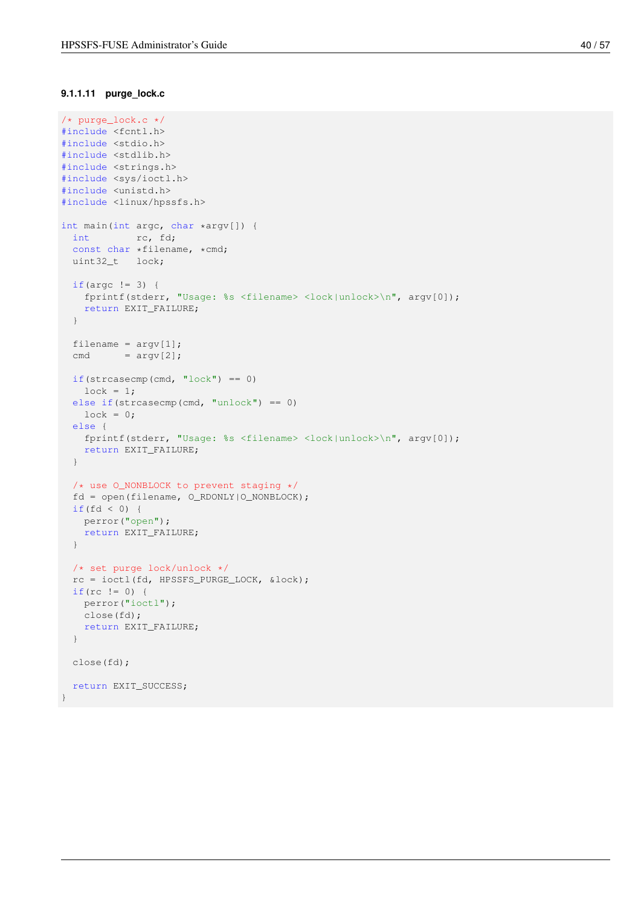#### 9.1.1.11 purge_lock.c

```
/* purge_lock.c */
#include <fcntl.h>
#include <stdio.h>
#include <stdlib.h>
#include <strings.h>
#include <sys/ioctl.h>
#include <unistd.h>
#include <linux/hpssfs.h>

int main(int argc, char *argv[]) {
  int        rc, fd;
  const char *filename, *cmd;
  uint32_t   lock;

  if(argc != 3) {
    fprintf(stderr, "Usage: %s <filename> <lock|unlock>\n", argv[0]);
    return EXIT_FAILURE;
  }

  filename = argv[1];
  cmd      = argv[2];

  if(strcasecmp(cmd, "lock") == 0)
    lock = 1;
  else if(strcasecmp(cmd, "unlock") == 0)
    lock = 0;
  else {
    fprintf(stderr, "Usage: %s <filename> <lock|unlock>\n", argv[0]);
    return EXIT_FAILURE;
  }

  /* use O_NONBLOCK to prevent staging */
  fd = open(filename, O_RDONLY|O_NONBLOCK);
  if(fd < 0) {
    perror("open");
    return EXIT_FAILURE;
  }

  /* set purge lock/unlock */
  rc = ioctl(fd, HPSSFS_PURGE_LOCK, &lock);
  if(rc != 0) {
    perror("ioctl");
    close(fd);
    return EXIT_FAILURE;
  }

  close(fd);

  return EXIT_SUCCESS;
}
```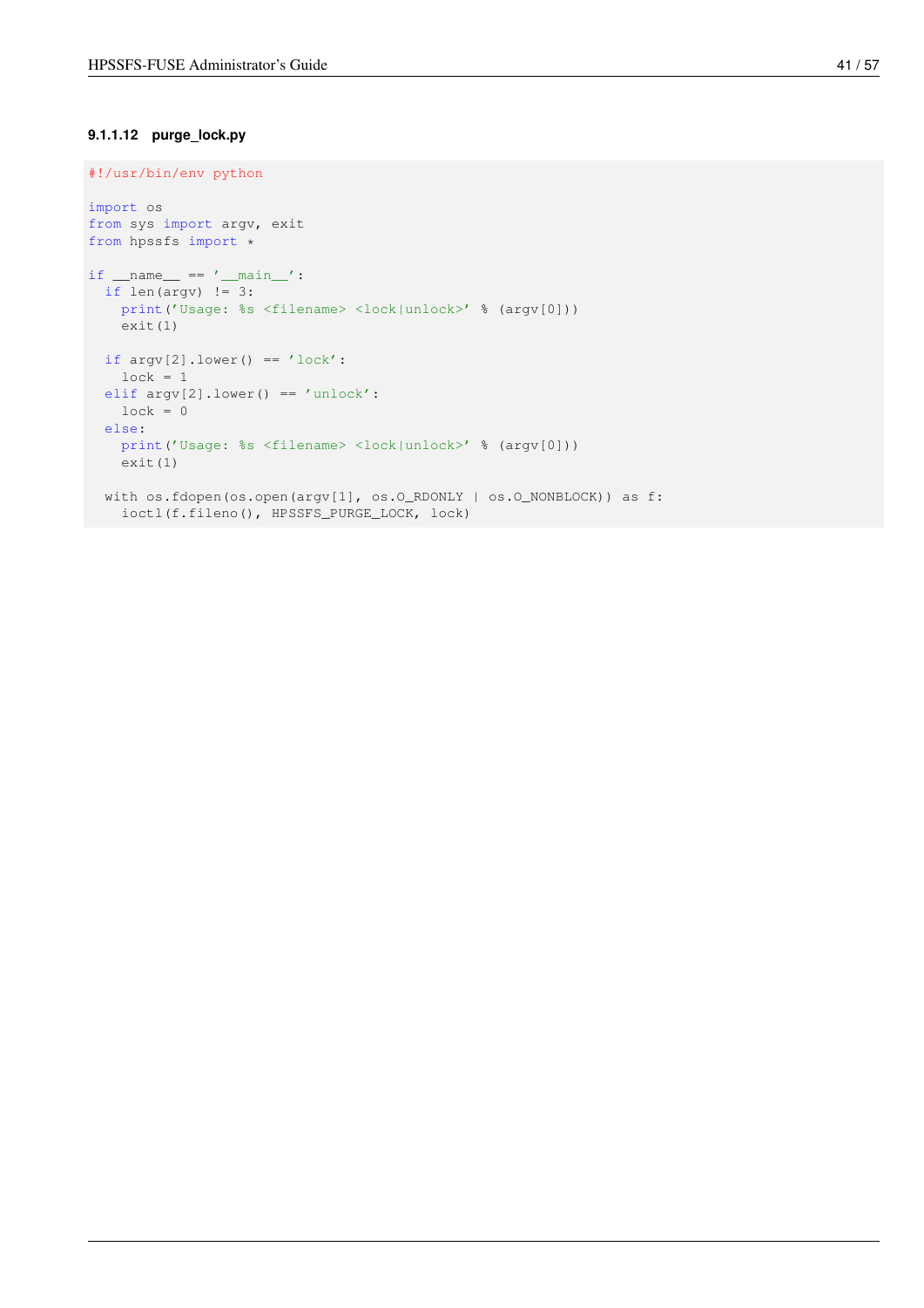#### 9.1.1.12 purge_lock.py

```
#!/usr/bin/env python

import os
from sys import argv, exit
from hpssfs import *

if __name__ == '__main__':
  if len(argv) != 3:
    print('Usage: %s <filename> <lock|unlock>' % (argv[0]))
    exit(1)

  if argv[2].lower() == 'lock':
    lock = 1
  elif argv[2].lower() == 'unlock':
    lock = 0
  else:
    print('Usage: %s <filename> <lock|unlock>' % (argv[0]))
    exit(1)

  with os.fdopen(os.open(argv[1], os.O_RDONLY | os.O_NONBLOCK)) as f:
    ioctl(f.fileno(), HPSSFS_PURGE_LOCK, lock)
```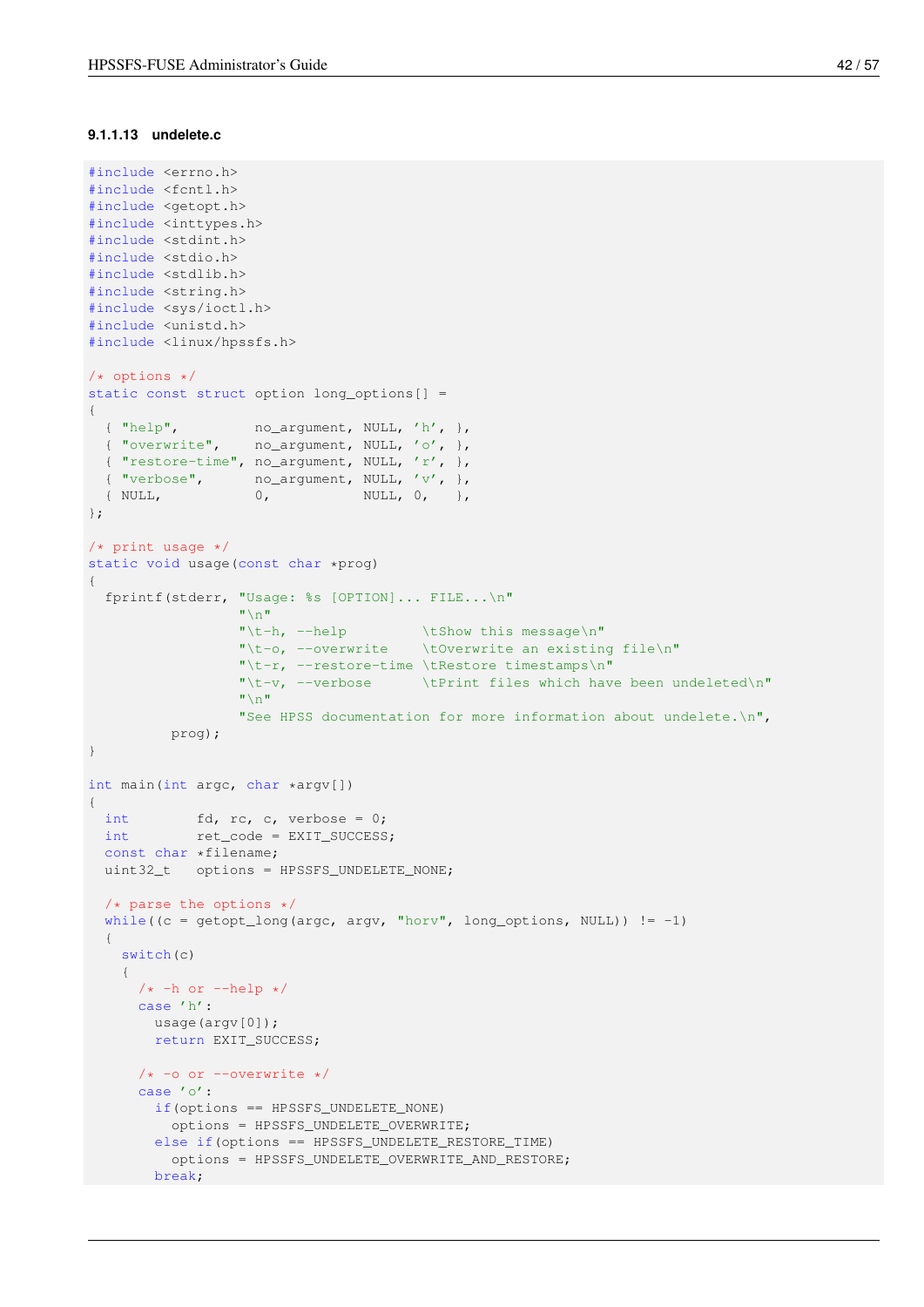##### 9.1.1.13 undelete.c

```
#include <errno.h>
#include <fcntl.h>
#include <getopt.h>
#include <inttypes.h>
#include <stdint.h>
#include <stdio.h>
#include <stdlib.h>
#include <string.h>
#include <sys/ioctl.h>
#include <unistd.h>
#include <linux/hpssfs.h>

/* options */
static const struct option long_options[] =
{
  { "help",         no_argument, NULL, 'h', },
  { "overwrite",    no_argument, NULL, 'o', },
  { "restore-time", no_argument, NULL, 'r', },
  { "verbose",      no_argument, NULL, 'v', },
  { NULL,           0,           NULL, 0,   },
};

/* print usage */
static void usage(const char *prog)
{
  fprintf(stderr, "Usage: %s [OPTION]... FILE...\n"
                  "\n"
                  "\t-h, --help         \tShow this message\n"
                  "\t-o, --overwrite    \tOverwrite an existing file\n"
                  "\t-r, --restore-time \tRestore timestamps\n"
                  "\t-v, --verbose      \tPrint files which have been undeleted\n"
                  "\n"
                  "See HPSS documentation for more information about undelete.\n",
          prog);
}

int main(int argc, char *argv[])
{
  int        fd, rc, c, verbose = 0;
  int        ret_code = EXIT_SUCCESS;
  const char *filename;
  uint32_t   options = HPSSFS_UNDELETE_NONE;

  /* parse the options */
  while((c = getopt_long(argc, argv, "horv", long_options, NULL)) != -1)
  {
    switch(c)
    {
      /* -h or --help */
      case 'h':
        usage(argv[0]);
        return EXIT_SUCCESS;

      /* -o or --overwrite */
      case 'o':
        if(options == HPSSFS_UNDELETE_NONE)
          options = HPSSFS_UNDELETE_OVERWRITE;
        else if(options == HPSSFS_UNDELETE_RESTORE_TIME)
          options = HPSSFS_UNDELETE_OVERWRITE_AND_RESTORE;
        break;
```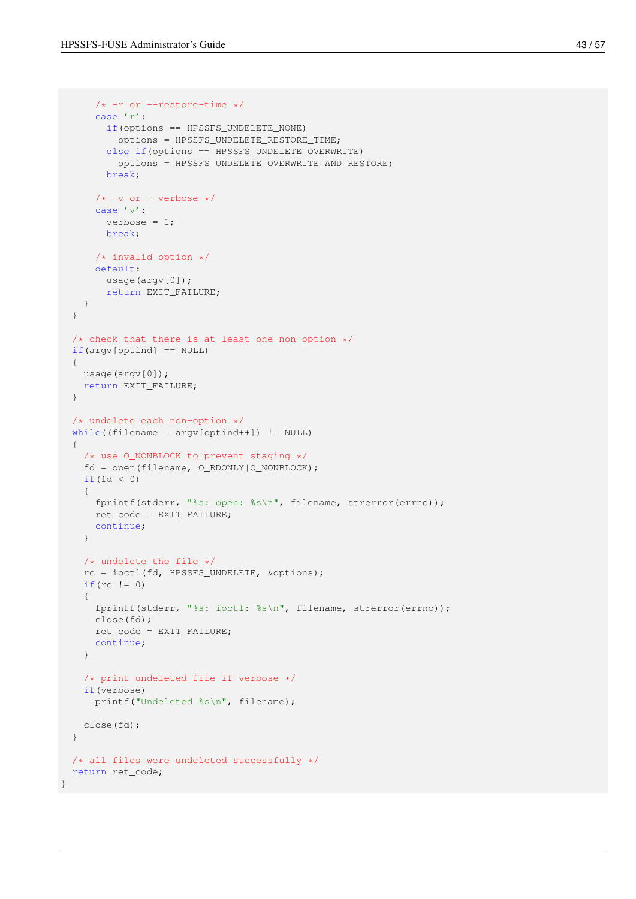```
      /* -r or --restore-time */
      case 'r':
        if(options == HPSSFS_UNDELETE_NONE)
          options = HPSSFS_UNDELETE_RESTORE_TIME;
        else if(options == HPSSFS_UNDELETE_OVERWRITE)
          options = HPSSFS_UNDELETE_OVERWRITE_AND_RESTORE;
        break;

      /* -v or --verbose */
      case 'v':
        verbose = 1;
        break;

      /* invalid option */
      default:
        usage(argv[0]);
        return EXIT_FAILURE;
    }
  }

  /* check that there is at least one non-option */
  if(argv[optind] == NULL)
  {
    usage(argv[0]);
    return EXIT_FAILURE;
  }

  /* undelete each non-option */
  while((filename = argv[optind++]) != NULL)
  {
    /* use O_NONBLOCK to prevent staging */
    fd = open(filename, O_RDONLY|O_NONBLOCK);
    if(fd < 0)
    {
      fprintf(stderr, "%s: open: %s\n", filename, strerror(errno));
      ret_code = EXIT_FAILURE;
      continue;
    }

    /* undelete the file */
    rc = ioctl(fd, HPSSFS_UNDELETE, &options);
    if(rc != 0)
    {
      fprintf(stderr, "%s: ioctl: %s\n", filename, strerror(errno));
      close(fd);
      ret_code = EXIT_FAILURE;
      continue;
    }

    /* print undeleted file if verbose */
    if(verbose)
      printf("Undeleted %s\n", filename);

    close(fd);
  }

  /* all files were undeleted successfully */
  return ret_code;
}
```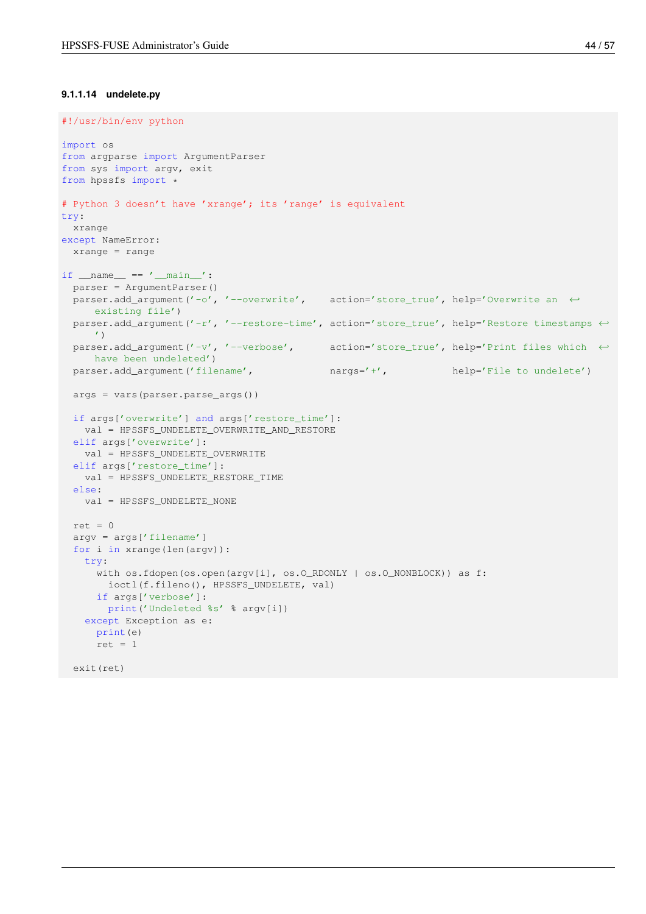#### 9.1.1.14 undelete.py

```
#!/usr/bin/env python

import os
from argparse import ArgumentParser
from sys import argv, exit
from hpssfs import *

# Python 3 doesn't have 'xrange'; its 'range' is equivalent
try:
  xrange
except NameError:
  xrange = range

if __name__ == '__main__':
  parser = ArgumentParser()
  parser.add_argument('-o', '--overwrite',    action='store_true', help='Overwrite an existing file')
  parser.add_argument('-r', '--restore-time', action='store_true', help='Restore timestamps')
  parser.add_argument('-v', '--verbose',      action='store_true', help='Print files which have been undeleted')
  parser.add_argument('filename',             nargs='+',           help='File to undelete')

  args = vars(parser.parse_args())

  if args['overwrite'] and args['restore_time']:
    val = HPSSFS_UNDELETE_OVERWRITE_AND_RESTORE
  elif args['overwrite']:
    val = HPSSFS_UNDELETE_OVERWRITE
  elif args['restore_time']:
    val = HPSSFS_UNDELETE_RESTORE_TIME
  else:
    val = HPSSFS_UNDELETE_NONE

  ret = 0
  argv = args['filename']
  for i in xrange(len(argv)):
    try:
      with os.fdopen(os.open(argv[i], os.O_RDONLY | os.O_NONBLOCK)) as f:
        ioctl(f.fileno(), HPSSFS_UNDELETE, val)
      if args['verbose']:
        print('Undeleted %s' % argv[i])
    except Exception as e:
      print(e)
      ret = 1

  exit(ret)
```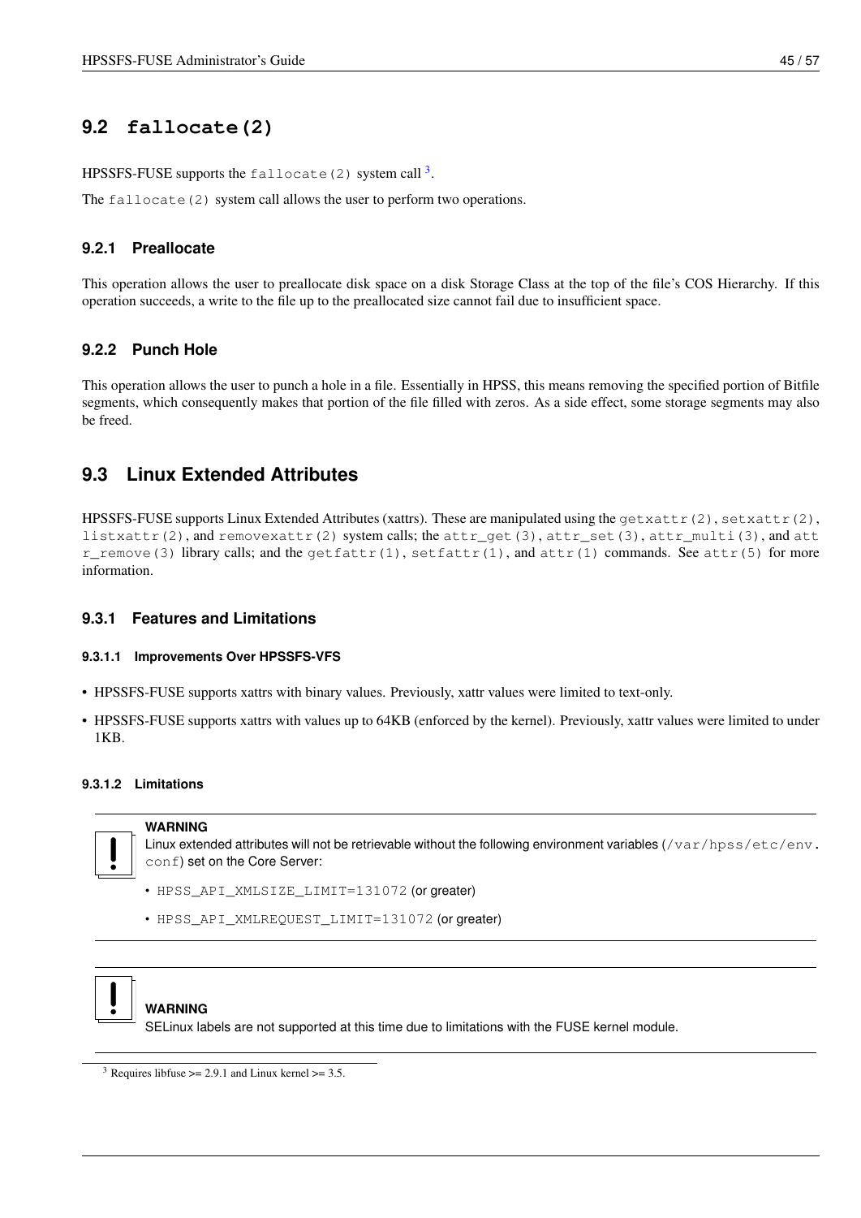## 9.2 fallocate(2)

HPSSFS-FUSE supports the `fallocate(2)` system call [3].

The `fallocate(2)` system call allows the user to perform two operations.

### 9.2.1 Preallocate

This operation allows the user to preallocate disk space on a disk Storage Class at the top of the file's COS Hierarchy. If this operation succeeds, a write to the file up to the preallocated size cannot fail due to insufficient space.

### 9.2.2 Punch Hole

This operation allows the user to punch a hole in a file. Essentially in HPSS, this means removing the specified portion of Bitfile segments, which consequently makes that portion of the file filled with zeros. As a side effect, some storage segments may also be freed.

## 9.3 Linux Extended Attributes

HPSSFS-FUSE supports Linux Extended Attributes (xattrs). These are manipulated using the `getxattr(2)`, `setxattr(2)`, `listxattr(2)`, and `removexattr(2)` system calls; the `attr_get(3)`, `attr_set(3)`, `attr_multi(3)`, and `attr_remove(3)` library calls; and the `getfattr(1)`, `setfattr(1)`, and `attr(1)` commands. See `attr(5)` for more information.

### 9.3.1 Features and Limitations

#### 9.3.1.1 Improvements Over HPSSFS-VFS

- HPSSFS-FUSE supports xattrs with binary values. Previously, xattr values were limited to text-only.
- HPSSFS-FUSE supports xattrs with values up to 64KB (enforced by the kernel). Previously, xattr values were limited to under 1KB.

#### 9.3.1.2 Limitations

> **WARNING**
>
> Linux extended attributes will not be retrievable without the following environment variables (`/var/hpss/etc/env.conf`) set on the Core Server:
>
> - `HPSS_API_XMLSIZE_LIMIT=131072` (or greater)
> - `HPSS_API_XMLREQUEST_LIMIT=131072` (or greater)

> **WARNING**
>
> SELinux labels are not supported at this time due to limitations with the FUSE kernel module.

[3] Requires libfuse >= 2.9.1 and Linux kernel >= 3.5.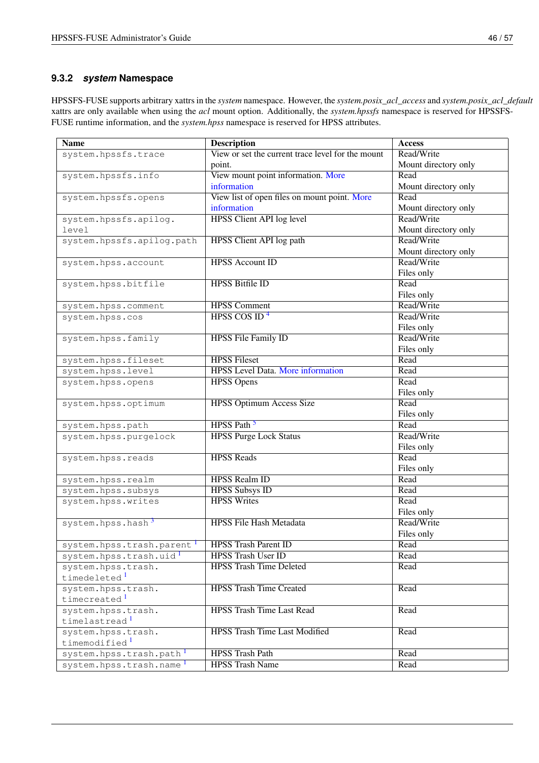### 9.3.2 *system* Namespace

HPSSFS-FUSE supports arbitrary xattrs in the *system* namespace. However, the *system.posix_acl_access* and *system.posix_acl_default* xattrs are only available when using the *acl* mount option. Additionally, the *system.hpssfs* namespace is reserved for HPSSFS-FUSE runtime information, and the *system.hpss* namespace is reserved for HPSS attributes.

| Name | Description | Access |
|---|---|---|
| `system.hpssfs.trace` | View or set the current trace level for the mount point. | Read/Write Mount directory only |
| `system.hpssfs.info` | View mount point information. More information | Read Mount directory only |
| `system.hpssfs.opens` | View list of open files on mount point. More information | Read Mount directory only |
| `system.hpssfs.apilog.level` | HPSS Client API log level | Read/Write Mount directory only |
| `system.hpssfs.apilog.path` | HPSS Client API log path | Read/Write Mount directory only |
| `system.hpss.account` | HPSS Account ID | Read/Write Files only |
| `system.hpss.bitfile` | HPSS Bitfile ID | Read Files only |
| `system.hpss.comment` | HPSS Comment | Read/Write |
| `system.hpss.cos` | HPSS COS ID [4] | Read/Write Files only |
| `system.hpss.family` | HPSS File Family ID | Read/Write Files only |
| `system.hpss.fileset` | HPSS Fileset | Read |
| `system.hpss.level` | HPSS Level Data. More information | Read |
| `system.hpss.opens` | HPSS Opens | Read Files only |
| `system.hpss.optimum` | HPSS Optimum Access Size | Read Files only |
| `system.hpss.path` | HPSS Path [5] | Read |
| `system.hpss.purgelock` | HPSS Purge Lock Status | Read/Write Files only |
| `system.hpss.reads` | HPSS Reads | Read Files only |
| `system.hpss.realm` | HPSS Realm ID | Read |
| `system.hpss.subsys` | HPSS Subsys ID | Read |
| `system.hpss.writes` | HPSS Writes | Read Files only |
| `system.hpss.hash` [3] | HPSS File Hash Metadata | Read/Write Files only |
| `system.hpss.trash.parent` [1] | HPSS Trash Parent ID | Read |
| `system.hpss.trash.uid` [1] | HPSS Trash User ID | Read |
| `system.hpss.trash.timedeleted` [1] | HPSS Trash Time Deleted | Read |
| `system.hpss.trash.timecreated` [1] | HPSS Trash Time Created | Read |
| `system.hpss.trash.timelastread` [1] | HPSS Trash Time Last Read | Read |
| `system.hpss.trash.timemodified` [1] | HPSS Trash Time Last Modified | Read |
| `system.hpss.trash.path` [1] | HPSS Trash Path | Read |
| `system.hpss.trash.name` [1] | HPSS Trash Name | Read |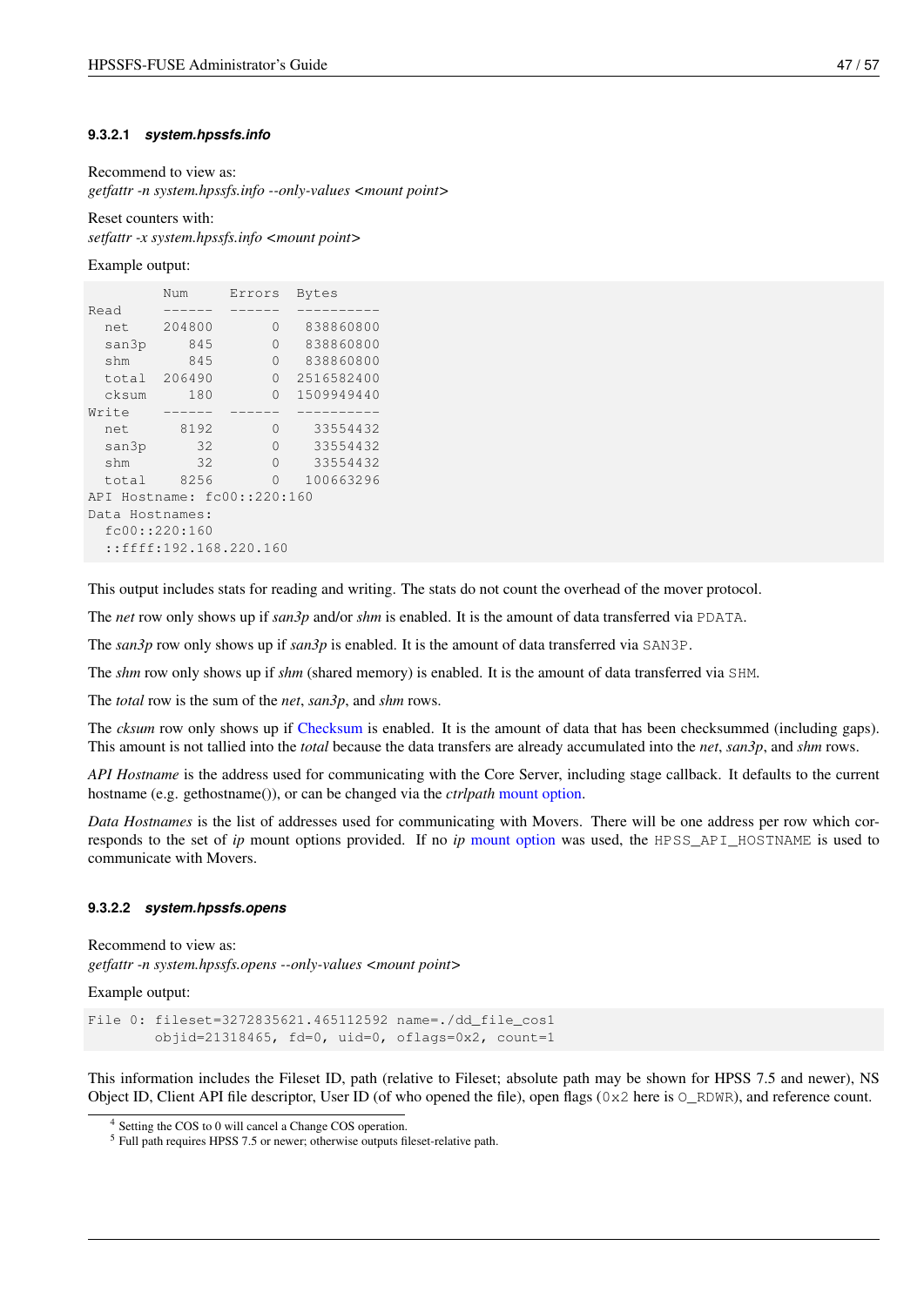#### 9.3.2.1 *system.hpssfs.info*

Recommend to view as:
*getfattr -n system.hpssfs.info --only-values <mount point>*

Reset counters with:
*setfattr -x system.hpssfs.info <mount point>*

Example output:

```
         Num     Errors  Bytes
Read     ------  ------  ----------
  net    204800       0   838860800
  san3p     845       0   838860800
  shm       845       0   838860800
  total  206490       0  2516582400
  cksum     180       0  1509949440
Write    ------  ------  ----------
  net      8192       0    33554432
  san3p      32       0    33554432
  shm        32       0    33554432
  total    8256       0   100663296
API Hostname: fc00::220:160
Data Hostnames:
  fc00::220:160
  ::ffff:192.168.220.160
```

This output includes stats for reading and writing. The stats do not count the overhead of the mover protocol.

The *net* row only shows up if *san3p* and/or *shm* is enabled. It is the amount of data transferred via `PDATA`.

The *san3p* row only shows up if *san3p* is enabled. It is the amount of data transferred via `SAN3P`.

The *shm* row only shows up if *shm* (shared memory) is enabled. It is the amount of data transferred via `SHM`.

The *total* row is the sum of the *net*, *san3p*, and *shm* rows.

The *cksum* row only shows up if Checksum is enabled. It is the amount of data that has been checksummed (including gaps). This amount is not tallied into the *total* because the data transfers are already accumulated into the *net*, *san3p*, and *shm* rows.

*API Hostname* is the address used for communicating with the Core Server, including stage callback. It defaults to the current hostname (e.g. gethostname()), or can be changed via the *ctrlpath* mount option.

*Data Hostnames* is the list of addresses used for communicating with Movers. There will be one address per row which corresponds to the set of *ip* mount options provided. If no *ip* mount option was used, the `HPSS_API_HOSTNAME` is used to communicate with Movers.

#### 9.3.2.2 *system.hpssfs.opens*

Recommend to view as:
*getfattr -n system.hpssfs.opens --only-values <mount point>*

Example output:

```
File 0: fileset=3272835621.465112592 name=./dd_file_cos1
        objid=21318465, fd=0, uid=0, oflags=0x2, count=1
```

This information includes the Fileset ID, path (relative to Fileset; absolute path may be shown for HPSS 7.5 and newer), NS Object ID, Client API file descriptor, User ID (of who opened the file), open flags (`0x2` here is `O_RDWR`), and reference count.

[4] Setting the COS to 0 will cancel a Change COS operation.
[5] Full path requires HPSS 7.5 or newer; otherwise outputs fileset-relative path.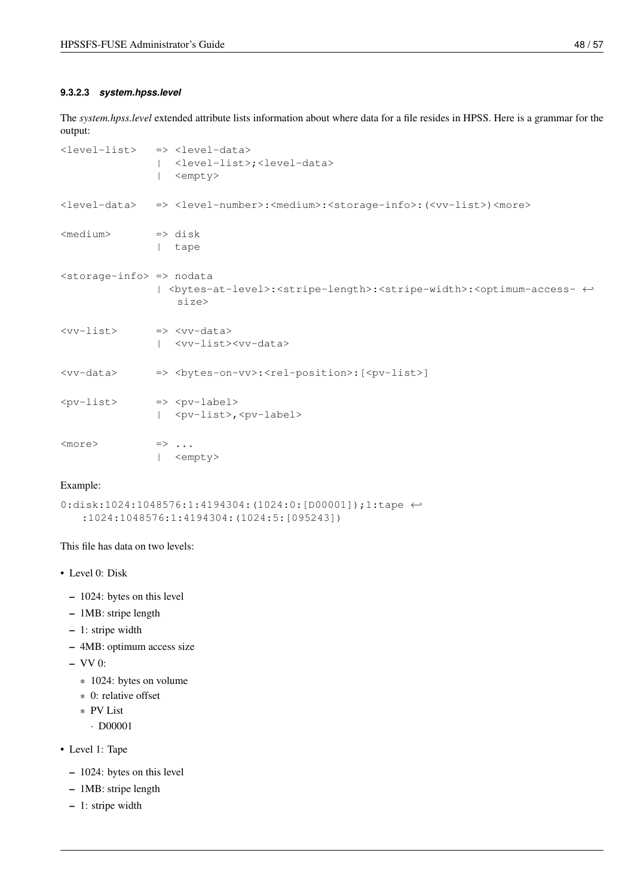#### 9.3.2.3 *system.hpss.level*

The *system.hpss.level* extended attribute lists information about where data for a file resides in HPSS. Here is a grammar for the output:

```
<level-list>   => <level-data>
               |  <level-list>;<level-data>
               |  <empty>

<level-data>   => <level-number>:<medium>:<storage-info>:(<vv-list>)<more>

<medium>       => disk
               |  tape

<storage-info> => nodata
               | <bytes-at-level>:<stripe-length>:<stripe-width>:<optimum-access- ↩
                  size>

<vv-list>      => <vv-data>
               |  <vv-list><vv-data>

<vv-data>      => <bytes-on-vv>:<rel-position>:[<pv-list>]

<pv-list>      => <pv-label>
               |  <pv-list>,<pv-label>

<more>         => ...
               |  <empty>
```

Example:

```
0:disk:1024:1048576:1:4194304:(1024:0:[D00001]);1:tape ↩
   :1024:1048576:1:4194304:(1024:5:[095243])
```

This file has data on two levels:

- Level 0: Disk
  - 1024: bytes on this level
  - 1MB: stripe length
  - 1: stripe width
  - 4MB: optimum access size
  - VV 0:
    - 1024: bytes on volume
    - 0: relative offset
    - PV List
      - D00001
- Level 1: Tape
  - 1024: bytes on this level
  - 1MB: stripe length
  - 1: stripe width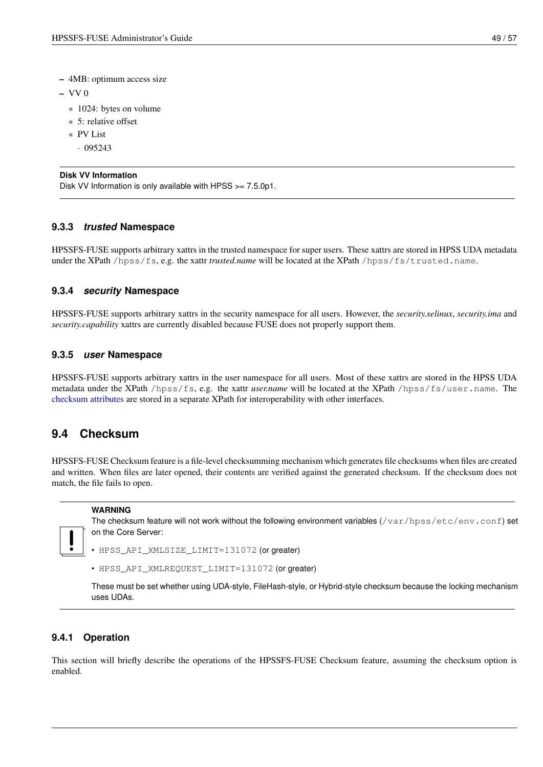- 4MB: optimum access size
  - VV 0
    - 1024: bytes on volume
    - 5: relative offset
    - PV List
      - 095243

> **Disk VV Information**
> Disk VV Information is only available with HPSS >= 7.5.0p1.

### 9.3.3 *trusted* Namespace

HPSSFS-FUSE supports arbitrary xattrs in the trusted namespace for super users. These xattrs are stored in HPSS UDA metadata under the XPath `/hpss/fs`, e.g. the xattr *trusted.name* will be located at the XPath `/hpss/fs/trusted.name`.

### 9.3.4 *security* Namespace

HPSSFS-FUSE supports arbitrary xattrs in the security namespace for all users. However, the *security.selinux*, *security.ima* and *security.capability* xattrs are currently disabled because FUSE does not properly support them.

### 9.3.5 *user* Namespace

HPSSFS-FUSE supports arbitrary xattrs in the user namespace for all users. Most of these xattrs are stored in the HPSS UDA metadata under the XPath `/hpss/fs`, e.g. the xattr *user.name* will be located at the XPath `/hpss/fs/user.name`. The checksum attributes are stored in a separate XPath for interoperability with other interfaces.

## 9.4 Checksum

HPSSFS-FUSE Checksum feature is a file-level checksumming mechanism which generates file checksums when files are created and written. When files are later opened, their contents are verified against the generated checksum. If the checksum does not match, the file fails to open.

> **WARNING**
> The checksum feature will not work without the following environment variables (`/var/hpss/etc/env.conf`) set on the Core Server:
>
> - `HPSS_API_XMLSIZE_LIMIT=131072` (or greater)
> - `HPSS_API_XMLREQUEST_LIMIT=131072` (or greater)
>
> These must be set whether using UDA-style, FileHash-style, or Hybrid-style checksum because the locking mechanism uses UDAs.

### 9.4.1 Operation

This section will briefly describe the operations of the HPSSFS-FUSE Checksum feature, assuming the checksum option is enabled.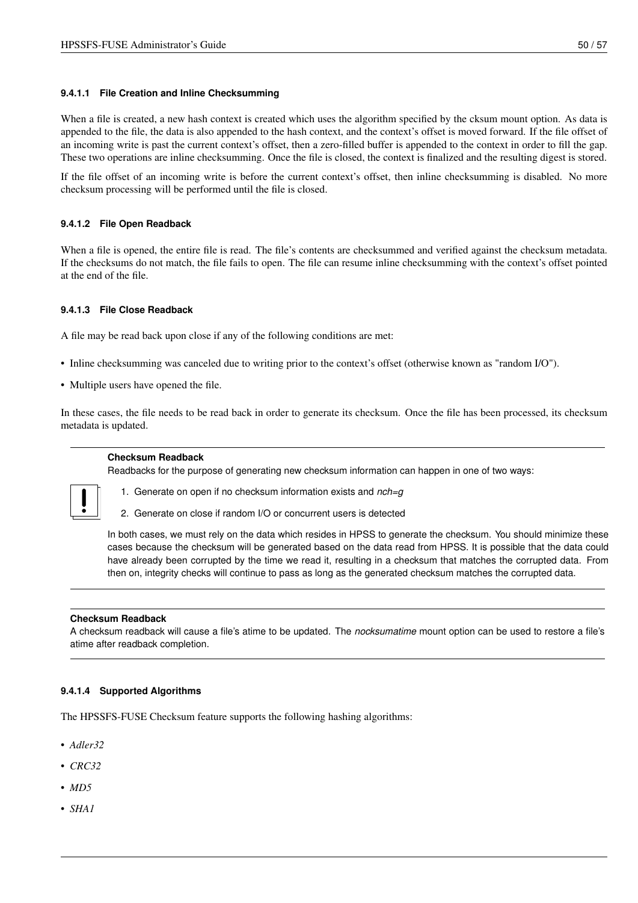#### 9.4.1.1 File Creation and Inline Checksumming

When a file is created, a new hash context is created which uses the algorithm specified by the cksum mount option. As data is appended to the file, the data is also appended to the hash context, and the context's offset is moved forward. If the file offset of an incoming write is past the current context's offset, then a zero-filled buffer is appended to the context in order to fill the gap. These two operations are inline checksumming. Once the file is closed, the context is finalized and the resulting digest is stored.

If the file offset of an incoming write is before the current context's offset, then inline checksumming is disabled. No more checksum processing will be performed until the file is closed.

#### 9.4.1.2 File Open Readback

When a file is opened, the entire file is read. The file's contents are checksummed and verified against the checksum metadata. If the checksums do not match, the file fails to open. The file can resume inline checksumming with the context's offset pointed at the end of the file.

#### 9.4.1.3 File Close Readback

A file may be read back upon close if any of the following conditions are met:

- Inline checksumming was canceled due to writing prior to the context's offset (otherwise known as "random I/O").
- Multiple users have opened the file.

In these cases, the file needs to be read back in order to generate its checksum. Once the file has been processed, its checksum metadata is updated.

---

**Checksum Readback**

Readbacks for the purpose of generating new checksum information can happen in one of two ways:

1. Generate on open if no checksum information exists and *nch=g*
2. Generate on close if random I/O or concurrent users is detected

In both cases, we must rely on the data which resides in HPSS to generate the checksum. You should minimize these cases because the checksum will be generated based on the data read from HPSS. It is possible that the data could have already been corrupted by the time we read it, resulting in a checksum that matches the corrupted data. From then on, integrity checks will continue to pass as long as the generated checksum matches the corrupted data.

---

**Checksum Readback**

A checksum readback will cause a file's atime to be updated. The *nocksumatime* mount option can be used to restore a file's atime after readback completion.

---

#### 9.4.1.4 Supported Algorithms

The HPSSFS-FUSE Checksum feature supports the following hashing algorithms:

- *Adler32*
- *CRC32*
- *MD5*
- *SHA1*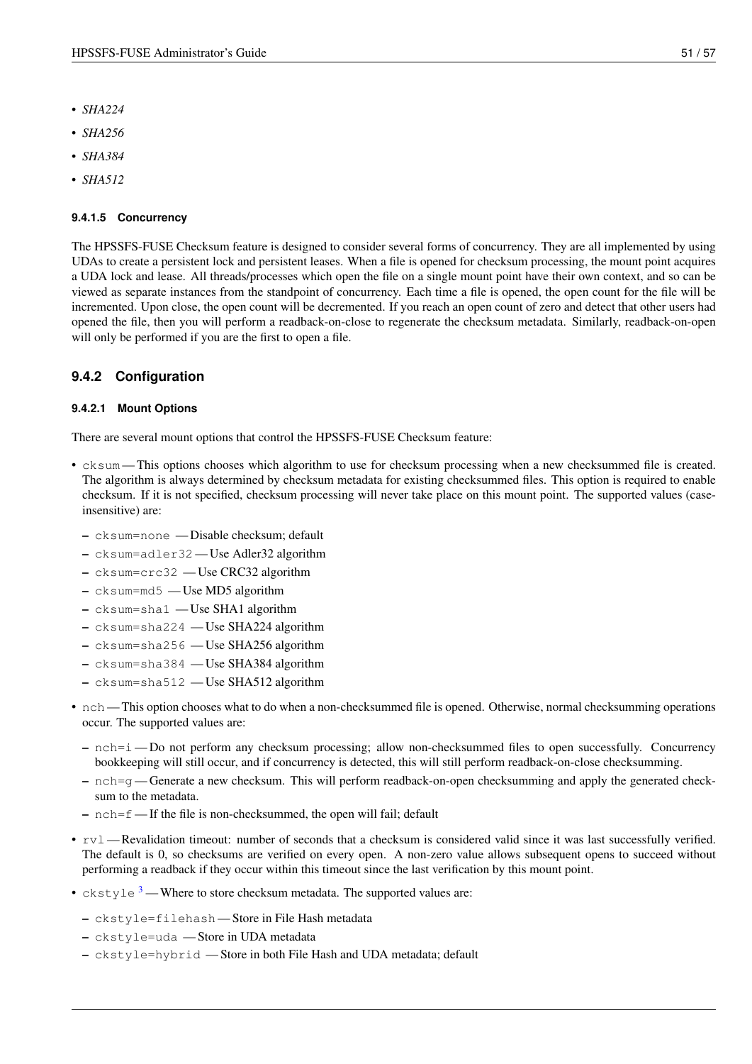- *SHA224*
- *SHA256*
- *SHA384*
- *SHA512*

##### 9.4.1.5 Concurrency

The HPSSFS-FUSE Checksum feature is designed to consider several forms of concurrency. They are all implemented by using UDAs to create a persistent lock and persistent leases. When a file is opened for checksum processing, the mount point acquires a UDA lock and lease. All threads/processes which open the file on a single mount point have their own context, and so can be viewed as separate instances from the standpoint of concurrency. Each time a file is opened, the open count for the file will be incremented. Upon close, the open count will be decremented. If you reach an open count of zero and detect that other users had opened the file, then you will perform a readback-on-close to regenerate the checksum metadata. Similarly, readback-on-open will only be performed if you are the first to open a file.

### 9.4.2 Configuration

#### 9.4.2.1 Mount Options

There are several mount options that control the HPSSFS-FUSE Checksum feature:

- `cksum` — This options chooses which algorithm to use for checksum processing when a new checksummed file is created. The algorithm is always determined by checksum metadata for existing checksummed files. This option is required to enable checksum. If it is not specified, checksum processing will never take place on this mount point. The supported values (case-insensitive) are:
  - `cksum=none` — Disable checksum; default
  - `cksum=adler32` — Use Adler32 algorithm
  - `cksum=crc32` — Use CRC32 algorithm
  - `cksum=md5` — Use MD5 algorithm
  - `cksum=sha1` — Use SHA1 algorithm
  - `cksum=sha224` — Use SHA224 algorithm
  - `cksum=sha256` — Use SHA256 algorithm
  - `cksum=sha384` — Use SHA384 algorithm
  - `cksum=sha512` — Use SHA512 algorithm
- `nch` — This option chooses what to do when a non-checksummed file is opened. Otherwise, normal checksumming operations occur. The supported values are:
  - `nch=i` — Do not perform any checksum processing; allow non-checksummed files to open successfully. Concurrency bookkeeping will still occur, and if concurrency is detected, this will still perform readback-on-close checksumming.
  - `nch=g` — Generate a new checksum. This will perform readback-on-open checksumming and apply the generated checksum to the metadata.
  - `nch=f` — If the file is non-checksummed, the open will fail; default
- `rvl` — Revalidation timeout: number of seconds that a checksum is considered valid since it was last successfully verified. The default is 0, so checksums are verified on every open. A non-zero value allows subsequent opens to succeed without performing a readback if they occur within this timeout since the last verification by this mount point.
- `ckstyle` [3] — Where to store checksum metadata. The supported values are:
  - `ckstyle=filehash` — Store in File Hash metadata
  - `ckstyle=uda` — Store in UDA metadata
  - `ckstyle=hybrid` — Store in both File Hash and UDA metadata; default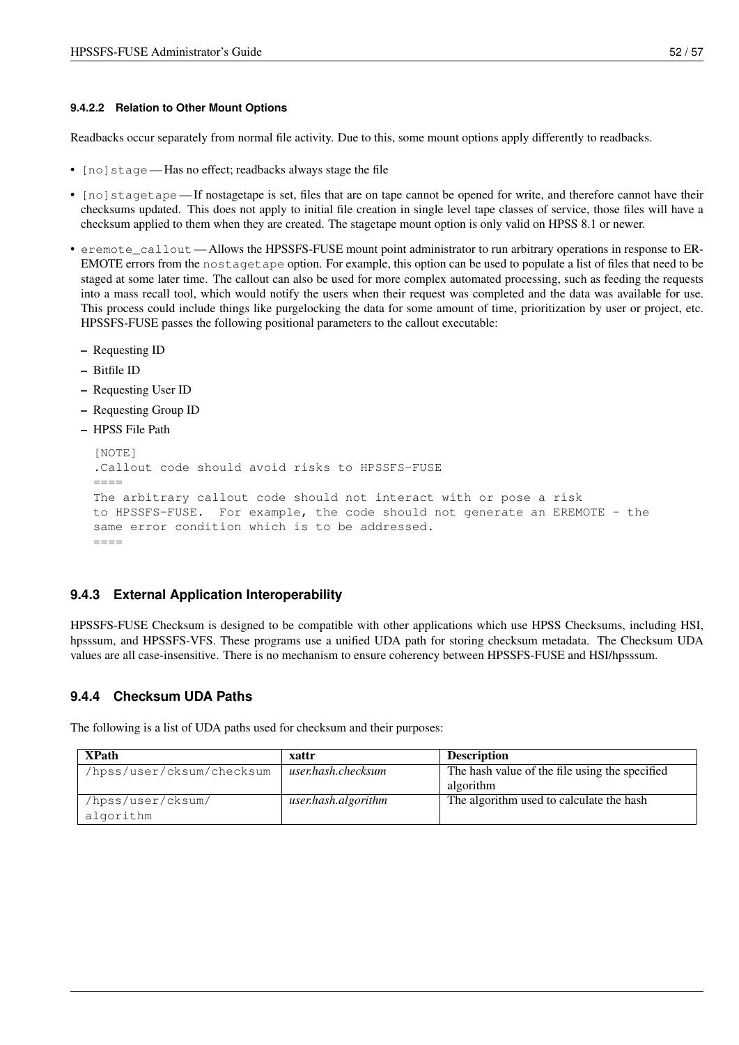#### 9.4.2.2 Relation to Other Mount Options

Readbacks occur separately from normal file activity. Due to this, some mount options apply differently to readbacks.

- `[no]stage` — Has no effect; readbacks always stage the file
- `[no]stagetape` — If nostagetape is set, files that are on tape cannot be opened for write, and therefore cannot have their checksums updated. This does not apply to initial file creation in single level tape classes of service, those files will have a checksum applied to them when they are created. The stagetape mount option is only valid on HPSS 8.1 or newer.
- `eremote_callout` — Allows the HPSSFS-FUSE mount point administrator to run arbitrary operations in response to EREMOTE errors from the `nostagetape` option. For example, this option can be used to populate a list of files that need to be staged at some later time. The callout can also be used for more complex automated processing, such as feeding the requests into a mass recall tool, which would notify the users when their request was completed and the data was available for use. This process could include things like purgelocking the data for some amount of time, prioritization by user or project, etc. HPSSFS-FUSE passes the following positional parameters to the callout executable:
  - Requesting ID
  - Bitfile ID
  - Requesting User ID
  - Requesting Group ID
  - HPSS File Path

  ```
  [NOTE]
  .Callout code should avoid risks to HPSSFS-FUSE
  ====
  The arbitrary callout code should not interact with or pose a risk
  to HPSSFS-FUSE.  For example, the code should not generate an EREMOTE - the
  same error condition which is to be addressed.
  ====
  ```

### 9.4.3 External Application Interoperability

HPSSFS-FUSE Checksum is designed to be compatible with other applications which use HPSS Checksums, including HSI, hpsssum, and HPSSFS-VFS. These programs use a unified UDA path for storing checksum metadata. The Checksum UDA values are all case-insensitive. There is no mechanism to ensure coherency between HPSSFS-FUSE and HSI/hpsssum.

### 9.4.4 Checksum UDA Paths

The following is a list of UDA paths used for checksum and their purposes:

| XPath | xattr | Description |
|---|---|---|
| `/hpss/user/cksum/checksum` | *user.hash.checksum* | The hash value of the file using the specified algorithm |
| `/hpss/user/cksum/algorithm` | *user.hash.algorithm* | The algorithm used to calculate the hash |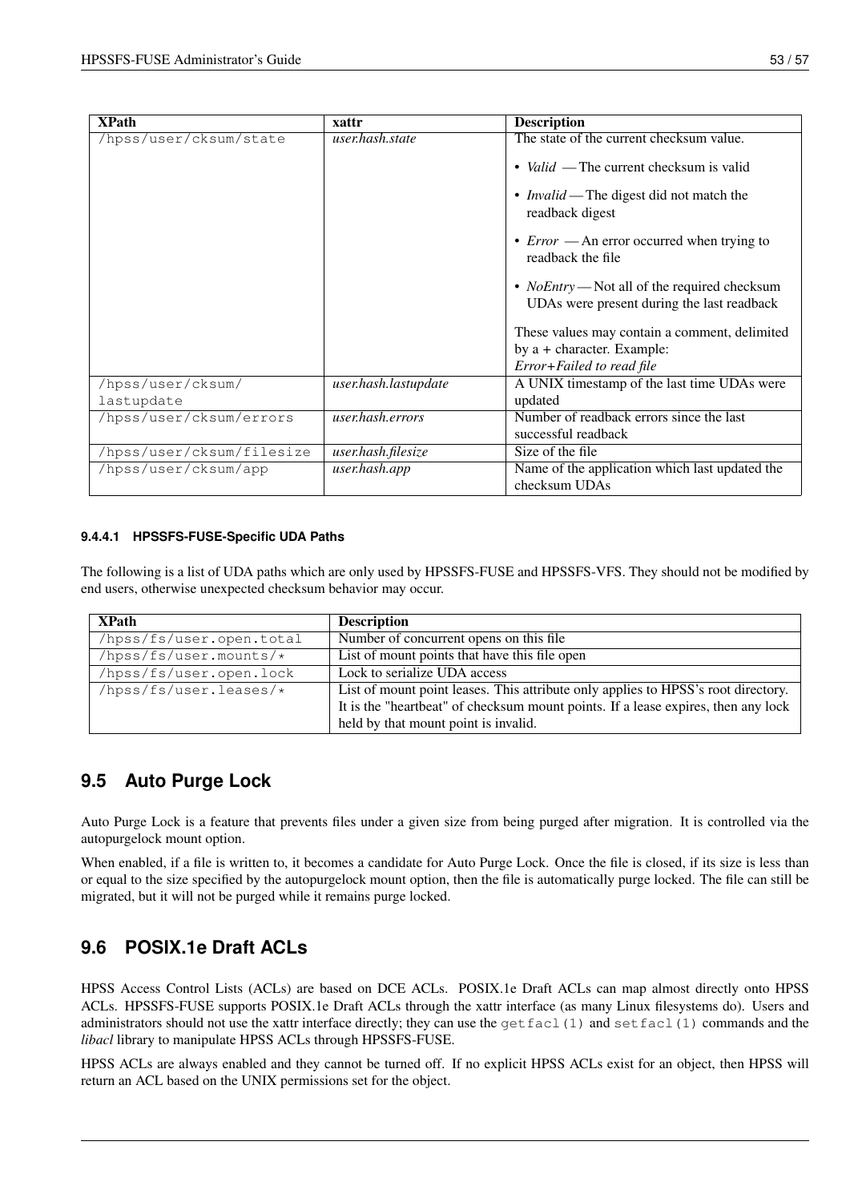| XPath | xattr | Description |
|---|---|---|
| /hpss/user/cksum/state | *user.hash.state* | The state of the current checksum value.<br><br>• *Valid* — The current checksum is valid<br><br>• *Invalid* — The digest did not match the readback digest<br><br>• *Error* — An error occurred when trying to readback the file<br><br>• *NoEntry* — Not all of the required checksum UDAs were present during the last readback<br><br>These values may contain a comment, delimited by a + character. Example:<br>*Error+Failed to read file* |
| /hpss/user/cksum/lastupdate | *user.hash.lastupdate* | A UNIX timestamp of the last time UDAs were updated |
| /hpss/user/cksum/errors | *user.hash.errors* | Number of readback errors since the last successful readback |
| /hpss/user/cksum/filesize | *user.hash.filesize* | Size of the file |
| /hpss/user/cksum/app | *user.hash.app* | Name of the application which last updated the checksum UDAs |

#### 9.4.4.1 HPSSFS-FUSE-Specific UDA Paths

The following is a list of UDA paths which are only used by HPSSFS-FUSE and HPSSFS-VFS. They should not be modified by end users, otherwise unexpected checksum behavior may occur.

| XPath | Description |
|---|---|
| /hpss/fs/user.open.total | Number of concurrent opens on this file |
| /hpss/fs/user.mounts/* | List of mount points that have this file open |
| /hpss/fs/user.open.lock | Lock to serialize UDA access |
| /hpss/fs/user.leases/* | List of mount point leases. This attribute only applies to HPSS's root directory. It is the "heartbeat" of checksum mount points. If a lease expires, then any lock held by that mount point is invalid. |

## 9.5 Auto Purge Lock

Auto Purge Lock is a feature that prevents files under a given size from being purged after migration. It is controlled via the autopurgelock mount option.

When enabled, if a file is written to, it becomes a candidate for Auto Purge Lock. Once the file is closed, if its size is less than or equal to the size specified by the autopurgelock mount option, then the file is automatically purge locked. The file can still be migrated, but it will not be purged while it remains purge locked.

## 9.6 POSIX.1e Draft ACLs

HPSS Access Control Lists (ACLs) are based on DCE ACLs. POSIX.1e Draft ACLs can map almost directly onto HPSS ACLs. HPSSFS-FUSE supports POSIX.1e Draft ACLs through the xattr interface (as many Linux filesystems do). Users and administrators should not use the xattr interface directly; they can use the `getfacl(1)` and `setfacl(1)` commands and the *libacl* library to manipulate HPSS ACLs through HPSSFS-FUSE.

HPSS ACLs are always enabled and they cannot be turned off. If no explicit HPSS ACLs exist for an object, then HPSS will return an ACL based on the UNIX permissions set for the object.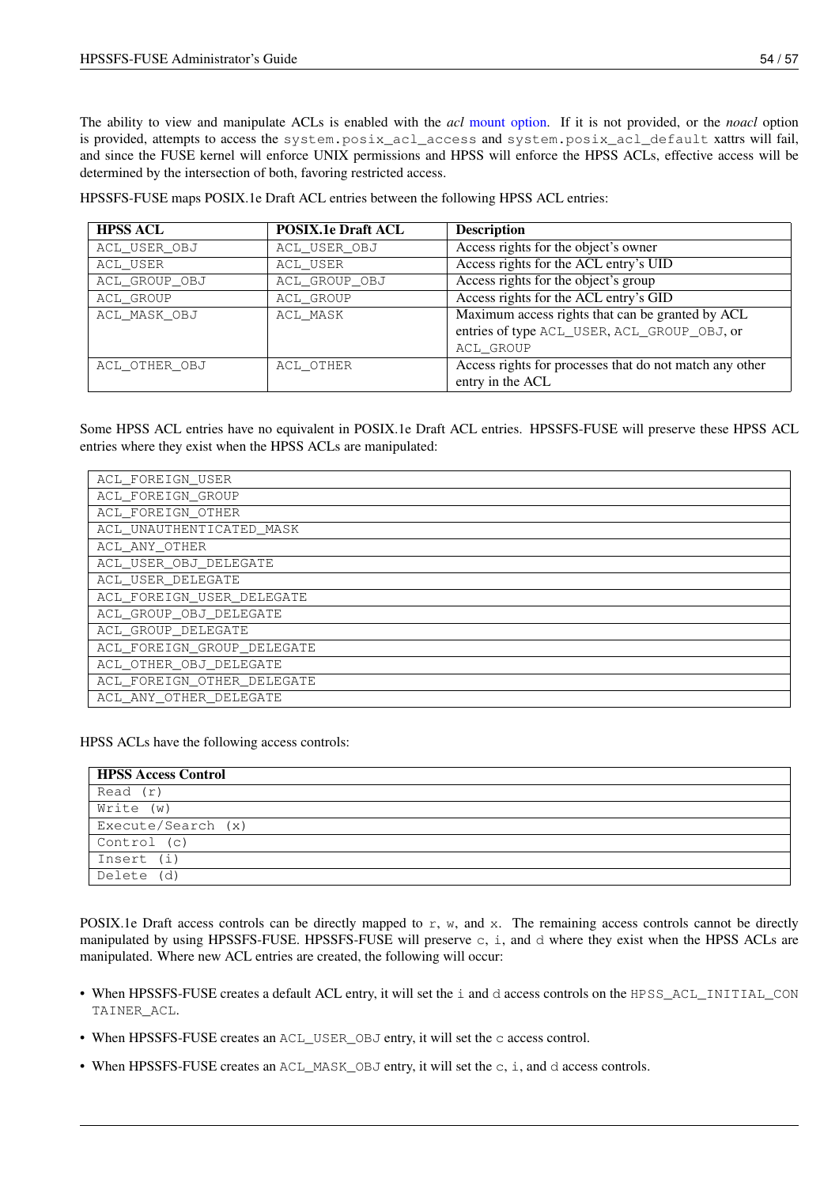The ability to view and manipulate ACLs is enabled with the *acl* mount option. If it is not provided, or the *noacl* option is provided, attempts to access the `system.posix_acl_access` and `system.posix_acl_default` xattrs will fail, and since the FUSE kernel will enforce UNIX permissions and HPSS will enforce the HPSS ACLs, effective access will be determined by the intersection of both, favoring restricted access.

HPSSFS-FUSE maps POSIX.1e Draft ACL entries between the following HPSS ACL entries:

| HPSS ACL | POSIX.1e Draft ACL | Description |
|---|---|---|
| `ACL_USER_OBJ` | `ACL_USER_OBJ` | Access rights for the object's owner |
| `ACL_USER` | `ACL_USER` | Access rights for the ACL entry's UID |
| `ACL_GROUP_OBJ` | `ACL_GROUP_OBJ` | Access rights for the object's group |
| `ACL_GROUP` | `ACL_GROUP` | Access rights for the ACL entry's GID |
| `ACL_MASK_OBJ` | `ACL_MASK` | Maximum access rights that can be granted by ACL entries of type `ACL_USER`, `ACL_GROUP_OBJ`, or `ACL_GROUP` |
| `ACL_OTHER_OBJ` | `ACL_OTHER` | Access rights for processes that do not match any other entry in the ACL |

Some HPSS ACL entries have no equivalent in POSIX.1e Draft ACL entries. HPSSFS-FUSE will preserve these HPSS ACL entries where they exist when the HPSS ACLs are manipulated:

| |
|---|
| `ACL_FOREIGN_USER` |
| `ACL_FOREIGN_GROUP` |
| `ACL_FOREIGN_OTHER` |
| `ACL_UNAUTHENTICATED_MASK` |
| `ACL_ANY_OTHER` |
| `ACL_USER_OBJ_DELEGATE` |
| `ACL_USER_DELEGATE` |
| `ACL_FOREIGN_USER_DELEGATE` |
| `ACL_GROUP_OBJ_DELEGATE` |
| `ACL_GROUP_DELEGATE` |
| `ACL_FOREIGN_GROUP_DELEGATE` |
| `ACL_OTHER_OBJ_DELEGATE` |
| `ACL_FOREIGN_OTHER_DELEGATE` |
| `ACL_ANY_OTHER_DELEGATE` |

HPSS ACLs have the following access controls:

| HPSS Access Control |
|---|
| `Read (r)` |
| `Write (w)` |
| `Execute/Search (x)` |
| `Control (c)` |
| `Insert (i)` |
| `Delete (d)` |

POSIX.1e Draft access controls can be directly mapped to `r`, `w`, and `x`. The remaining access controls cannot be directly manipulated by using HPSSFS-FUSE. HPSSFS-FUSE will preserve `c`, `i`, and `d` where they exist when the HPSS ACLs are manipulated. Where new ACL entries are created, the following will occur:

- When HPSSFS-FUSE creates a default ACL entry, it will set the `i` and `d` access controls on the `HPSS_ACL_INITIAL_CONTAINER_ACL`.
- When HPSSFS-FUSE creates an `ACL_USER_OBJ` entry, it will set the `c` access control.
- When HPSSFS-FUSE creates an `ACL_MASK_OBJ` entry, it will set the `c`, `i`, and `d` access controls.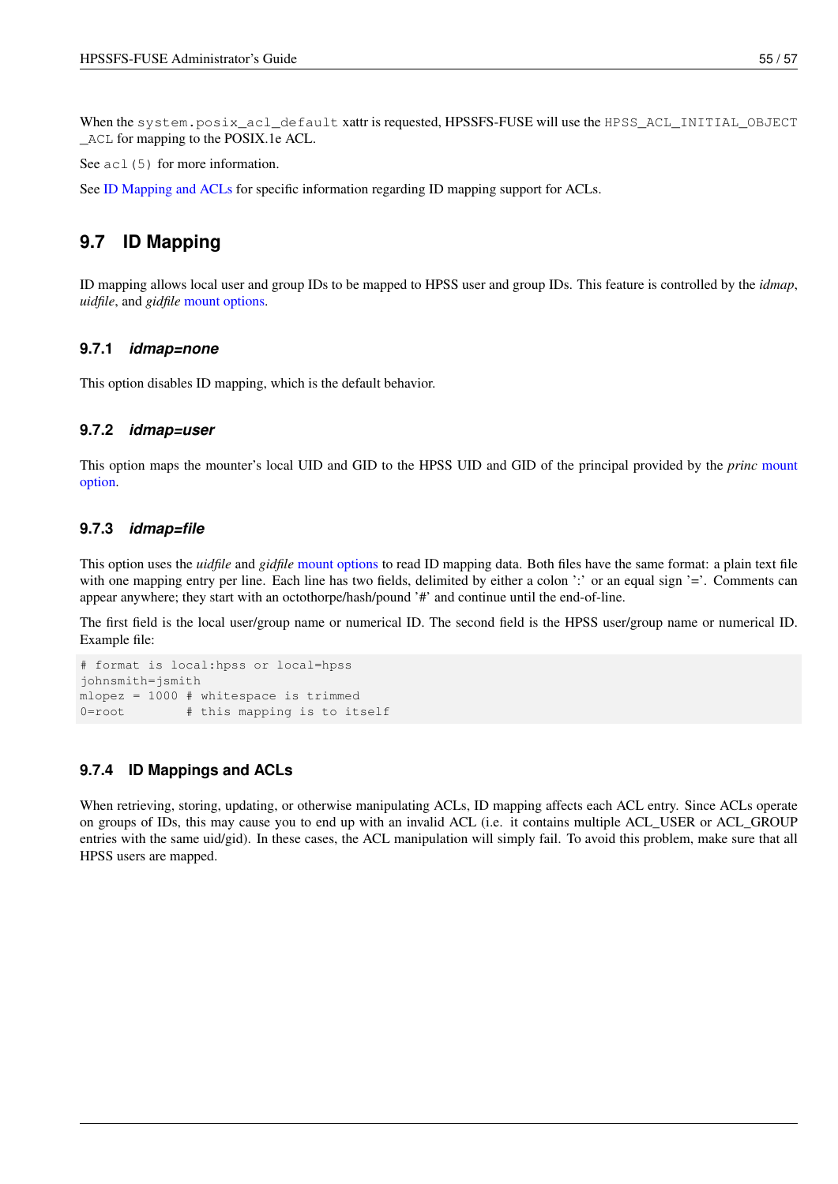When the `system.posix_acl_default` xattr is requested, HPSSFS-FUSE will use the `HPSS_ACL_INITIAL_OBJECT_ACL` for mapping to the POSIX.1e ACL.

See `acl(5)` for more information.

See ID Mapping and ACLs for specific information regarding ID mapping support for ACLs.

## 9.7 ID Mapping

ID mapping allows local user and group IDs to be mapped to HPSS user and group IDs. This feature is controlled by the *idmap*, *uidfile*, and *gidfile* mount options.

### 9.7.1 *idmap=none*

This option disables ID mapping, which is the default behavior.

### 9.7.2 *idmap=user*

This option maps the mounter's local UID and GID to the HPSS UID and GID of the principal provided by the *princ* mount option.

### 9.7.3 *idmap=file*

This option uses the *uidfile* and *gidfile* mount options to read ID mapping data. Both files have the same format: a plain text file with one mapping entry per line. Each line has two fields, delimited by either a colon ':' or an equal sign '='. Comments can appear anywhere; they start with an octothorpe/hash/pound '#' and continue until the end-of-line.

The first field is the local user/group name or numerical ID. The second field is the HPSS user/group name or numerical ID. Example file:

```
# format is local:hpss or local=hpss
johnsmith=jsmith
mlopez = 1000 # whitespace is trimmed
0=root        # this mapping is to itself
```

### 9.7.4 ID Mappings and ACLs

When retrieving, storing, updating, or otherwise manipulating ACLs, ID mapping affects each ACL entry. Since ACLs operate on groups of IDs, this may cause you to end up with an invalid ACL (i.e. it contains multiple ACL_USER or ACL_GROUP entries with the same uid/gid). In these cases, the ACL manipulation will simply fail. To avoid this problem, make sure that all HPSS users are mapped.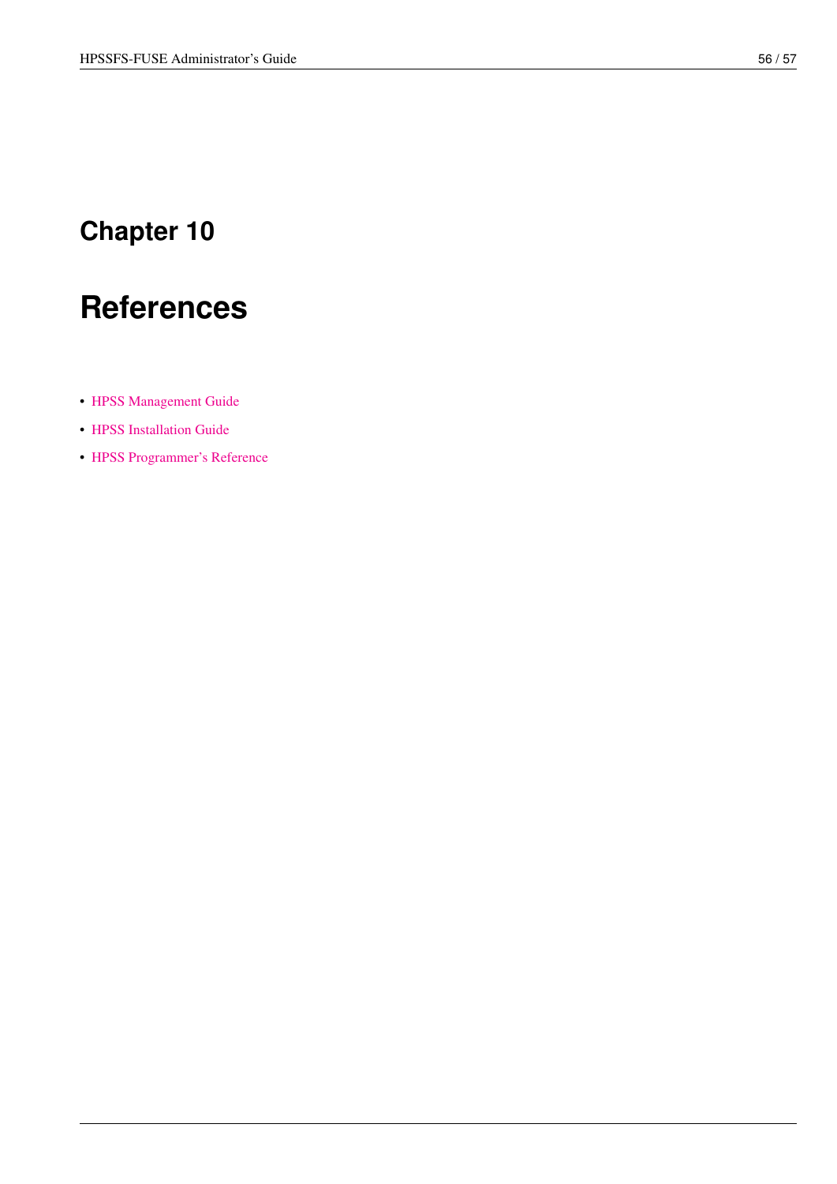# Chapter 10

# References

- HPSS Management Guide
- HPSS Installation Guide
- HPSS Programmer's Reference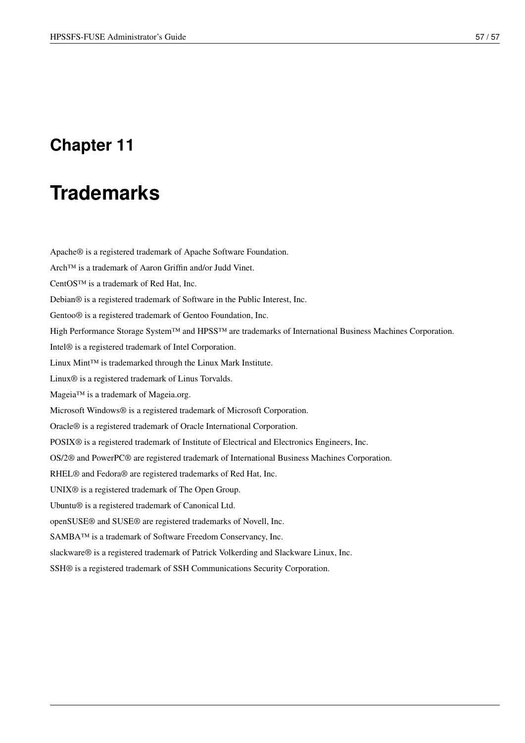# Chapter 11

# Trademarks

Apache® is a registered trademark of Apache Software Foundation.

Arch™ is a trademark of Aaron Griffin and/or Judd Vinet.

CentOS™ is a trademark of Red Hat, Inc.

Debian® is a registered trademark of Software in the Public Interest, Inc.

Gentoo® is a registered trademark of Gentoo Foundation, Inc.

High Performance Storage System™ and HPSS™ are trademarks of International Business Machines Corporation.

Intel® is a registered trademark of Intel Corporation.

Linux Mint™ is trademarked through the Linux Mark Institute.

Linux® is a registered trademark of Linus Torvalds.

Mageia™ is a trademark of Mageia.org.

Microsoft Windows® is a registered trademark of Microsoft Corporation.

Oracle® is a registered trademark of Oracle International Corporation.

POSIX® is a registered trademark of Institute of Electrical and Electronics Engineers, Inc.

OS/2® and PowerPC® are registered trademark of International Business Machines Corporation.

RHEL® and Fedora® are registered trademarks of Red Hat, Inc.

UNIX® is a registered trademark of The Open Group.

Ubuntu® is a registered trademark of Canonical Ltd.

openSUSE® and SUSE® are registered trademarks of Novell, Inc.

SAMBA™ is a trademark of Software Freedom Conservancy, Inc.

slackware® is a registered trademark of Patrick Volkerding and Slackware Linux, Inc.

SSH® is a registered trademark of SSH Communications Security Corporation.